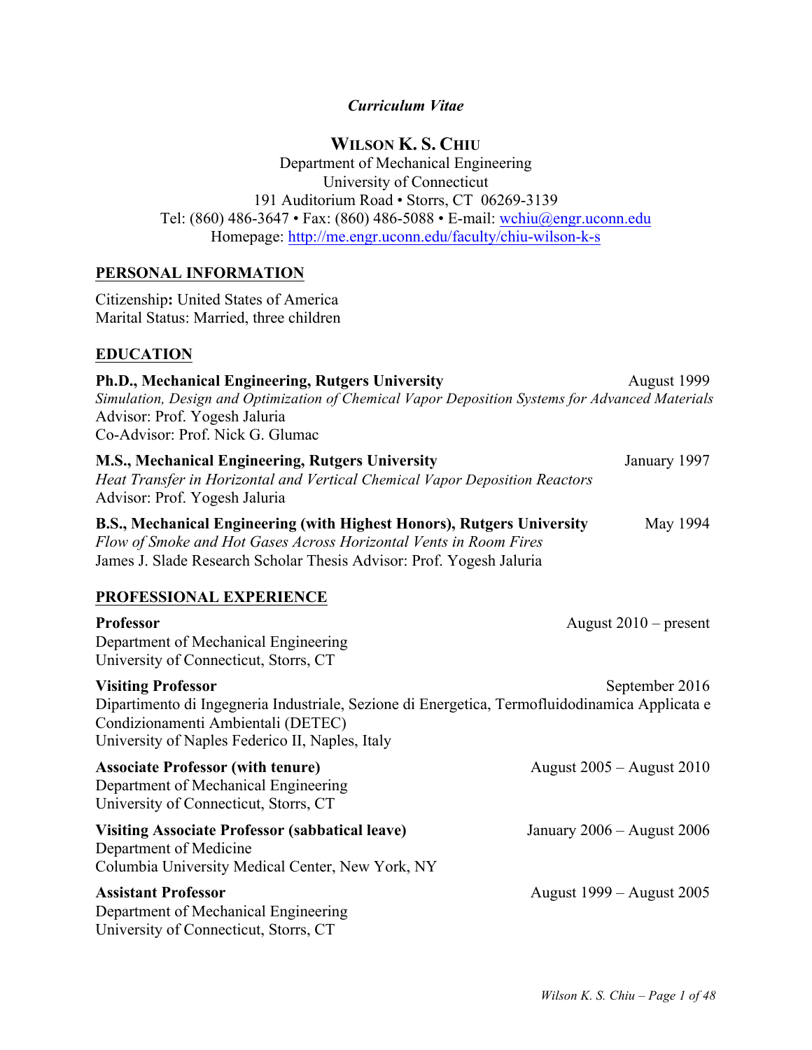*Curriculum Vitae*

# WILSON K. S. CHIU

Department of Mechanical Engineering
University of Connecticut
191 Auditorium Road • Storrs, CT 06269-3139
Tel: (860) 486-3647 • Fax: (860) 486-5088 • E-mail: wchiu@engr.uconn.edu
Homepage: http://me.engr.uconn.edu/faculty/chiu-wilson-k-s

## PERSONAL INFORMATION

Citizenship**:** United States of America
Marital Status: Married, three children

## EDUCATION

**Ph.D., Mechanical Engineering, Rutgers University** August 1999
*Simulation, Design and Optimization of Chemical Vapor Deposition Systems for Advanced Materials*
Advisor: Prof. Yogesh Jaluria
Co-Advisor: Prof. Nick G. Glumac

**M.S., Mechanical Engineering, Rutgers University** January 1997
*Heat Transfer in Horizontal and Vertical Chemical Vapor Deposition Reactors*
Advisor: Prof. Yogesh Jaluria

**B.S., Mechanical Engineering (with Highest Honors), Rutgers University** May 1994
*Flow of Smoke and Hot Gases Across Horizontal Vents in Room Fires*
James J. Slade Research Scholar Thesis Advisor: Prof. Yogesh Jaluria

## PROFESSIONAL EXPERIENCE

**Professor** August 2010 – present
Department of Mechanical Engineering
University of Connecticut, Storrs, CT

**Visiting Professor** September 2016
Dipartimento di Ingegneria Industriale, Sezione di Energetica, Termofluidodinamica Applicata e Condizionamenti Ambientali (DETEC)
University of Naples Federico II, Naples, Italy

**Associate Professor (with tenure)** August 2005 – August 2010
Department of Mechanical Engineering
University of Connecticut, Storrs, CT

**Visiting Associate Professor (sabbatical leave)** January 2006 – August 2006
Department of Medicine
Columbia University Medical Center, New York, NY

**Assistant Professor** August 1999 – August 2005
Department of Mechanical Engineering
University of Connecticut, Storrs, CT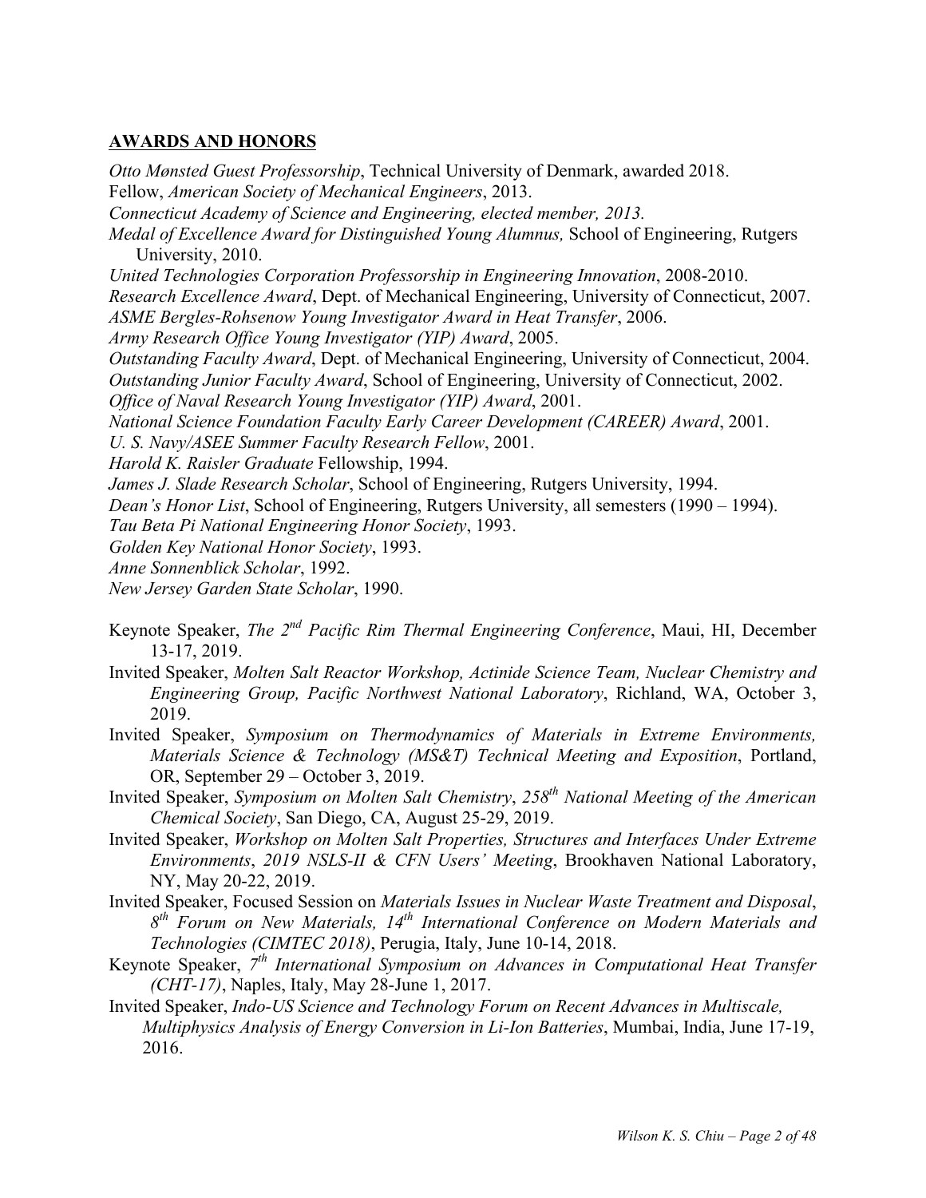## AWARDS AND HONORS

*Otto Mønsted Guest Professorship*, Technical University of Denmark, awarded 2018.

Fellow, *American Society of Mechanical Engineers*, 2013.

*Connecticut Academy of Science and Engineering, elected member, 2013.*

*Medal of Excellence Award for Distinguished Young Alumnus,* School of Engineering, Rutgers University, 2010.

*United Technologies Corporation Professorship in Engineering Innovation*, 2008-2010.

*Research Excellence Award*, Dept. of Mechanical Engineering, University of Connecticut, 2007.

*ASME Bergles-Rohsenow Young Investigator Award in Heat Transfer*, 2006.

*Army Research Office Young Investigator (YIP) Award*, 2005.

*Outstanding Faculty Award*, Dept. of Mechanical Engineering, University of Connecticut, 2004.

*Outstanding Junior Faculty Award*, School of Engineering, University of Connecticut, 2002.

*Office of Naval Research Young Investigator (YIP) Award*, 2001.

*National Science Foundation Faculty Early Career Development (CAREER) Award*, 2001.

*U. S. Navy/ASEE Summer Faculty Research Fellow*, 2001.

*Harold K. Raisler Graduate* Fellowship, 1994.

*James J. Slade Research Scholar*, School of Engineering, Rutgers University, 1994.

*Dean's Honor List*, School of Engineering, Rutgers University, all semesters (1990 – 1994).

*Tau Beta Pi National Engineering Honor Society*, 1993.

*Golden Key National Honor Society*, 1993.

*Anne Sonnenblick Scholar*, 1992.

*New Jersey Garden State Scholar*, 1990.

Keynote Speaker, *The 2nd Pacific Rim Thermal Engineering Conference*, Maui, HI, December 13-17, 2019.

Invited Speaker, *Molten Salt Reactor Workshop, Actinide Science Team, Nuclear Chemistry and Engineering Group, Pacific Northwest National Laboratory*, Richland, WA, October 3, 2019.

Invited Speaker, *Symposium on Thermodynamics of Materials in Extreme Environments, Materials Science & Technology (MS&T) Technical Meeting and Exposition*, Portland, OR, September 29 – October 3, 2019.

Invited Speaker, *Symposium on Molten Salt Chemistry*, *258th National Meeting of the American Chemical Society*, San Diego, CA, August 25-29, 2019.

Invited Speaker, *Workshop on Molten Salt Properties, Structures and Interfaces Under Extreme Environments*, *2019 NSLS-II & CFN Users' Meeting*, Brookhaven National Laboratory, NY, May 20-22, 2019.

Invited Speaker, Focused Session on *Materials Issues in Nuclear Waste Treatment and Disposal*, *8th Forum on New Materials, 14th International Conference on Modern Materials and Technologies (CIMTEC 2018)*, Perugia, Italy, June 10-14, 2018.

Keynote Speaker, *7th International Symposium on Advances in Computational Heat Transfer (CHT-17)*, Naples, Italy, May 28-June 1, 2017.

Invited Speaker, *Indo-US Science and Technology Forum on Recent Advances in Multiscale, Multiphysics Analysis of Energy Conversion in Li-Ion Batteries*, Mumbai, India, June 17-19, 2016.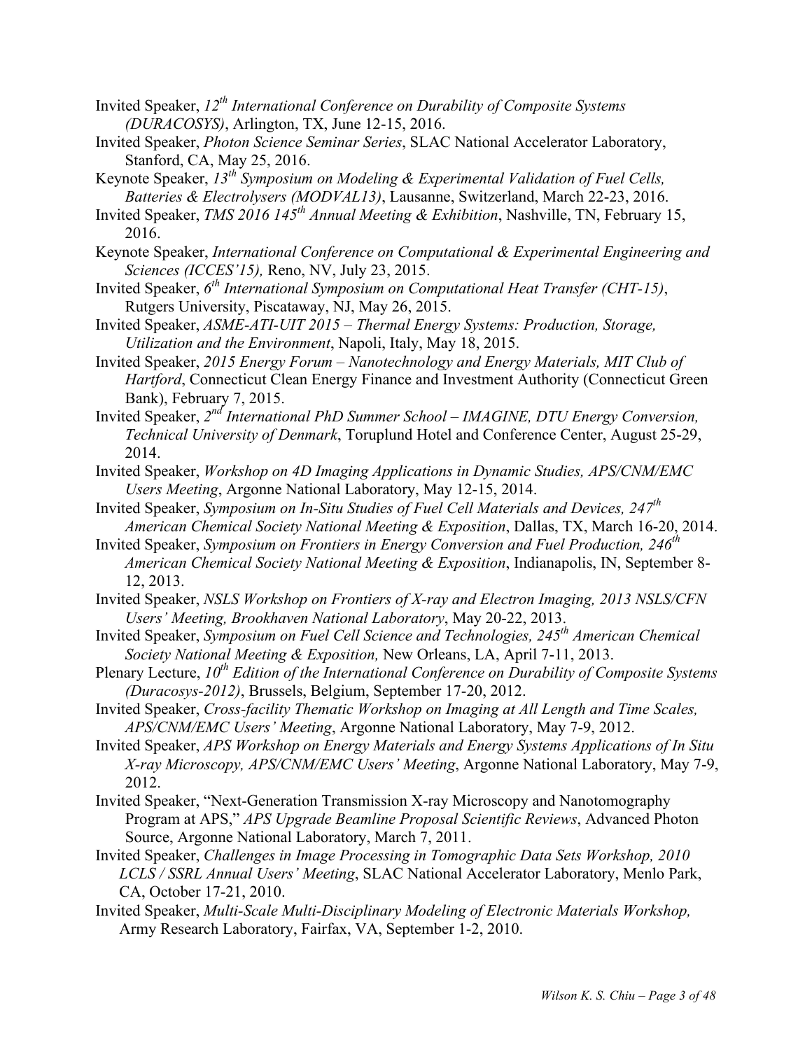Invited Speaker, *12th International Conference on Durability of Composite Systems (DURACOSYS)*, Arlington, TX, June 12-15, 2016.

Invited Speaker, *Photon Science Seminar Series*, SLAC National Accelerator Laboratory, Stanford, CA, May 25, 2016.

Keynote Speaker, *13th Symposium on Modeling & Experimental Validation of Fuel Cells, Batteries & Electrolysers (MODVAL13)*, Lausanne, Switzerland, March 22-23, 2016.

Invited Speaker, *TMS 2016 145th Annual Meeting & Exhibition*, Nashville, TN, February 15, 2016.

Keynote Speaker, *International Conference on Computational & Experimental Engineering and Sciences (ICCES'15),* Reno, NV, July 23, 2015.

Invited Speaker, *6th International Symposium on Computational Heat Transfer (CHT-15)*, Rutgers University, Piscataway, NJ, May 26, 2015.

Invited Speaker, *ASME-ATI-UIT 2015 – Thermal Energy Systems: Production, Storage, Utilization and the Environment*, Napoli, Italy, May 18, 2015.

Invited Speaker, *2015 Energy Forum – Nanotechnology and Energy Materials, MIT Club of Hartford*, Connecticut Clean Energy Finance and Investment Authority (Connecticut Green Bank), February 7, 2015.

Invited Speaker, *2nd International PhD Summer School – IMAGINE, DTU Energy Conversion, Technical University of Denmark*, Toruplund Hotel and Conference Center, August 25-29, 2014.

Invited Speaker, *Workshop on 4D Imaging Applications in Dynamic Studies, APS/CNM/EMC Users Meeting*, Argonne National Laboratory, May 12-15, 2014.

Invited Speaker, *Symposium on In-Situ Studies of Fuel Cell Materials and Devices, 247th American Chemical Society National Meeting & Exposition*, Dallas, TX, March 16-20, 2014.

Invited Speaker, *Symposium on Frontiers in Energy Conversion and Fuel Production, 246th American Chemical Society National Meeting & Exposition*, Indianapolis, IN, September 8-12, 2013.

Invited Speaker, *NSLS Workshop on Frontiers of X-ray and Electron Imaging, 2013 NSLS/CFN Users' Meeting, Brookhaven National Laboratory*, May 20-22, 2013.

Invited Speaker, *Symposium on Fuel Cell Science and Technologies, 245th American Chemical Society National Meeting & Exposition,* New Orleans, LA, April 7-11, 2013.

Plenary Lecture, *10th Edition of the International Conference on Durability of Composite Systems (Duracosys-2012)*, Brussels, Belgium, September 17-20, 2012.

Invited Speaker, *Cross-facility Thematic Workshop on Imaging at All Length and Time Scales, APS/CNM/EMC Users' Meeting*, Argonne National Laboratory, May 7-9, 2012.

Invited Speaker, *APS Workshop on Energy Materials and Energy Systems Applications of In Situ X-ray Microscopy, APS/CNM/EMC Users' Meeting*, Argonne National Laboratory, May 7-9, 2012.

Invited Speaker, "Next-Generation Transmission X-ray Microscopy and Nanotomography Program at APS," *APS Upgrade Beamline Proposal Scientific Reviews*, Advanced Photon Source, Argonne National Laboratory, March 7, 2011.

Invited Speaker, *Challenges in Image Processing in Tomographic Data Sets Workshop, 2010 LCLS / SSRL Annual Users' Meeting*, SLAC National Accelerator Laboratory, Menlo Park, CA, October 17-21, 2010.

Invited Speaker, *Multi-Scale Multi-Disciplinary Modeling of Electronic Materials Workshop,* Army Research Laboratory, Fairfax, VA, September 1-2, 2010.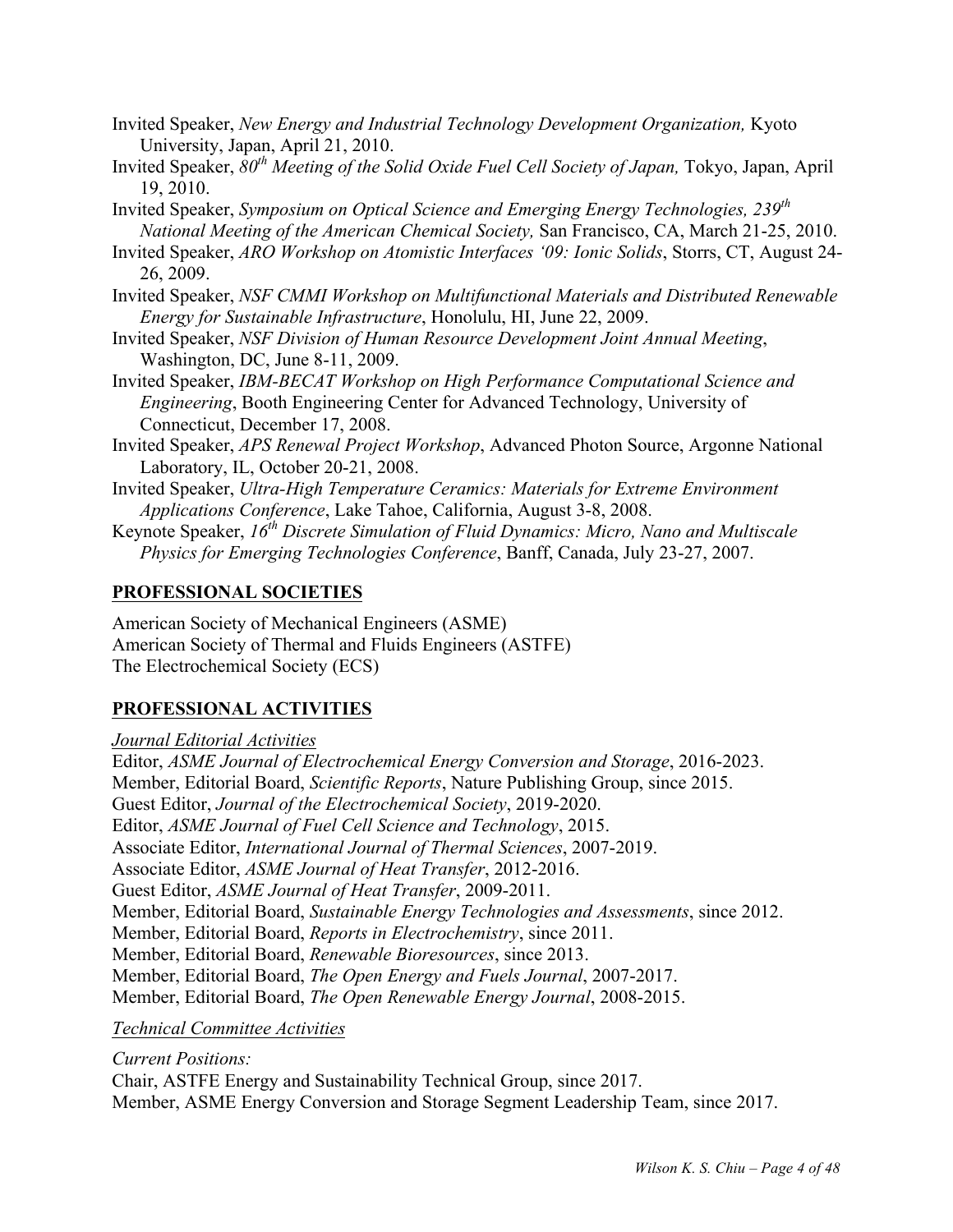Invited Speaker, *New Energy and Industrial Technology Development Organization,* Kyoto University, Japan, April 21, 2010.

Invited Speaker, *80$^{th}$ Meeting of the Solid Oxide Fuel Cell Society of Japan,* Tokyo, Japan, April 19, 2010.

Invited Speaker, *Symposium on Optical Science and Emerging Energy Technologies, 239$^{th}$ National Meeting of the American Chemical Society,* San Francisco, CA, March 21-25, 2010.

Invited Speaker, *ARO Workshop on Atomistic Interfaces '09: Ionic Solids*, Storrs, CT, August 24-26, 2009.

Invited Speaker, *NSF CMMI Workshop on Multifunctional Materials and Distributed Renewable Energy for Sustainable Infrastructure*, Honolulu, HI, June 22, 2009.

Invited Speaker, *NSF Division of Human Resource Development Joint Annual Meeting*, Washington, DC, June 8-11, 2009.

Invited Speaker, *IBM-BECAT Workshop on High Performance Computational Science and Engineering*, Booth Engineering Center for Advanced Technology, University of Connecticut, December 17, 2008.

Invited Speaker, *APS Renewal Project Workshop*, Advanced Photon Source, Argonne National Laboratory, IL, October 20-21, 2008.

Invited Speaker, *Ultra-High Temperature Ceramics: Materials for Extreme Environment Applications Conference*, Lake Tahoe, California, August 3-8, 2008.

Keynote Speaker, *16$^{th}$ Discrete Simulation of Fluid Dynamics: Micro, Nano and Multiscale Physics for Emerging Technologies Conference*, Banff, Canada, July 23-27, 2007.

## PROFESSIONAL SOCIETIES

American Society of Mechanical Engineers (ASME)
American Society of Thermal and Fluids Engineers (ASTFE)
The Electrochemical Society (ECS)

## PROFESSIONAL ACTIVITIES

*Journal Editorial Activities*

Editor, *ASME Journal of Electrochemical Energy Conversion and Storage*, 2016-2023.
Member, Editorial Board, *Scientific Reports*, Nature Publishing Group, since 2015.
Guest Editor, *Journal of the Electrochemical Society*, 2019-2020.
Editor, *ASME Journal of Fuel Cell Science and Technology*, 2015.
Associate Editor, *International Journal of Thermal Sciences*, 2007-2019.
Associate Editor, *ASME Journal of Heat Transfer*, 2012-2016.
Guest Editor, *ASME Journal of Heat Transfer*, 2009-2011.
Member, Editorial Board, *Sustainable Energy Technologies and Assessments*, since 2012.
Member, Editorial Board, *Reports in Electrochemistry*, since 2011.
Member, Editorial Board, *Renewable Bioresources*, since 2013.
Member, Editorial Board, *The Open Energy and Fuels Journal*, 2007-2017.
Member, Editorial Board, *The Open Renewable Energy Journal*, 2008-2015.

*Technical Committee Activities*

*Current Positions:*

Chair, ASTFE Energy and Sustainability Technical Group, since 2017.
Member, ASME Energy Conversion and Storage Segment Leadership Team, since 2017.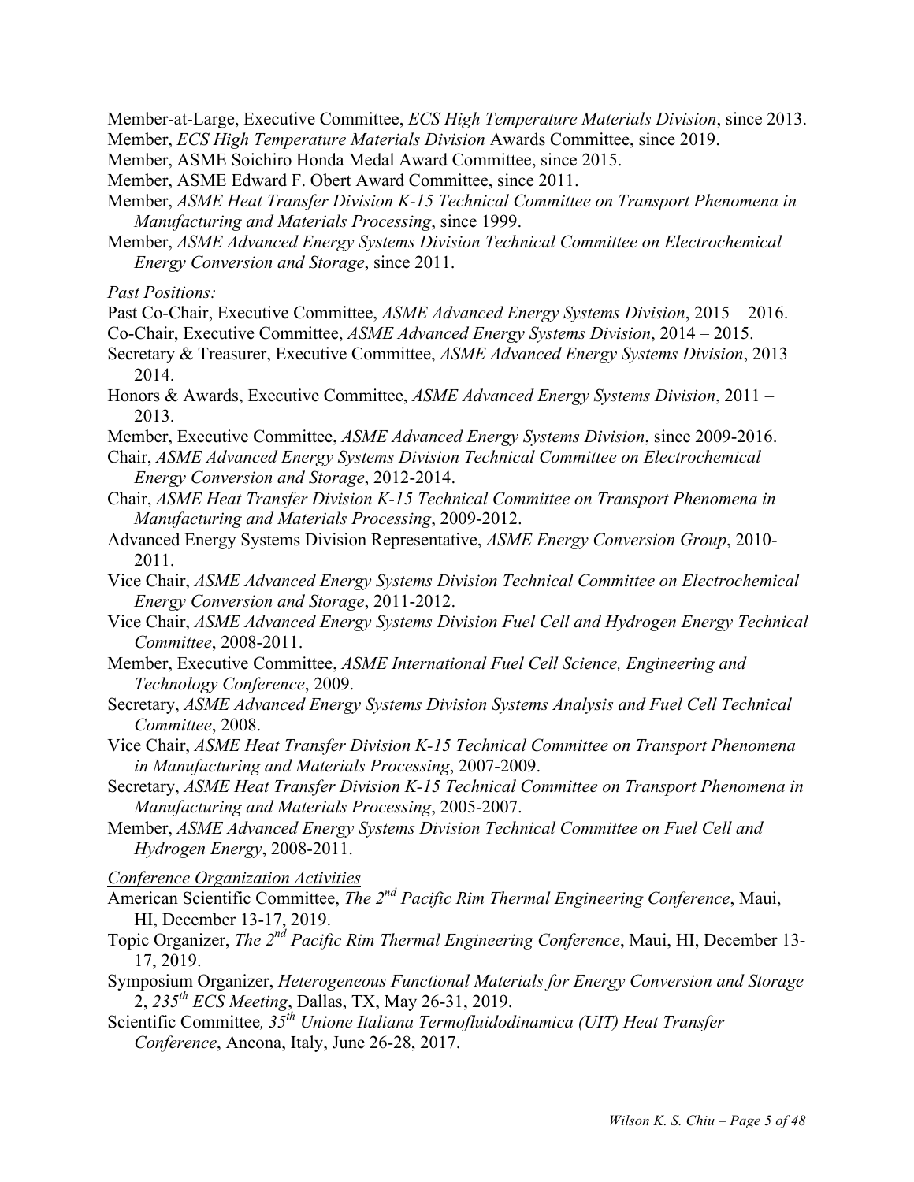Member-at-Large, Executive Committee, *ECS High Temperature Materials Division*, since 2013.

Member, *ECS High Temperature Materials Division* Awards Committee, since 2019.

Member, ASME Soichiro Honda Medal Award Committee, since 2015.

Member, ASME Edward F. Obert Award Committee, since 2011.

Member, *ASME Heat Transfer Division K-15 Technical Committee on Transport Phenomena in Manufacturing and Materials Processing*, since 1999.

Member, *ASME Advanced Energy Systems Division Technical Committee on Electrochemical Energy Conversion and Storage*, since 2011.

*Past Positions:*

Past Co-Chair, Executive Committee, *ASME Advanced Energy Systems Division*, 2015 – 2016.

Co-Chair, Executive Committee, *ASME Advanced Energy Systems Division*, 2014 – 2015.

Secretary & Treasurer, Executive Committee, *ASME Advanced Energy Systems Division*, 2013 – 2014.

Honors & Awards, Executive Committee, *ASME Advanced Energy Systems Division*, 2011 – 2013.

Member, Executive Committee, *ASME Advanced Energy Systems Division*, since 2009-2016.

Chair, *ASME Advanced Energy Systems Division Technical Committee on Electrochemical Energy Conversion and Storage*, 2012-2014.

Chair, *ASME Heat Transfer Division K-15 Technical Committee on Transport Phenomena in Manufacturing and Materials Processing*, 2009-2012.

Advanced Energy Systems Division Representative, *ASME Energy Conversion Group*, 2010-2011.

Vice Chair, *ASME Advanced Energy Systems Division Technical Committee on Electrochemical Energy Conversion and Storage*, 2011-2012.

Vice Chair, *ASME Advanced Energy Systems Division Fuel Cell and Hydrogen Energy Technical Committee*, 2008-2011.

Member, Executive Committee, *ASME International Fuel Cell Science, Engineering and Technology Conference*, 2009.

Secretary, *ASME Advanced Energy Systems Division Systems Analysis and Fuel Cell Technical Committee*, 2008.

Vice Chair, *ASME Heat Transfer Division K-15 Technical Committee on Transport Phenomena in Manufacturing and Materials Processing*, 2007-2009.

Secretary, *ASME Heat Transfer Division K-15 Technical Committee on Transport Phenomena in Manufacturing and Materials Processing*, 2005-2007.

Member, *ASME Advanced Energy Systems Division Technical Committee on Fuel Cell and Hydrogen Energy*, 2008-2011.

*Conference Organization Activities*

American Scientific Committee, *The 2nd Pacific Rim Thermal Engineering Conference*, Maui, HI, December 13-17, 2019.

Topic Organizer, *The 2nd Pacific Rim Thermal Engineering Conference*, Maui, HI, December 13-17, 2019.

Symposium Organizer, *Heterogeneous Functional Materials for Energy Conversion and Storage* 2, *235th ECS Meeting*, Dallas, TX, May 26-31, 2019.

Scientific Committee*, 35th Unione Italiana Termofluidodinamica (UIT) Heat Transfer Conference*, Ancona, Italy, June 26-28, 2017.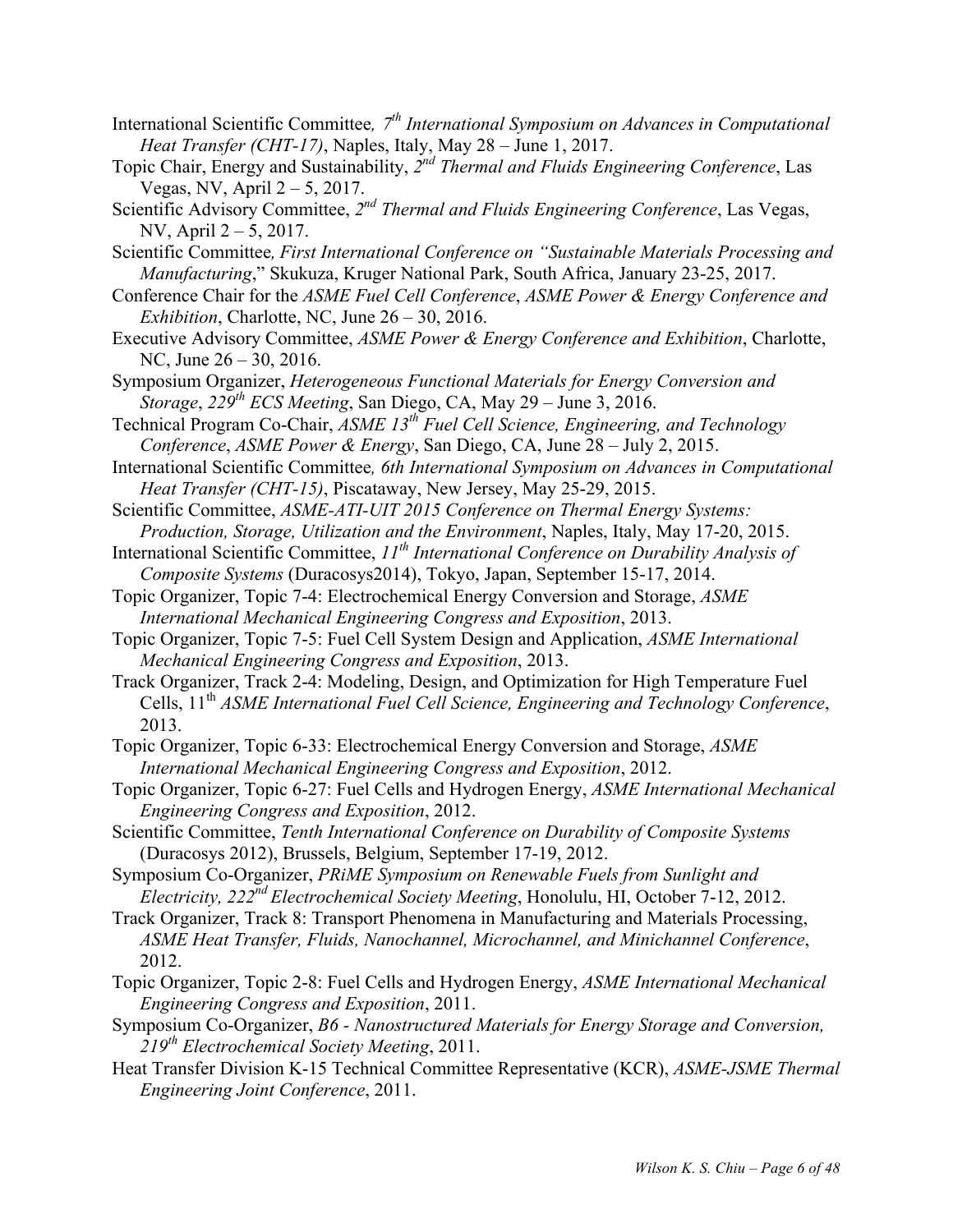International Scientific Committee*, 7th International Symposium on Advances in Computational Heat Transfer (CHT-17)*, Naples, Italy, May 28 – June 1, 2017.

Topic Chair, Energy and Sustainability, *2nd Thermal and Fluids Engineering Conference*, Las Vegas, NV, April 2 – 5, 2017.

Scientific Advisory Committee, *2nd Thermal and Fluids Engineering Conference*, Las Vegas, NV, April 2 – 5, 2017.

Scientific Committee*, First International Conference on "Sustainable Materials Processing and Manufacturing*," Skukuza, Kruger National Park, South Africa, January 23-25, 2017.

Conference Chair for the *ASME Fuel Cell Conference*, *ASME Power & Energy Conference and Exhibition*, Charlotte, NC, June 26 – 30, 2016.

Executive Advisory Committee, *ASME Power & Energy Conference and Exhibition*, Charlotte, NC, June 26 – 30, 2016.

Symposium Organizer, *Heterogeneous Functional Materials for Energy Conversion and Storage*, *229th ECS Meeting*, San Diego, CA, May 29 – June 3, 2016.

Technical Program Co-Chair, *ASME 13th Fuel Cell Science, Engineering, and Technology Conference*, *ASME Power & Energy*, San Diego, CA, June 28 – July 2, 2015.

International Scientific Committee*, 6th International Symposium on Advances in Computational Heat Transfer (CHT-15)*, Piscataway, New Jersey, May 25-29, 2015.

Scientific Committee, *ASME-ATI-UIT 2015 Conference on Thermal Energy Systems: Production, Storage, Utilization and the Environment*, Naples, Italy, May 17-20, 2015.

International Scientific Committee, *11th International Conference on Durability Analysis of Composite Systems* (Duracosys2014), Tokyo, Japan, September 15-17, 2014.

Topic Organizer, Topic 7-4: Electrochemical Energy Conversion and Storage, *ASME International Mechanical Engineering Congress and Exposition*, 2013.

Topic Organizer, Topic 7-5: Fuel Cell System Design and Application, *ASME International Mechanical Engineering Congress and Exposition*, 2013.

Track Organizer, Track 2-4: Modeling, Design, and Optimization for High Temperature Fuel Cells, 11th *ASME International Fuel Cell Science, Engineering and Technology Conference*, 2013.

Topic Organizer, Topic 6-33: Electrochemical Energy Conversion and Storage, *ASME International Mechanical Engineering Congress and Exposition*, 2012.

Topic Organizer, Topic 6-27: Fuel Cells and Hydrogen Energy, *ASME International Mechanical Engineering Congress and Exposition*, 2012.

Scientific Committee, *Tenth International Conference on Durability of Composite Systems* (Duracosys 2012), Brussels, Belgium, September 17-19, 2012.

Symposium Co-Organizer, *PRiME Symposium on Renewable Fuels from Sunlight and Electricity, 222nd Electrochemical Society Meeting*, Honolulu, HI, October 7-12, 2012.

Track Organizer, Track 8: Transport Phenomena in Manufacturing and Materials Processing, *ASME Heat Transfer, Fluids, Nanochannel, Microchannel, and Minichannel Conference*, 2012.

Topic Organizer, Topic 2-8: Fuel Cells and Hydrogen Energy, *ASME International Mechanical Engineering Congress and Exposition*, 2011.

Symposium Co-Organizer, *B6 - Nanostructured Materials for Energy Storage and Conversion, 219th Electrochemical Society Meeting*, 2011.

Heat Transfer Division K-15 Technical Committee Representative (KCR), *ASME-JSME Thermal Engineering Joint Conference*, 2011.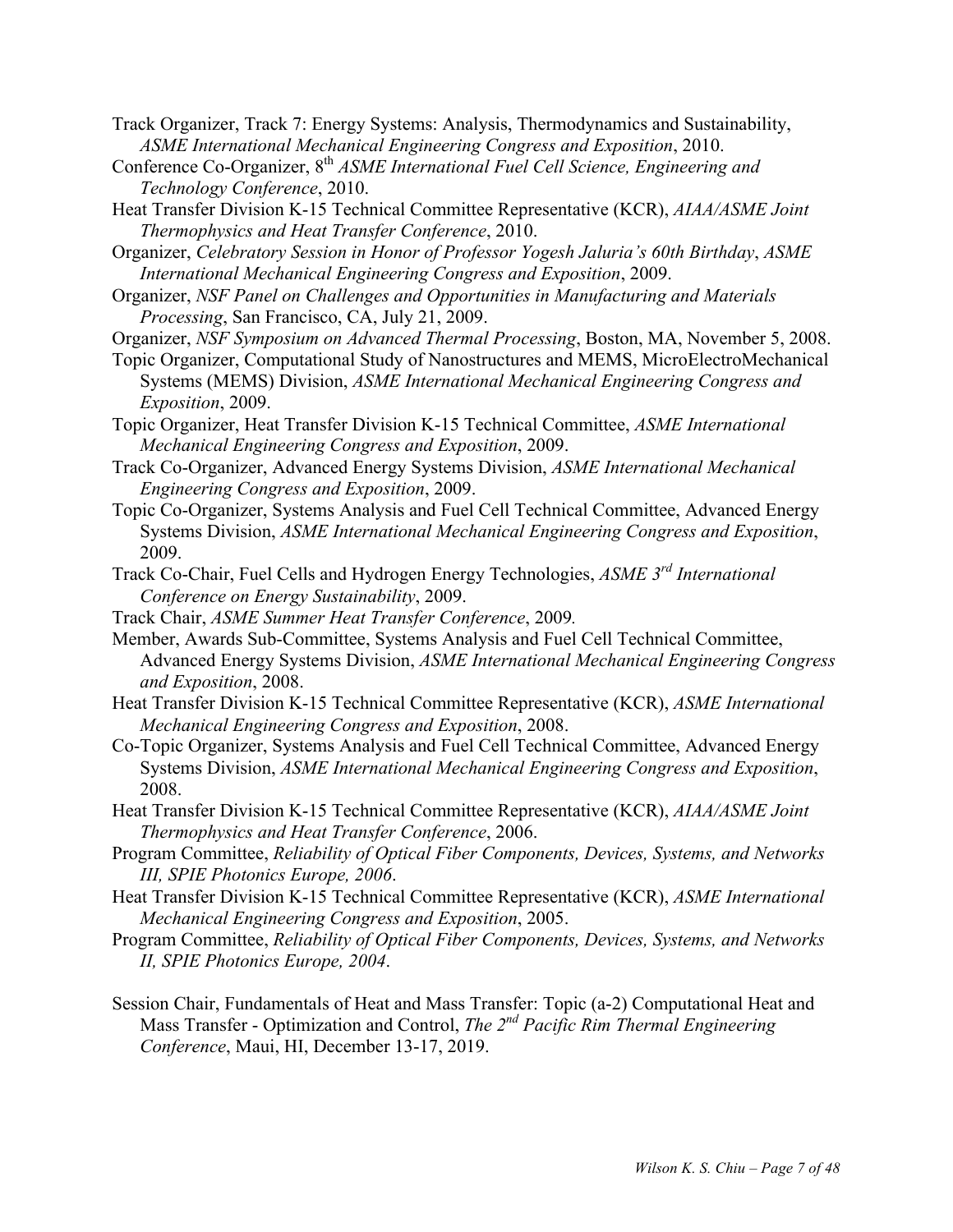Track Organizer, Track 7: Energy Systems: Analysis, Thermodynamics and Sustainability, *ASME International Mechanical Engineering Congress and Exposition*, 2010.

Conference Co-Organizer, 8th *ASME International Fuel Cell Science, Engineering and Technology Conference*, 2010.

Heat Transfer Division K-15 Technical Committee Representative (KCR), *AIAA/ASME Joint Thermophysics and Heat Transfer Conference*, 2010.

Organizer, *Celebratory Session in Honor of Professor Yogesh Jaluria's 60th Birthday*, *ASME International Mechanical Engineering Congress and Exposition*, 2009.

Organizer, *NSF Panel on Challenges and Opportunities in Manufacturing and Materials Processing*, San Francisco, CA, July 21, 2009.

Organizer, *NSF Symposium on Advanced Thermal Processing*, Boston, MA, November 5, 2008.

Topic Organizer, Computational Study of Nanostructures and MEMS, MicroElectroMechanical Systems (MEMS) Division, *ASME International Mechanical Engineering Congress and Exposition*, 2009.

Topic Organizer, Heat Transfer Division K-15 Technical Committee, *ASME International Mechanical Engineering Congress and Exposition*, 2009.

Track Co-Organizer, Advanced Energy Systems Division, *ASME International Mechanical Engineering Congress and Exposition*, 2009.

Topic Co-Organizer, Systems Analysis and Fuel Cell Technical Committee, Advanced Energy Systems Division, *ASME International Mechanical Engineering Congress and Exposition*, 2009.

Track Co-Chair, Fuel Cells and Hydrogen Energy Technologies, *ASME 3rd International Conference on Energy Sustainability*, 2009.

Track Chair, *ASME Summer Heat Transfer Conference*, 2009.

Member, Awards Sub-Committee, Systems Analysis and Fuel Cell Technical Committee, Advanced Energy Systems Division, *ASME International Mechanical Engineering Congress and Exposition*, 2008.

Heat Transfer Division K-15 Technical Committee Representative (KCR), *ASME International Mechanical Engineering Congress and Exposition*, 2008.

Co-Topic Organizer, Systems Analysis and Fuel Cell Technical Committee, Advanced Energy Systems Division, *ASME International Mechanical Engineering Congress and Exposition*, 2008.

Heat Transfer Division K-15 Technical Committee Representative (KCR), *AIAA/ASME Joint Thermophysics and Heat Transfer Conference*, 2006.

Program Committee, *Reliability of Optical Fiber Components, Devices, Systems, and Networks III, SPIE Photonics Europe, 2006*.

Heat Transfer Division K-15 Technical Committee Representative (KCR), *ASME International Mechanical Engineering Congress and Exposition*, 2005.

Program Committee, *Reliability of Optical Fiber Components, Devices, Systems, and Networks II, SPIE Photonics Europe, 2004*.

Session Chair, Fundamentals of Heat and Mass Transfer: Topic (a-2) Computational Heat and Mass Transfer - Optimization and Control, *The 2nd Pacific Rim Thermal Engineering Conference*, Maui, HI, December 13-17, 2019.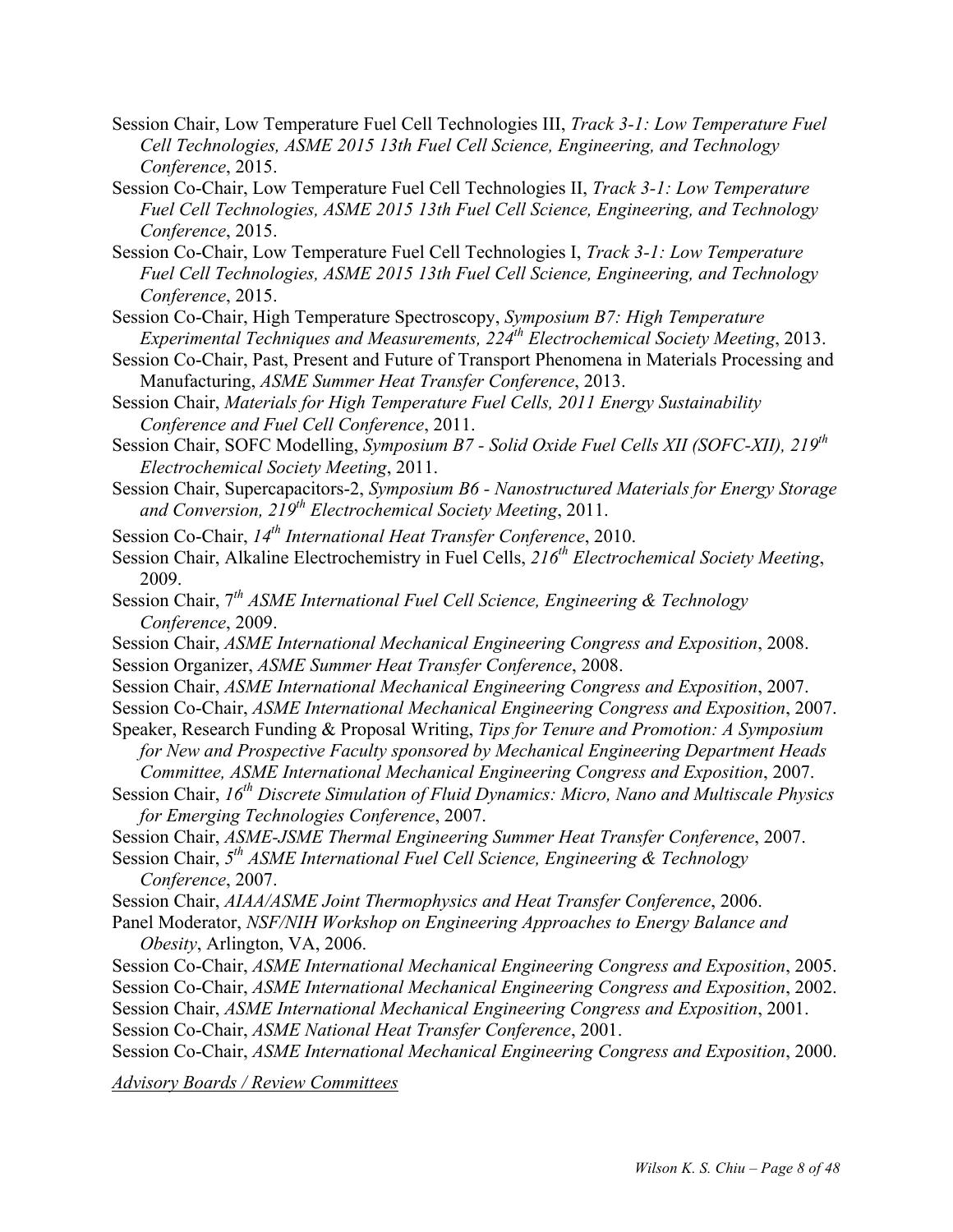Session Chair, Low Temperature Fuel Cell Technologies III, *Track 3-1: Low Temperature Fuel Cell Technologies, ASME 2015 13th Fuel Cell Science, Engineering, and Technology Conference*, 2015.

Session Co-Chair, Low Temperature Fuel Cell Technologies II, *Track 3-1: Low Temperature Fuel Cell Technologies, ASME 2015 13th Fuel Cell Science, Engineering, and Technology Conference*, 2015.

Session Co-Chair, Low Temperature Fuel Cell Technologies I, *Track 3-1: Low Temperature Fuel Cell Technologies, ASME 2015 13th Fuel Cell Science, Engineering, and Technology Conference*, 2015.

Session Co-Chair, High Temperature Spectroscopy, *Symposium B7: High Temperature Experimental Techniques and Measurements, 224th Electrochemical Society Meeting*, 2013.

Session Co-Chair, Past, Present and Future of Transport Phenomena in Materials Processing and Manufacturing, *ASME Summer Heat Transfer Conference*, 2013.

Session Chair, *Materials for High Temperature Fuel Cells, 2011 Energy Sustainability Conference and Fuel Cell Conference*, 2011.

Session Chair, SOFC Modelling, *Symposium B7 - Solid Oxide Fuel Cells XII (SOFC-XII), 219th Electrochemical Society Meeting*, 2011.

Session Chair, Supercapacitors-2, *Symposium B6 - Nanostructured Materials for Energy Storage and Conversion, 219th Electrochemical Society Meeting*, 2011.

Session Co-Chair, *14th International Heat Transfer Conference*, 2010.

Session Chair, Alkaline Electrochemistry in Fuel Cells, *216th Electrochemical Society Meeting*, 2009.

Session Chair, *7th ASME International Fuel Cell Science, Engineering & Technology Conference*, 2009.

Session Chair, *ASME International Mechanical Engineering Congress and Exposition*, 2008.

Session Organizer, *ASME Summer Heat Transfer Conference*, 2008.

Session Chair, *ASME International Mechanical Engineering Congress and Exposition*, 2007.

Session Co-Chair, *ASME International Mechanical Engineering Congress and Exposition*, 2007.

Speaker, Research Funding & Proposal Writing, *Tips for Tenure and Promotion: A Symposium for New and Prospective Faculty sponsored by Mechanical Engineering Department Heads Committee, ASME International Mechanical Engineering Congress and Exposition*, 2007.

Session Chair, *16th Discrete Simulation of Fluid Dynamics: Micro, Nano and Multiscale Physics for Emerging Technologies Conference*, 2007.

Session Chair, *ASME-JSME Thermal Engineering Summer Heat Transfer Conference*, 2007.

Session Chair, *5th ASME International Fuel Cell Science, Engineering & Technology Conference*, 2007.

Session Chair, *AIAA/ASME Joint Thermophysics and Heat Transfer Conference*, 2006.

Panel Moderator, *NSF/NIH Workshop on Engineering Approaches to Energy Balance and Obesity*, Arlington, VA, 2006.

Session Co-Chair, *ASME International Mechanical Engineering Congress and Exposition*, 2005.

Session Co-Chair, *ASME International Mechanical Engineering Congress and Exposition*, 2002.

Session Chair, *ASME International Mechanical Engineering Congress and Exposition*, 2001.

Session Co-Chair, *ASME National Heat Transfer Conference*, 2001.

Session Co-Chair, *ASME International Mechanical Engineering Congress and Exposition*, 2000.

*Advisory Boards / Review Committees*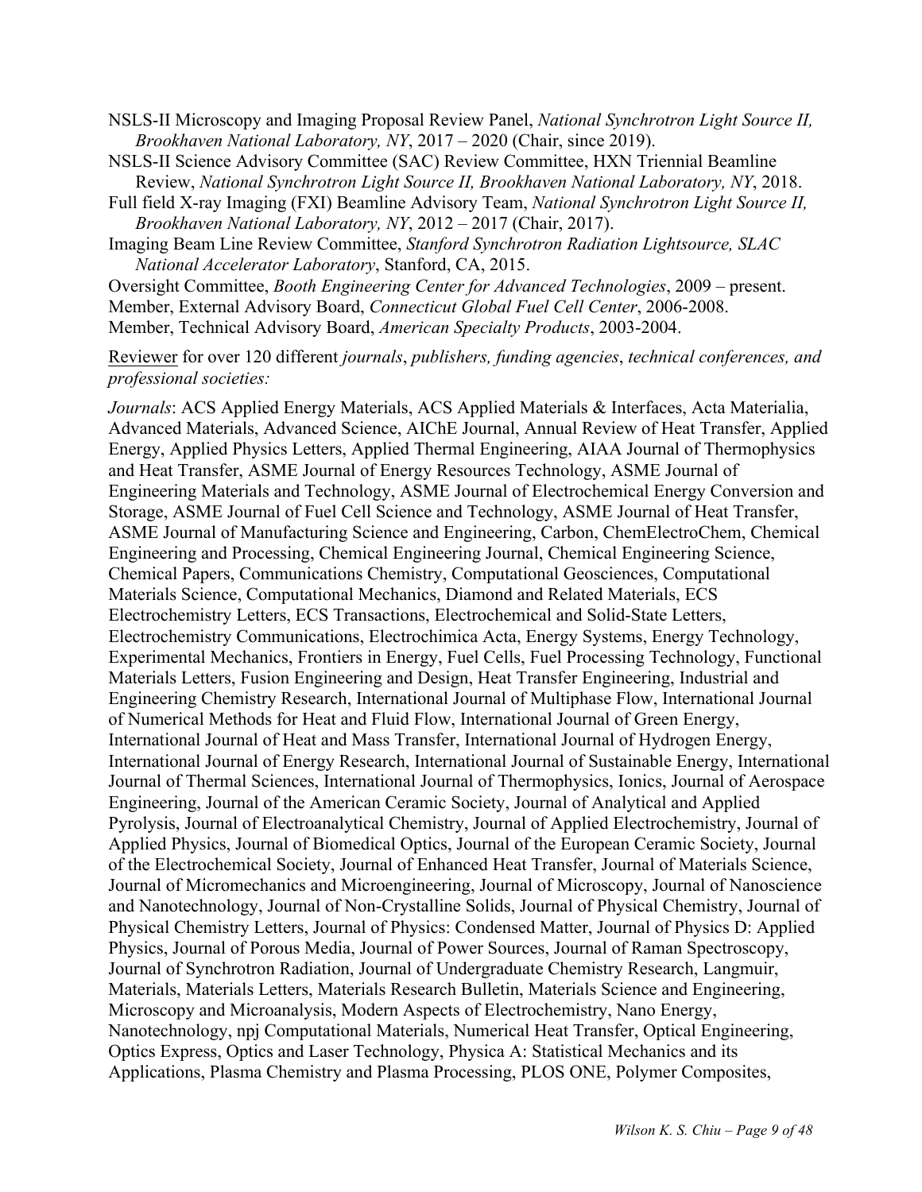NSLS-II Microscopy and Imaging Proposal Review Panel, *National Synchrotron Light Source II, Brookhaven National Laboratory, NY*, 2017 – 2020 (Chair, since 2019).

NSLS-II Science Advisory Committee (SAC) Review Committee, HXN Triennial Beamline Review, *National Synchrotron Light Source II, Brookhaven National Laboratory, NY*, 2018.

Full field X-ray Imaging (FXI) Beamline Advisory Team, *National Synchrotron Light Source II, Brookhaven National Laboratory, NY*, 2012 – 2017 (Chair, 2017).

Imaging Beam Line Review Committee, *Stanford Synchrotron Radiation Lightsource, SLAC National Accelerator Laboratory*, Stanford, CA, 2015.

Oversight Committee, *Booth Engineering Center for Advanced Technologies*, 2009 – present.

Member, External Advisory Board, *Connecticut Global Fuel Cell Center*, 2006-2008.

Member, Technical Advisory Board, *American Specialty Products*, 2003-2004.

<u>Reviewer</u> for over 120 different *journals*, *publishers, funding agencies*, *technical conferences, and professional societies:*

*Journals*: ACS Applied Energy Materials, ACS Applied Materials & Interfaces, Acta Materialia, Advanced Materials, Advanced Science, AIChE Journal, Annual Review of Heat Transfer, Applied Energy, Applied Physics Letters, Applied Thermal Engineering, AIAA Journal of Thermophysics and Heat Transfer, ASME Journal of Energy Resources Technology, ASME Journal of Engineering Materials and Technology, ASME Journal of Electrochemical Energy Conversion and Storage, ASME Journal of Fuel Cell Science and Technology, ASME Journal of Heat Transfer, ASME Journal of Manufacturing Science and Engineering, Carbon, ChemElectroChem, Chemical Engineering and Processing, Chemical Engineering Journal, Chemical Engineering Science, Chemical Papers, Communications Chemistry, Computational Geosciences, Computational Materials Science, Computational Mechanics, Diamond and Related Materials, ECS Electrochemistry Letters, ECS Transactions, Electrochemical and Solid-State Letters, Electrochemistry Communications, Electrochimica Acta, Energy Systems, Energy Technology, Experimental Mechanics, Frontiers in Energy, Fuel Cells, Fuel Processing Technology, Functional Materials Letters, Fusion Engineering and Design, Heat Transfer Engineering, Industrial and Engineering Chemistry Research, International Journal of Multiphase Flow, International Journal of Numerical Methods for Heat and Fluid Flow, International Journal of Green Energy, International Journal of Heat and Mass Transfer, International Journal of Hydrogen Energy, International Journal of Energy Research, International Journal of Sustainable Energy, International Journal of Thermal Sciences, International Journal of Thermophysics, Ionics, Journal of Aerospace Engineering, Journal of the American Ceramic Society, Journal of Analytical and Applied Pyrolysis, Journal of Electroanalytical Chemistry, Journal of Applied Electrochemistry, Journal of Applied Physics, Journal of Biomedical Optics, Journal of the European Ceramic Society, Journal of the Electrochemical Society, Journal of Enhanced Heat Transfer, Journal of Materials Science, Journal of Micromechanics and Microengineering, Journal of Microscopy, Journal of Nanoscience and Nanotechnology, Journal of Non-Crystalline Solids, Journal of Physical Chemistry, Journal of Physical Chemistry Letters, Journal of Physics: Condensed Matter, Journal of Physics D: Applied Physics, Journal of Porous Media, Journal of Power Sources, Journal of Raman Spectroscopy, Journal of Synchrotron Radiation, Journal of Undergraduate Chemistry Research, Langmuir, Materials, Materials Letters, Materials Research Bulletin, Materials Science and Engineering, Microscopy and Microanalysis, Modern Aspects of Electrochemistry, Nano Energy, Nanotechnology, npj Computational Materials, Numerical Heat Transfer, Optical Engineering, Optics Express, Optics and Laser Technology, Physica A: Statistical Mechanics and its Applications, Plasma Chemistry and Plasma Processing, PLOS ONE, Polymer Composites,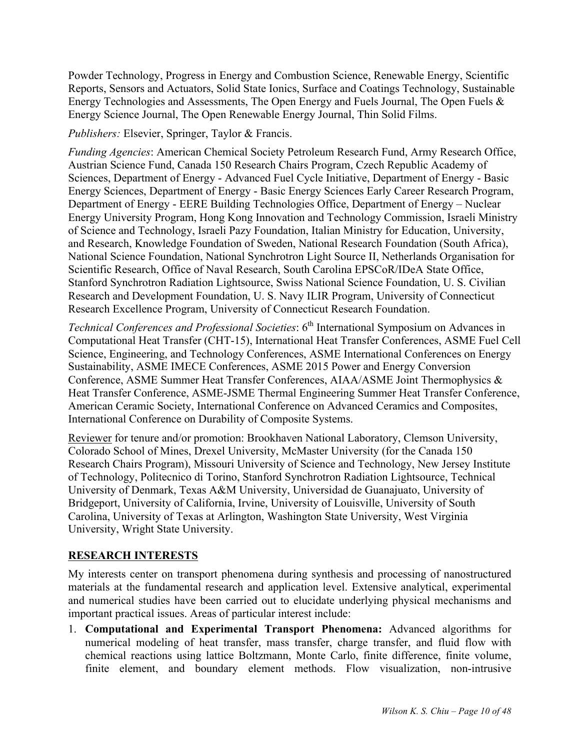Powder Technology, Progress in Energy and Combustion Science, Renewable Energy, Scientific Reports, Sensors and Actuators, Solid State Ionics, Surface and Coatings Technology, Sustainable Energy Technologies and Assessments, The Open Energy and Fuels Journal, The Open Fuels & Energy Science Journal, The Open Renewable Energy Journal, Thin Solid Films.

*Publishers:* Elsevier, Springer, Taylor & Francis.

*Funding Agencies*: American Chemical Society Petroleum Research Fund, Army Research Office, Austrian Science Fund, Canada 150 Research Chairs Program, Czech Republic Academy of Sciences, Department of Energy - Advanced Fuel Cycle Initiative, Department of Energy - Basic Energy Sciences, Department of Energy - Basic Energy Sciences Early Career Research Program, Department of Energy - EERE Building Technologies Office, Department of Energy – Nuclear Energy University Program, Hong Kong Innovation and Technology Commission, Israeli Ministry of Science and Technology, Israeli Pazy Foundation, Italian Ministry for Education, University, and Research, Knowledge Foundation of Sweden, National Research Foundation (South Africa), National Science Foundation, National Synchrotron Light Source II, Netherlands Organisation for Scientific Research, Office of Naval Research, South Carolina EPSCoR/IDeA State Office, Stanford Synchrotron Radiation Lightsource, Swiss National Science Foundation, U. S. Civilian Research and Development Foundation, U. S. Navy ILIR Program, University of Connecticut Research Excellence Program, University of Connecticut Research Foundation.

*Technical Conferences and Professional Societies*: 6th International Symposium on Advances in Computational Heat Transfer (CHT-15), International Heat Transfer Conferences, ASME Fuel Cell Science, Engineering, and Technology Conferences, ASME International Conferences on Energy Sustainability, ASME IMECE Conferences, ASME 2015 Power and Energy Conversion Conference, ASME Summer Heat Transfer Conferences, AIAA/ASME Joint Thermophysics & Heat Transfer Conference, ASME-JSME Thermal Engineering Summer Heat Transfer Conference, American Ceramic Society, International Conference on Advanced Ceramics and Composites, International Conference on Durability of Composite Systems.

Reviewer for tenure and/or promotion: Brookhaven National Laboratory, Clemson University, Colorado School of Mines, Drexel University, McMaster University (for the Canada 150 Research Chairs Program), Missouri University of Science and Technology, New Jersey Institute of Technology, Politecnico di Torino, Stanford Synchrotron Radiation Lightsource, Technical University of Denmark, Texas A&M University, Universidad de Guanajuato, University of Bridgeport, University of California, Irvine, University of Louisville, University of South Carolina, University of Texas at Arlington, Washington State University, West Virginia University, Wright State University.

## RESEARCH INTERESTS

My interests center on transport phenomena during synthesis and processing of nanostructured materials at the fundamental research and application level. Extensive analytical, experimental and numerical studies have been carried out to elucidate underlying physical mechanisms and important practical issues. Areas of particular interest include:

1. **Computational and Experimental Transport Phenomena:** Advanced algorithms for numerical modeling of heat transfer, mass transfer, charge transfer, and fluid flow with chemical reactions using lattice Boltzmann, Monte Carlo, finite difference, finite volume, finite element, and boundary element methods. Flow visualization, non-intrusive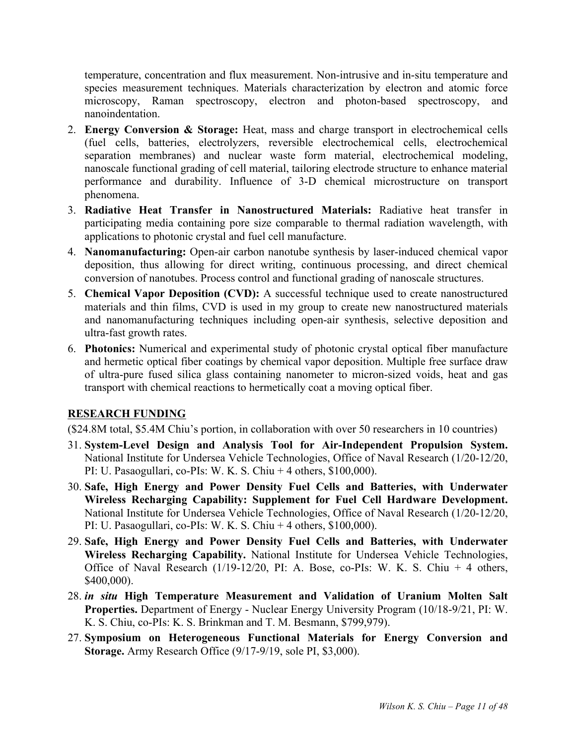temperature, concentration and flux measurement. Non-intrusive and in-situ temperature and species measurement techniques. Materials characterization by electron and atomic force microscopy, Raman spectroscopy, electron and photon-based spectroscopy, and nanoindentation.

2. **Energy Conversion & Storage:** Heat, mass and charge transport in electrochemical cells (fuel cells, batteries, electrolyzers, reversible electrochemical cells, electrochemical separation membranes) and nuclear waste form material, electrochemical modeling, nanoscale functional grading of cell material, tailoring electrode structure to enhance material performance and durability. Influence of 3-D chemical microstructure on transport phenomena.
3. **Radiative Heat Transfer in Nanostructured Materials:** Radiative heat transfer in participating media containing pore size comparable to thermal radiation wavelength, with applications to photonic crystal and fuel cell manufacture.
4. **Nanomanufacturing:** Open-air carbon nanotube synthesis by laser-induced chemical vapor deposition, thus allowing for direct writing, continuous processing, and direct chemical conversion of nanotubes. Process control and functional grading of nanoscale structures.
5. **Chemical Vapor Deposition (CVD):** A successful technique used to create nanostructured materials and thin films, CVD is used in my group to create new nanostructured materials and nanomanufacturing techniques including open-air synthesis, selective deposition and ultra-fast growth rates.
6. **Photonics:** Numerical and experimental study of photonic crystal optical fiber manufacture and hermetic optical fiber coatings by chemical vapor deposition. Multiple free surface draw of ultra-pure fused silica glass containing nanometer to micron-sized voids, heat and gas transport with chemical reactions to hermetically coat a moving optical fiber.

## RESEARCH FUNDING

($24.8M total, $5.4M Chiu's portion, in collaboration with over 50 researchers in 10 countries)

31. **System-Level Design and Analysis Tool for Air-Independent Propulsion System.** National Institute for Undersea Vehicle Technologies, Office of Naval Research (1/20-12/20, PI: U. Pasaogullari, co-PIs: W. K. S. Chiu + 4 others, $100,000).
30. **Safe, High Energy and Power Density Fuel Cells and Batteries, with Underwater Wireless Recharging Capability: Supplement for Fuel Cell Hardware Development.** National Institute for Undersea Vehicle Technologies, Office of Naval Research (1/20-12/20, PI: U. Pasaogullari, co-PIs: W. K. S. Chiu + 4 others, $100,000).
29. **Safe, High Energy and Power Density Fuel Cells and Batteries, with Underwater Wireless Recharging Capability.** National Institute for Undersea Vehicle Technologies, Office of Naval Research (1/19-12/20, PI: A. Bose, co-PIs: W. K. S. Chiu + 4 others, $400,000).
28. ***in situ* High Temperature Measurement and Validation of Uranium Molten Salt Properties.** Department of Energy - Nuclear Energy University Program (10/18-9/21, PI: W. K. S. Chiu, co-PIs: K. S. Brinkman and T. M. Besmann, $799,979).
27. **Symposium on Heterogeneous Functional Materials for Energy Conversion and Storage.** Army Research Office (9/17-9/19, sole PI, $3,000).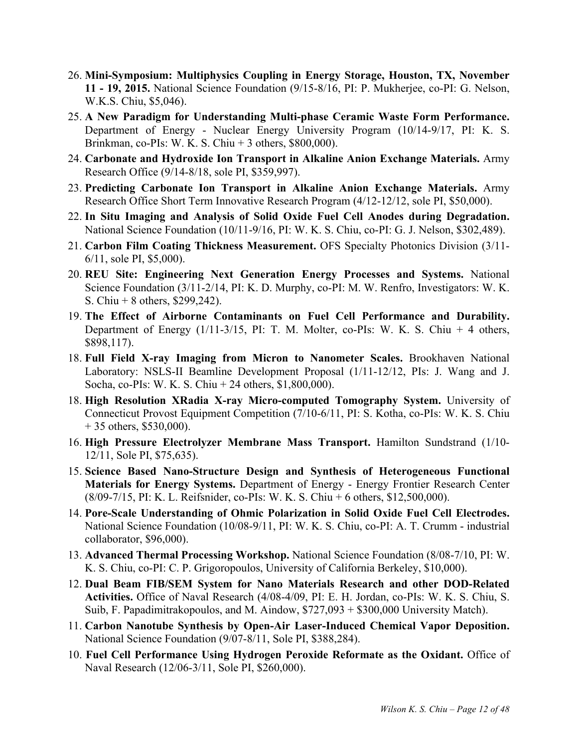26. **Mini-Symposium: Multiphysics Coupling in Energy Storage, Houston, TX, November 11 - 19, 2015.** National Science Foundation (9/15-8/16, PI: P. Mukherjee, co-PI: G. Nelson, W.K.S. Chiu, $5,046).

25. **A New Paradigm for Understanding Multi-phase Ceramic Waste Form Performance.** Department of Energy - Nuclear Energy University Program (10/14-9/17, PI: K. S. Brinkman, co-PIs: W. K. S. Chiu + 3 others, $800,000).

24. **Carbonate and Hydroxide Ion Transport in Alkaline Anion Exchange Materials.** Army Research Office (9/14-8/18, sole PI, $359,997).

23. **Predicting Carbonate Ion Transport in Alkaline Anion Exchange Materials.** Army Research Office Short Term Innovative Research Program (4/12-12/12, sole PI, $50,000).

22. **In Situ Imaging and Analysis of Solid Oxide Fuel Cell Anodes during Degradation.** National Science Foundation (10/11-9/16, PI: W. K. S. Chiu, co-PI: G. J. Nelson, $302,489).

21. **Carbon Film Coating Thickness Measurement.** OFS Specialty Photonics Division (3/11-6/11, sole PI, $5,000).

20. **REU Site: Engineering Next Generation Energy Processes and Systems.** National Science Foundation (3/11-2/14, PI: K. D. Murphy, co-PI: M. W. Renfro, Investigators: W. K. S. Chiu + 8 others, $299,242).

19. **The Effect of Airborne Contaminants on Fuel Cell Performance and Durability.** Department of Energy (1/11-3/15, PI: T. M. Molter, co-PIs: W. K. S. Chiu + 4 others, $898,117).

18. **Full Field X-ray Imaging from Micron to Nanometer Scales.** Brookhaven National Laboratory: NSLS-II Beamline Development Proposal (1/11-12/12, PIs: J. Wang and J. Socha, co-PIs: W. K. S. Chiu + 24 others, $1,800,000).

18. **High Resolution XRadia X-ray Micro-computed Tomography System.** University of Connecticut Provost Equipment Competition (7/10-6/11, PI: S. Kotha, co-PIs: W. K. S. Chiu + 35 others, $530,000).

16. **High Pressure Electrolyzer Membrane Mass Transport.** Hamilton Sundstrand (1/10-12/11, Sole PI, $75,635).

15. **Science Based Nano-Structure Design and Synthesis of Heterogeneous Functional Materials for Energy Systems.** Department of Energy - Energy Frontier Research Center (8/09-7/15, PI: K. L. Reifsnider, co-PIs: W. K. S. Chiu + 6 others, $12,500,000).

14. **Pore-Scale Understanding of Ohmic Polarization in Solid Oxide Fuel Cell Electrodes.** National Science Foundation (10/08-9/11, PI: W. K. S. Chiu, co-PI: A. T. Crumm - industrial collaborator, $96,000).

13. **Advanced Thermal Processing Workshop.** National Science Foundation (8/08-7/10, PI: W. K. S. Chiu, co-PI: C. P. Grigoropoulos, University of California Berkeley, $10,000).

12. **Dual Beam FIB/SEM System for Nano Materials Research and other DOD-Related Activities.** Office of Naval Research (4/08-4/09, PI: E. H. Jordan, co-PIs: W. K. S. Chiu, S. Suib, F. Papadimitrakopoulos, and M. Aindow, $727,093 + $300,000 University Match).

11. **Carbon Nanotube Synthesis by Open-Air Laser-Induced Chemical Vapor Deposition.** National Science Foundation (9/07-8/11, Sole PI, $388,284).

10. **Fuel Cell Performance Using Hydrogen Peroxide Reformate as the Oxidant.** Office of Naval Research (12/06-3/11, Sole PI, $260,000).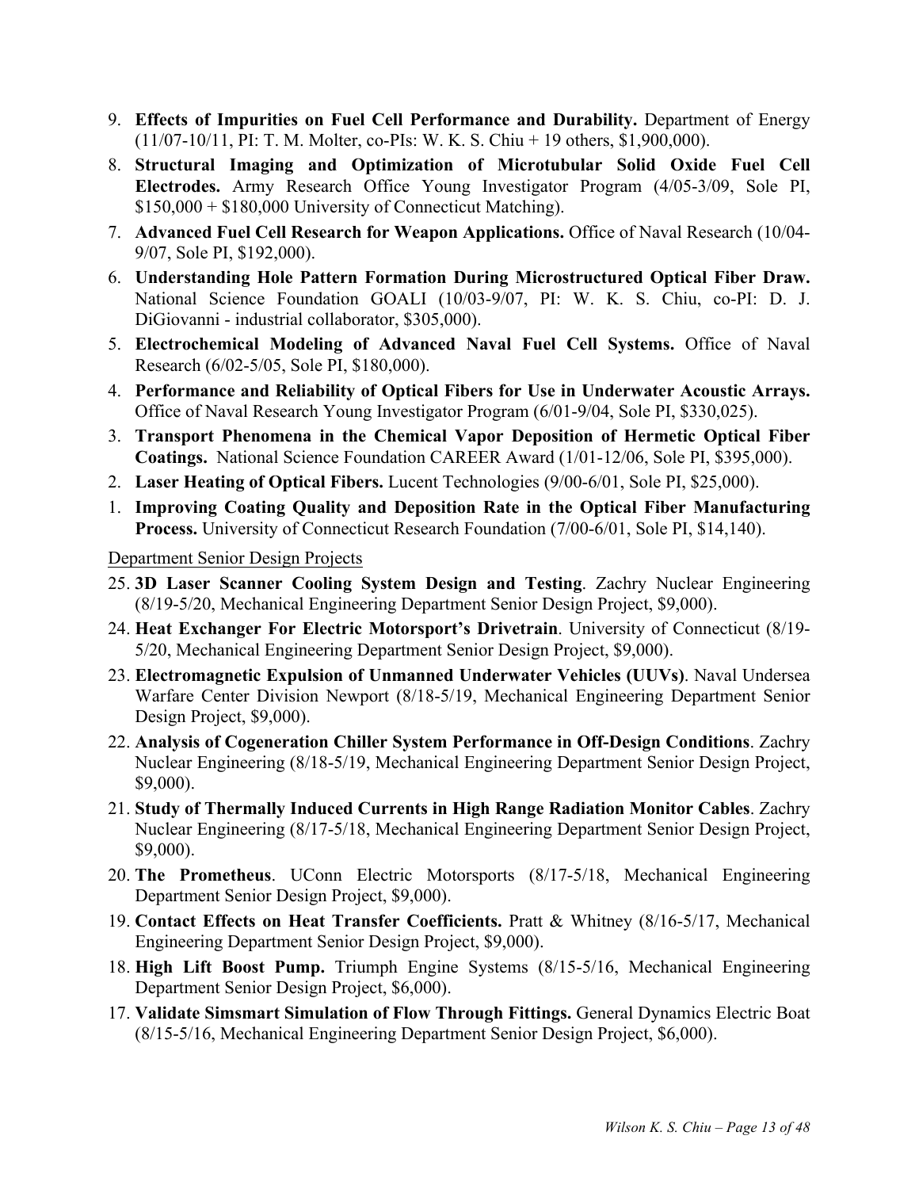9. **Effects of Impurities on Fuel Cell Performance and Durability.** Department of Energy (11/07-10/11, PI: T. M. Molter, co-PIs: W. K. S. Chiu + 19 others, $1,900,000).
8. **Structural Imaging and Optimization of Microtubular Solid Oxide Fuel Cell Electrodes.** Army Research Office Young Investigator Program (4/05-3/09, Sole PI, $150,000 + $180,000 University of Connecticut Matching).
7. **Advanced Fuel Cell Research for Weapon Applications.** Office of Naval Research (10/04-9/07, Sole PI, $192,000).
6. **Understanding Hole Pattern Formation During Microstructured Optical Fiber Draw.** National Science Foundation GOALI (10/03-9/07, PI: W. K. S. Chiu, co-PI: D. J. DiGiovanni - industrial collaborator, $305,000).
5. **Electrochemical Modeling of Advanced Naval Fuel Cell Systems.** Office of Naval Research (6/02-5/05, Sole PI, $180,000).
4. **Performance and Reliability of Optical Fibers for Use in Underwater Acoustic Arrays.** Office of Naval Research Young Investigator Program (6/01-9/04, Sole PI, $330,025).
3. **Transport Phenomena in the Chemical Vapor Deposition of Hermetic Optical Fiber Coatings.** National Science Foundation CAREER Award (1/01-12/06, Sole PI, $395,000).
2. **Laser Heating of Optical Fibers.** Lucent Technologies (9/00-6/01, Sole PI, $25,000).
1. **Improving Coating Quality and Deposition Rate in the Optical Fiber Manufacturing Process.** University of Connecticut Research Foundation (7/00-6/01, Sole PI, $14,140).

<u>Department Senior Design Projects</u>

25. **3D Laser Scanner Cooling System Design and Testing**. Zachry Nuclear Engineering (8/19-5/20, Mechanical Engineering Department Senior Design Project, $9,000).
24. **Heat Exchanger For Electric Motorsport's Drivetrain**. University of Connecticut (8/19-5/20, Mechanical Engineering Department Senior Design Project, $9,000).
23. **Electromagnetic Expulsion of Unmanned Underwater Vehicles (UUVs)**. Naval Undersea Warfare Center Division Newport (8/18-5/19, Mechanical Engineering Department Senior Design Project, $9,000).
22. **Analysis of Cogeneration Chiller System Performance in Off-Design Conditions**. Zachry Nuclear Engineering (8/18-5/19, Mechanical Engineering Department Senior Design Project, $9,000).
21. **Study of Thermally Induced Currents in High Range Radiation Monitor Cables**. Zachry Nuclear Engineering (8/17-5/18, Mechanical Engineering Department Senior Design Project, $9,000).
20. **The Prometheus**. UConn Electric Motorsports (8/17-5/18, Mechanical Engineering Department Senior Design Project, $9,000).
19. **Contact Effects on Heat Transfer Coefficients.** Pratt & Whitney (8/16-5/17, Mechanical Engineering Department Senior Design Project, $9,000).
18. **High Lift Boost Pump.** Triumph Engine Systems (8/15-5/16, Mechanical Engineering Department Senior Design Project, $6,000).
17. **Validate Simsmart Simulation of Flow Through Fittings.** General Dynamics Electric Boat (8/15-5/16, Mechanical Engineering Department Senior Design Project, $6,000).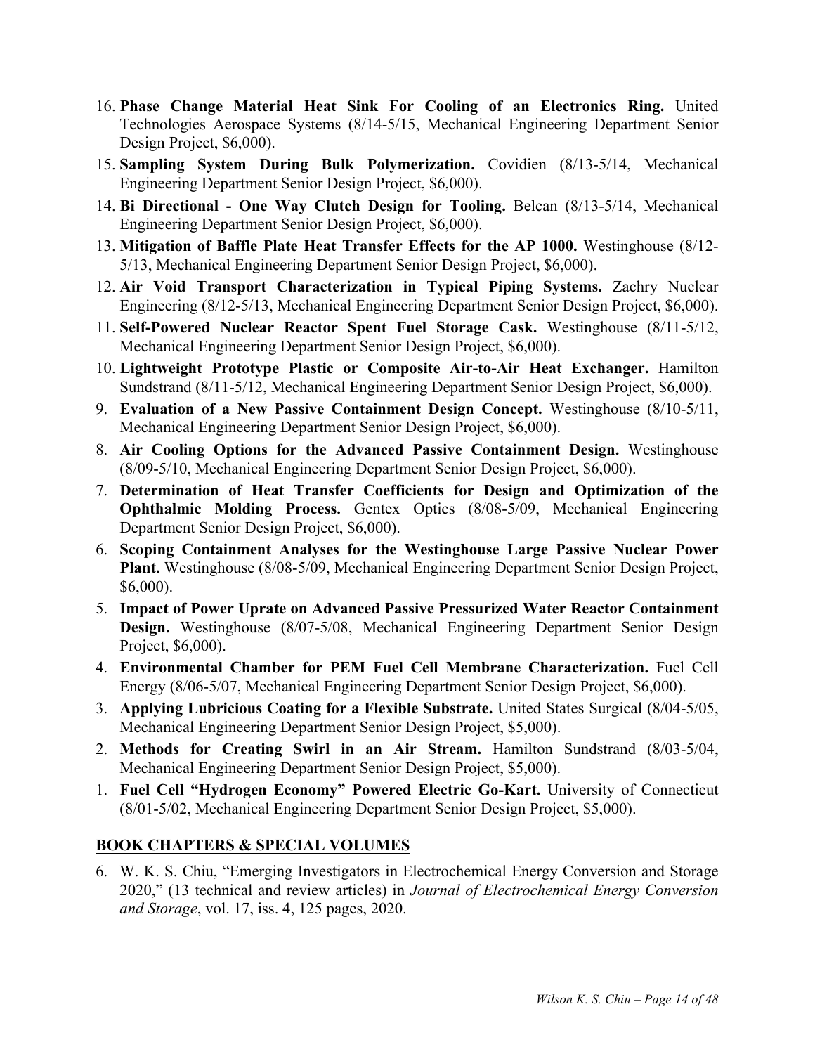16. **Phase Change Material Heat Sink For Cooling of an Electronics Ring.** United Technologies Aerospace Systems (8/14-5/15, Mechanical Engineering Department Senior Design Project, $6,000).
15. **Sampling System During Bulk Polymerization.** Covidien (8/13-5/14, Mechanical Engineering Department Senior Design Project, $6,000).
14. **Bi Directional - One Way Clutch Design for Tooling.** Belcan (8/13-5/14, Mechanical Engineering Department Senior Design Project, $6,000).
13. **Mitigation of Baffle Plate Heat Transfer Effects for the AP 1000.** Westinghouse (8/12-5/13, Mechanical Engineering Department Senior Design Project, $6,000).
12. **Air Void Transport Characterization in Typical Piping Systems.** Zachry Nuclear Engineering (8/12-5/13, Mechanical Engineering Department Senior Design Project, $6,000).
11. **Self-Powered Nuclear Reactor Spent Fuel Storage Cask.** Westinghouse (8/11-5/12, Mechanical Engineering Department Senior Design Project, $6,000).
10. **Lightweight Prototype Plastic or Composite Air-to-Air Heat Exchanger.** Hamilton Sundstrand (8/11-5/12, Mechanical Engineering Department Senior Design Project, $6,000).
9. **Evaluation of a New Passive Containment Design Concept.** Westinghouse (8/10-5/11, Mechanical Engineering Department Senior Design Project, $6,000).
8. **Air Cooling Options for the Advanced Passive Containment Design.** Westinghouse (8/09-5/10, Mechanical Engineering Department Senior Design Project, $6,000).
7. **Determination of Heat Transfer Coefficients for Design and Optimization of the Ophthalmic Molding Process.** Gentex Optics (8/08-5/09, Mechanical Engineering Department Senior Design Project, $6,000).
6. **Scoping Containment Analyses for the Westinghouse Large Passive Nuclear Power Plant.** Westinghouse (8/08-5/09, Mechanical Engineering Department Senior Design Project, $6,000).
5. **Impact of Power Uprate on Advanced Passive Pressurized Water Reactor Containment Design.** Westinghouse (8/07-5/08, Mechanical Engineering Department Senior Design Project, $6,000).
4. **Environmental Chamber for PEM Fuel Cell Membrane Characterization.** Fuel Cell Energy (8/06-5/07, Mechanical Engineering Department Senior Design Project, $6,000).
3. **Applying Lubricious Coating for a Flexible Substrate.** United States Surgical (8/04-5/05, Mechanical Engineering Department Senior Design Project, $5,000).
2. **Methods for Creating Swirl in an Air Stream.** Hamilton Sundstrand (8/03-5/04, Mechanical Engineering Department Senior Design Project, $5,000).
1. **Fuel Cell "Hydrogen Economy" Powered Electric Go-Kart.** University of Connecticut (8/01-5/02, Mechanical Engineering Department Senior Design Project, $5,000).

## BOOK CHAPTERS & SPECIAL VOLUMES

6. W. K. S. Chiu, "Emerging Investigators in Electrochemical Energy Conversion and Storage 2020," (13 technical and review articles) in *Journal of Electrochemical Energy Conversion and Storage*, vol. 17, iss. 4, 125 pages, 2020.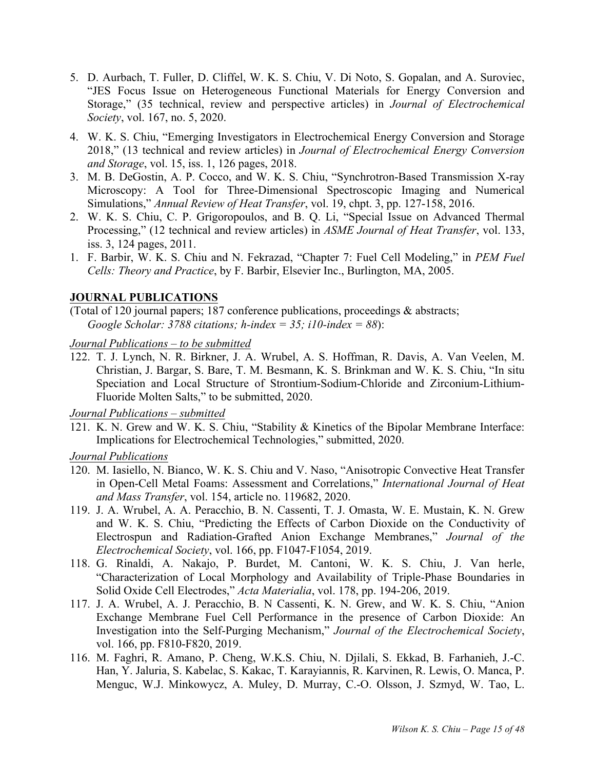5. D. Aurbach, T. Fuller, D. Cliffel, W. K. S. Chiu, V. Di Noto, S. Gopalan, and A. Suroviec, "JES Focus Issue on Heterogeneous Functional Materials for Energy Conversion and Storage," (35 technical, review and perspective articles) in *Journal of Electrochemical Society*, vol. 167, no. 5, 2020.

4. W. K. S. Chiu, "Emerging Investigators in Electrochemical Energy Conversion and Storage 2018," (13 technical and review articles) in *Journal of Electrochemical Energy Conversion and Storage*, vol. 15, iss. 1, 126 pages, 2018.

3. M. B. DeGostin, A. P. Cocco, and W. K. S. Chiu, "Synchrotron-Based Transmission X-ray Microscopy: A Tool for Three-Dimensional Spectroscopic Imaging and Numerical Simulations," *Annual Review of Heat Transfer*, vol. 19, chpt. 3, pp. 127-158, 2016.

2. W. K. S. Chiu, C. P. Grigoropoulos, and B. Q. Li, "Special Issue on Advanced Thermal Processing," (12 technical and review articles) in *ASME Journal of Heat Transfer*, vol. 133, iss. 3, 124 pages, 2011.

1. F. Barbir, W. K. S. Chiu and N. Fekrazad, "Chapter 7: Fuel Cell Modeling," in *PEM Fuel Cells: Theory and Practice*, by F. Barbir, Elsevier Inc., Burlington, MA, 2005.

## JOURNAL PUBLICATIONS

(Total of 120 journal papers; 187 conference publications, proceedings & abstracts; *Google Scholar: 3788 citations; h-index = 35; i10-index = 88*):

*Journal Publications – to be submitted*

122. T. J. Lynch, N. R. Birkner, J. A. Wrubel, A. S. Hoffman, R. Davis, A. Van Veelen, M. Christian, J. Bargar, S. Bare, T. M. Besmann, K. S. Brinkman and W. K. S. Chiu, "In situ Speciation and Local Structure of Strontium-Sodium-Chloride and Zirconium-Lithium-Fluoride Molten Salts," to be submitted, 2020.

*Journal Publications – submitted*

121. K. N. Grew and W. K. S. Chiu, "Stability & Kinetics of the Bipolar Membrane Interface: Implications for Electrochemical Technologies," submitted, 2020.

*Journal Publications*

120. M. Iasiello, N. Bianco, W. K. S. Chiu and V. Naso, "Anisotropic Convective Heat Transfer in Open-Cell Metal Foams: Assessment and Correlations," *International Journal of Heat and Mass Transfer*, vol. 154, article no. 119682, 2020.

119. J. A. Wrubel, A. A. Peracchio, B. N. Cassenti, T. J. Omasta, W. E. Mustain, K. N. Grew and W. K. S. Chiu, "Predicting the Effects of Carbon Dioxide on the Conductivity of Electrospun and Radiation-Grafted Anion Exchange Membranes," *Journal of the Electrochemical Society*, vol. 166, pp. F1047-F1054, 2019.

118. G. Rinaldi, A. Nakajo, P. Burdet, M. Cantoni, W. K. S. Chiu, J. Van herle, "Characterization of Local Morphology and Availability of Triple-Phase Boundaries in Solid Oxide Cell Electrodes," *Acta Materialia*, vol. 178, pp. 194-206, 2019.

117. J. A. Wrubel, A. J. Peracchio, B. N Cassenti, K. N. Grew, and W. K. S. Chiu, "Anion Exchange Membrane Fuel Cell Performance in the presence of Carbon Dioxide: An Investigation into the Self-Purging Mechanism," *Journal of the Electrochemical Society*, vol. 166, pp. F810-F820, 2019.

116. M. Faghri, R. Amano, P. Cheng, W.K.S. Chiu, N. Djilali, S. Ekkad, B. Farhanieh, J.-C. Han, Y. Jaluria, S. Kabelac, S. Kakac, T. Karayiannis, R. Karvinen, R. Lewis, O. Manca, P. Menguc, W.J. Minkowycz, A. Muley, D. Murray, C.-O. Olsson, J. Szmyd, W. Tao, L.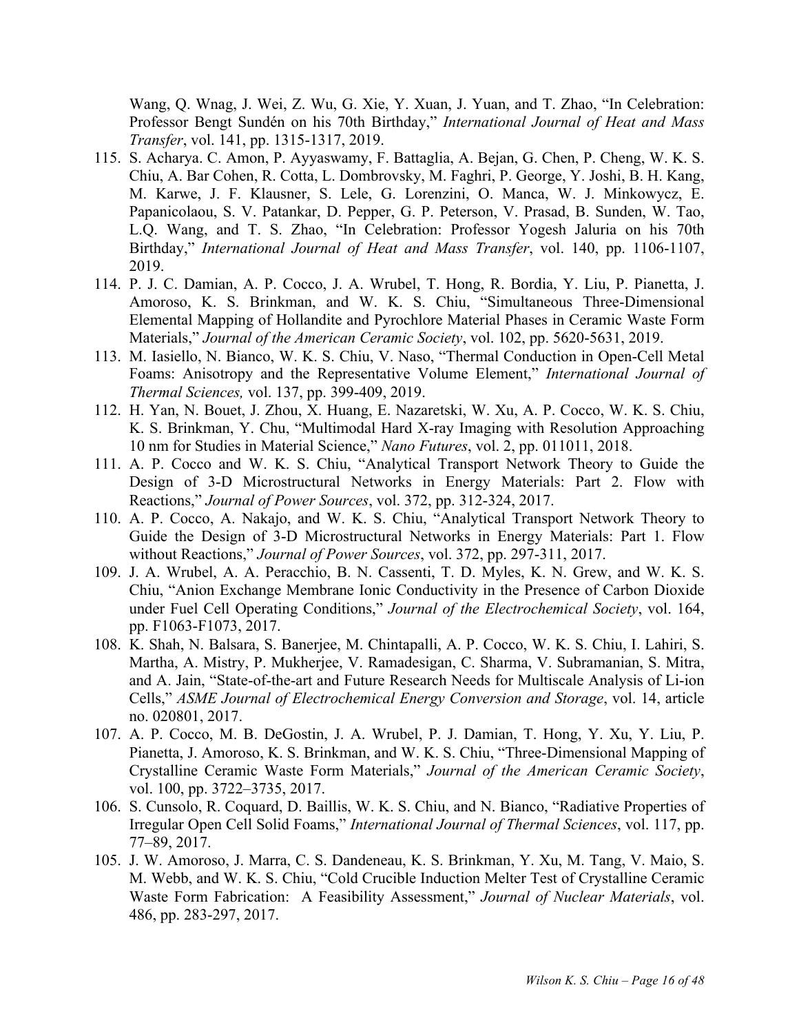Wang, Q. Wnag, J. Wei, Z. Wu, G. Xie, Y. Xuan, J. Yuan, and T. Zhao, "In Celebration: Professor Bengt Sundén on his 70th Birthday," *International Journal of Heat and Mass Transfer*, vol. 141, pp. 1315-1317, 2019.

115. S. Acharya. C. Amon, P. Ayyaswamy, F. Battaglia, A. Bejan, G. Chen, P. Cheng, W. K. S. Chiu, A. Bar Cohen, R. Cotta, L. Dombrovsky, M. Faghri, P. George, Y. Joshi, B. H. Kang, M. Karwe, J. F. Klausner, S. Lele, G. Lorenzini, O. Manca, W. J. Minkowycz, E. Papanicolaou, S. V. Patankar, D. Pepper, G. P. Peterson, V. Prasad, B. Sunden, W. Tao, L.Q. Wang, and T. S. Zhao, "In Celebration: Professor Yogesh Jaluria on his 70th Birthday," *International Journal of Heat and Mass Transfer*, vol. 140, pp. 1106-1107, 2019.
114. P. J. C. Damian, A. P. Cocco, J. A. Wrubel, T. Hong, R. Bordia, Y. Liu, P. Pianetta, J. Amoroso, K. S. Brinkman, and W. K. S. Chiu, "Simultaneous Three-Dimensional Elemental Mapping of Hollandite and Pyrochlore Material Phases in Ceramic Waste Form Materials," *Journal of the American Ceramic Society*, vol. 102, pp. 5620-5631, 2019.
113. M. Iasiello, N. Bianco, W. K. S. Chiu, V. Naso, "Thermal Conduction in Open-Cell Metal Foams: Anisotropy and the Representative Volume Element," *International Journal of Thermal Sciences,* vol. 137, pp. 399-409, 2019.
112. H. Yan, N. Bouet, J. Zhou, X. Huang, E. Nazaretski, W. Xu, A. P. Cocco, W. K. S. Chiu, K. S. Brinkman, Y. Chu, "Multimodal Hard X-ray Imaging with Resolution Approaching 10 nm for Studies in Material Science," *Nano Futures*, vol. 2, pp. 011011, 2018.
111. A. P. Cocco and W. K. S. Chiu, "Analytical Transport Network Theory to Guide the Design of 3-D Microstructural Networks in Energy Materials: Part 2. Flow with Reactions," *Journal of Power Sources*, vol. 372, pp. 312-324, 2017.
110. A. P. Cocco, A. Nakajo, and W. K. S. Chiu, "Analytical Transport Network Theory to Guide the Design of 3-D Microstructural Networks in Energy Materials: Part 1. Flow without Reactions," *Journal of Power Sources*, vol. 372, pp. 297-311, 2017.
109. J. A. Wrubel, A. A. Peracchio, B. N. Cassenti, T. D. Myles, K. N. Grew, and W. K. S. Chiu, "Anion Exchange Membrane Ionic Conductivity in the Presence of Carbon Dioxide under Fuel Cell Operating Conditions," *Journal of the Electrochemical Society*, vol. 164, pp. F1063-F1073, 2017.
108. K. Shah, N. Balsara, S. Banerjee, M. Chintapalli, A. P. Cocco, W. K. S. Chiu, I. Lahiri, S. Martha, A. Mistry, P. Mukherjee, V. Ramadesigan, C. Sharma, V. Subramanian, S. Mitra, and A. Jain, "State-of-the-art and Future Research Needs for Multiscale Analysis of Li-ion Cells," *ASME Journal of Electrochemical Energy Conversion and Storage*, vol. 14, article no. 020801, 2017.
107. A. P. Cocco, M. B. DeGostin, J. A. Wrubel, P. J. Damian, T. Hong, Y. Xu, Y. Liu, P. Pianetta, J. Amoroso, K. S. Brinkman, and W. K. S. Chiu, "Three-Dimensional Mapping of Crystalline Ceramic Waste Form Materials," *Journal of the American Ceramic Society*, vol. 100, pp. 3722–3735, 2017.
106. S. Cunsolo, R. Coquard, D. Baillis, W. K. S. Chiu, and N. Bianco, "Radiative Properties of Irregular Open Cell Solid Foams," *International Journal of Thermal Sciences*, vol. 117, pp. 77–89, 2017.
105. J. W. Amoroso, J. Marra, C. S. Dandeneau, K. S. Brinkman, Y. Xu, M. Tang, V. Maio, S. M. Webb, and W. K. S. Chiu, "Cold Crucible Induction Melter Test of Crystalline Ceramic Waste Form Fabrication: A Feasibility Assessment," *Journal of Nuclear Materials*, vol. 486, pp. 283-297, 2017.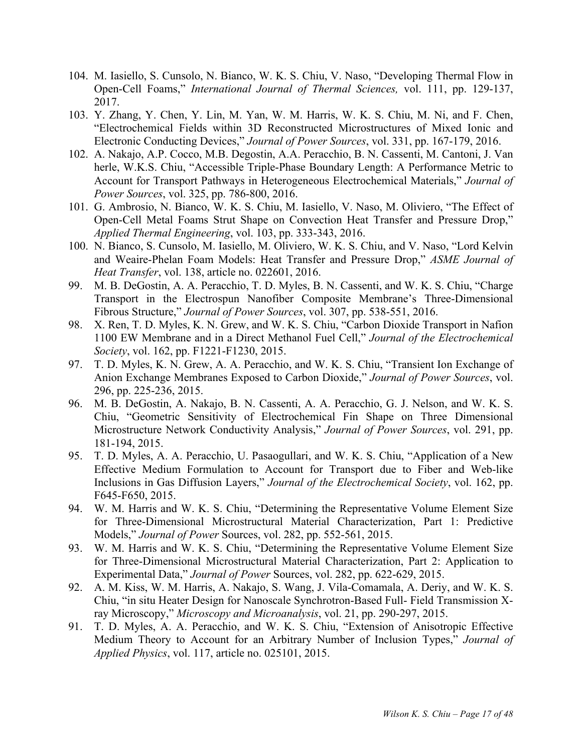104. M. Iasiello, S. Cunsolo, N. Bianco, W. K. S. Chiu, V. Naso, "Developing Thermal Flow in Open-Cell Foams," *International Journal of Thermal Sciences,* vol. 111, pp. 129-137, 2017.

103. Y. Zhang, Y. Chen, Y. Lin, M. Yan, W. M. Harris, W. K. S. Chiu, M. Ni, and F. Chen, "Electrochemical Fields within 3D Reconstructed Microstructures of Mixed Ionic and Electronic Conducting Devices," *Journal of Power Sources*, vol. 331, pp. 167-179, 2016.

102. A. Nakajo, A.P. Cocco, M.B. Degostin, A.A. Peracchio, B. N. Cassenti, M. Cantoni, J. Van herle, W.K.S. Chiu, "Accessible Triple-Phase Boundary Length: A Performance Metric to Account for Transport Pathways in Heterogeneous Electrochemical Materials," *Journal of Power Sources*, vol. 325, pp. 786-800, 2016.

101. G. Ambrosio, N. Bianco, W. K. S. Chiu, M. Iasiello, V. Naso, M. Oliviero, "The Effect of Open-Cell Metal Foams Strut Shape on Convection Heat Transfer and Pressure Drop," *Applied Thermal Engineering*, vol. 103, pp. 333-343, 2016.

100. N. Bianco, S. Cunsolo, M. Iasiello, M. Oliviero, W. K. S. Chiu, and V. Naso, "Lord Kelvin and Weaire-Phelan Foam Models: Heat Transfer and Pressure Drop," *ASME Journal of Heat Transfer*, vol. 138, article no. 022601, 2016.

99. M. B. DeGostin, A. A. Peracchio, T. D. Myles, B. N. Cassenti, and W. K. S. Chiu, "Charge Transport in the Electrospun Nanofiber Composite Membrane's Three-Dimensional Fibrous Structure," *Journal of Power Sources*, vol. 307, pp. 538-551, 2016.

98. X. Ren, T. D. Myles, K. N. Grew, and W. K. S. Chiu, "Carbon Dioxide Transport in Nafion 1100 EW Membrane and in a Direct Methanol Fuel Cell," *Journal of the Electrochemical Society*, vol. 162, pp. F1221-F1230, 2015.

97. T. D. Myles, K. N. Grew, A. A. Peracchio, and W. K. S. Chiu, "Transient Ion Exchange of Anion Exchange Membranes Exposed to Carbon Dioxide," *Journal of Power Sources*, vol. 296, pp. 225-236, 2015.

96. M. B. DeGostin, A. Nakajo, B. N. Cassenti, A. A. Peracchio, G. J. Nelson, and W. K. S. Chiu, "Geometric Sensitivity of Electrochemical Fin Shape on Three Dimensional Microstructure Network Conductivity Analysis," *Journal of Power Sources*, vol. 291, pp. 181-194, 2015.

95. T. D. Myles, A. A. Peracchio, U. Pasaogullari, and W. K. S. Chiu, "Application of a New Effective Medium Formulation to Account for Transport due to Fiber and Web-like Inclusions in Gas Diffusion Layers," *Journal of the Electrochemical Society*, vol. 162, pp. F645-F650, 2015.

94. W. M. Harris and W. K. S. Chiu, "Determining the Representative Volume Element Size for Three-Dimensional Microstructural Material Characterization, Part 1: Predictive Models," *Journal of Power* Sources, vol. 282, pp. 552-561, 2015.

93. W. M. Harris and W. K. S. Chiu, "Determining the Representative Volume Element Size for Three-Dimensional Microstructural Material Characterization, Part 2: Application to Experimental Data," *Journal of Power* Sources, vol. 282, pp. 622-629, 2015.

92. A. M. Kiss, W. M. Harris, A. Nakajo, S. Wang, J. Vila-Comamala, A. Deriy, and W. K. S. Chiu, "in situ Heater Design for Nanoscale Synchrotron-Based Full- Field Transmission X-ray Microscopy," *Microscopy and Microanalysis*, vol. 21, pp. 290-297, 2015.

91. T. D. Myles, A. A. Peracchio, and W. K. S. Chiu, "Extension of Anisotropic Effective Medium Theory to Account for an Arbitrary Number of Inclusion Types," *Journal of Applied Physics*, vol. 117, article no. 025101, 2015.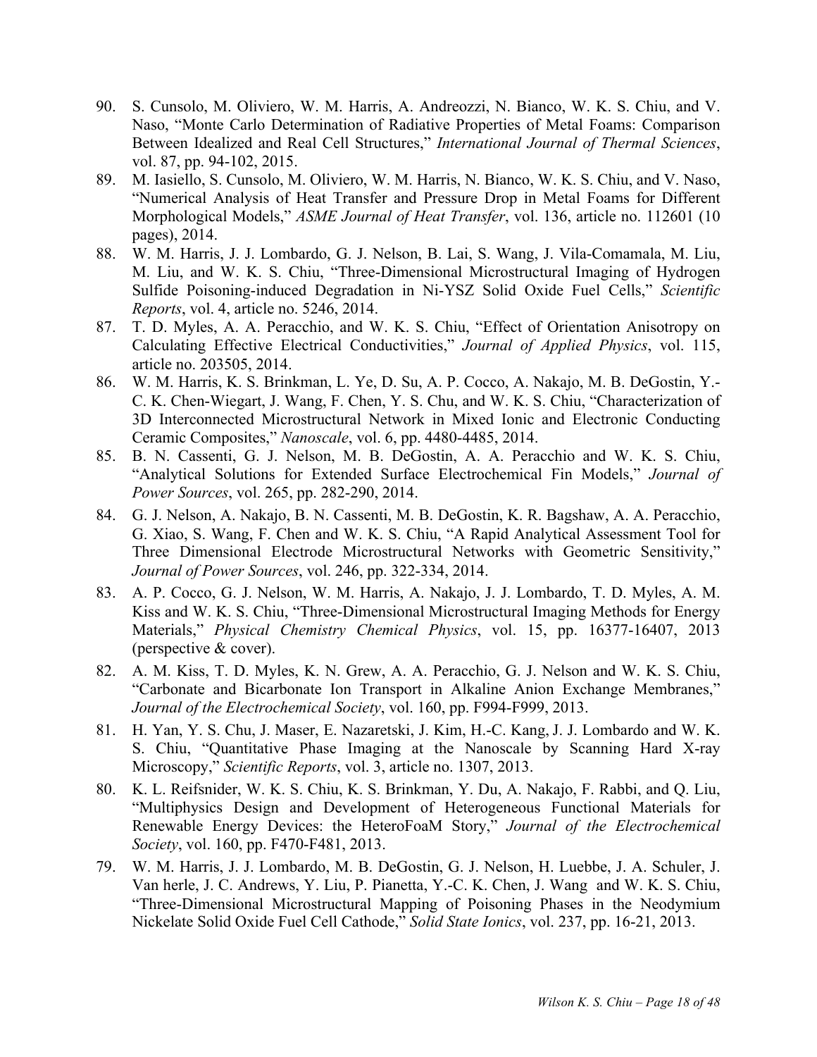90. S. Cunsolo, M. Oliviero, W. M. Harris, A. Andreozzi, N. Bianco, W. K. S. Chiu, and V. Naso, "Monte Carlo Determination of Radiative Properties of Metal Foams: Comparison Between Idealized and Real Cell Structures," *International Journal of Thermal Sciences*, vol. 87, pp. 94-102, 2015.
89. M. Iasiello, S. Cunsolo, M. Oliviero, W. M. Harris, N. Bianco, W. K. S. Chiu, and V. Naso, "Numerical Analysis of Heat Transfer and Pressure Drop in Metal Foams for Different Morphological Models," *ASME Journal of Heat Transfer*, vol. 136, article no. 112601 (10 pages), 2014.
88. W. M. Harris, J. J. Lombardo, G. J. Nelson, B. Lai, S. Wang, J. Vila-Comamala, M. Liu, M. Liu, and W. K. S. Chiu, "Three-Dimensional Microstructural Imaging of Hydrogen Sulfide Poisoning-induced Degradation in Ni-YSZ Solid Oxide Fuel Cells," *Scientific Reports*, vol. 4, article no. 5246, 2014.
87. T. D. Myles, A. A. Peracchio, and W. K. S. Chiu, "Effect of Orientation Anisotropy on Calculating Effective Electrical Conductivities," *Journal of Applied Physics*, vol. 115, article no. 203505, 2014.
86. W. M. Harris, K. S. Brinkman, L. Ye, D. Su, A. P. Cocco, A. Nakajo, M. B. DeGostin, Y.-C. K. Chen-Wiegart, J. Wang, F. Chen, Y. S. Chu, and W. K. S. Chiu, "Characterization of 3D Interconnected Microstructural Network in Mixed Ionic and Electronic Conducting Ceramic Composites," *Nanoscale*, vol. 6, pp. 4480-4485, 2014.
85. B. N. Cassenti, G. J. Nelson, M. B. DeGostin, A. A. Peracchio and W. K. S. Chiu, "Analytical Solutions for Extended Surface Electrochemical Fin Models," *Journal of Power Sources*, vol. 265, pp. 282-290, 2014.
84. G. J. Nelson, A. Nakajo, B. N. Cassenti, M. B. DeGostin, K. R. Bagshaw, A. A. Peracchio, G. Xiao, S. Wang, F. Chen and W. K. S. Chiu, "A Rapid Analytical Assessment Tool for Three Dimensional Electrode Microstructural Networks with Geometric Sensitivity," *Journal of Power Sources*, vol. 246, pp. 322-334, 2014.
83. A. P. Cocco, G. J. Nelson, W. M. Harris, A. Nakajo, J. J. Lombardo, T. D. Myles, A. M. Kiss and W. K. S. Chiu, "Three-Dimensional Microstructural Imaging Methods for Energy Materials," *Physical Chemistry Chemical Physics*, vol. 15, pp. 16377-16407, 2013 (perspective & cover).
82. A. M. Kiss, T. D. Myles, K. N. Grew, A. A. Peracchio, G. J. Nelson and W. K. S. Chiu, "Carbonate and Bicarbonate Ion Transport in Alkaline Anion Exchange Membranes," *Journal of the Electrochemical Society*, vol. 160, pp. F994-F999, 2013.
81. H. Yan, Y. S. Chu, J. Maser, E. Nazaretski, J. Kim, H.-C. Kang, J. J. Lombardo and W. K. S. Chiu, "Quantitative Phase Imaging at the Nanoscale by Scanning Hard X-ray Microscopy," *Scientific Reports*, vol. 3, article no. 1307, 2013.
80. K. L. Reifsnider, W. K. S. Chiu, K. S. Brinkman, Y. Du, A. Nakajo, F. Rabbi, and Q. Liu, "Multiphysics Design and Development of Heterogeneous Functional Materials for Renewable Energy Devices: the HeteroFoaM Story," *Journal of the Electrochemical Society*, vol. 160, pp. F470-F481, 2013.
79. W. M. Harris, J. J. Lombardo, M. B. DeGostin, G. J. Nelson, H. Luebbe, J. A. Schuler, J. Van herle, J. C. Andrews, Y. Liu, P. Pianetta, Y.-C. K. Chen, J. Wang and W. K. S. Chiu, "Three-Dimensional Microstructural Mapping of Poisoning Phases in the Neodymium Nickelate Solid Oxide Fuel Cell Cathode," *Solid State Ionics*, vol. 237, pp. 16-21, 2013.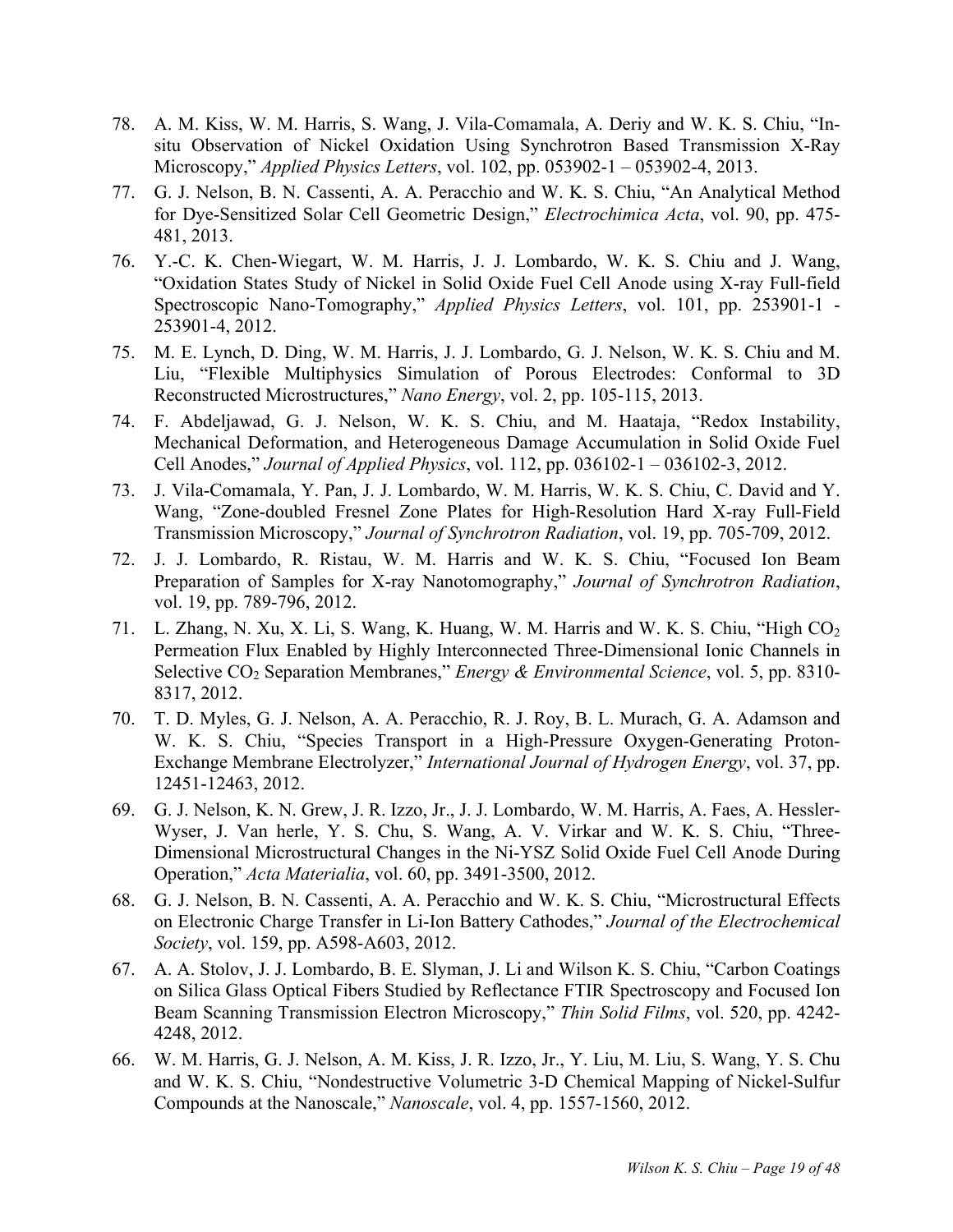78. A. M. Kiss, W. M. Harris, S. Wang, J. Vila-Comamala, A. Deriy and W. K. S. Chiu, "In-situ Observation of Nickel Oxidation Using Synchrotron Based Transmission X-Ray Microscopy," *Applied Physics Letters*, vol. 102, pp. 053902-1 – 053902-4, 2013.
77. G. J. Nelson, B. N. Cassenti, A. A. Peracchio and W. K. S. Chiu, "An Analytical Method for Dye-Sensitized Solar Cell Geometric Design," *Electrochimica Acta*, vol. 90, pp. 475-481, 2013.
76. Y.-C. K. Chen-Wiegart, W. M. Harris, J. J. Lombardo, W. K. S. Chiu and J. Wang, "Oxidation States Study of Nickel in Solid Oxide Fuel Cell Anode using X-ray Full-field Spectroscopic Nano-Tomography," *Applied Physics Letters*, vol. 101, pp. 253901-1 - 253901-4, 2012.
75. M. E. Lynch, D. Ding, W. M. Harris, J. J. Lombardo, G. J. Nelson, W. K. S. Chiu and M. Liu, "Flexible Multiphysics Simulation of Porous Electrodes: Conformal to 3D Reconstructed Microstructures," *Nano Energy*, vol. 2, pp. 105-115, 2013.
74. F. Abdeljawad, G. J. Nelson, W. K. S. Chiu, and M. Haataja, "Redox Instability, Mechanical Deformation, and Heterogeneous Damage Accumulation in Solid Oxide Fuel Cell Anodes," *Journal of Applied Physics*, vol. 112, pp. 036102-1 – 036102-3, 2012.
73. J. Vila-Comamala, Y. Pan, J. J. Lombardo, W. M. Harris, W. K. S. Chiu, C. David and Y. Wang, "Zone-doubled Fresnel Zone Plates for High-Resolution Hard X-ray Full-Field Transmission Microscopy," *Journal of Synchrotron Radiation*, vol. 19, pp. 705-709, 2012.
72. J. J. Lombardo, R. Ristau, W. M. Harris and W. K. S. Chiu, "Focused Ion Beam Preparation of Samples for X-ray Nanotomography," *Journal of Synchrotron Radiation*, vol. 19, pp. 789-796, 2012.
71. L. Zhang, N. Xu, X. Li, S. Wang, K. Huang, W. M. Harris and W. K. S. Chiu, "High $CO_2$ Permeation Flux Enabled by Highly Interconnected Three-Dimensional Ionic Channels in Selective $CO_2$ Separation Membranes," *Energy & Environmental Science*, vol. 5, pp. 8310-8317, 2012.
70. T. D. Myles, G. J. Nelson, A. A. Peracchio, R. J. Roy, B. L. Murach, G. A. Adamson and W. K. S. Chiu, "Species Transport in a High-Pressure Oxygen-Generating Proton-Exchange Membrane Electrolyzer," *International Journal of Hydrogen Energy*, vol. 37, pp. 12451-12463, 2012.
69. G. J. Nelson, K. N. Grew, J. R. Izzo, Jr., J. J. Lombardo, W. M. Harris, A. Faes, A. Hessler-Wyser, J. Van herle, Y. S. Chu, S. Wang, A. V. Virkar and W. K. S. Chiu, "Three-Dimensional Microstructural Changes in the Ni-YSZ Solid Oxide Fuel Cell Anode During Operation," *Acta Materialia*, vol. 60, pp. 3491-3500, 2012.
68. G. J. Nelson, B. N. Cassenti, A. A. Peracchio and W. K. S. Chiu, "Microstructural Effects on Electronic Charge Transfer in Li-Ion Battery Cathodes," *Journal of the Electrochemical Society*, vol. 159, pp. A598-A603, 2012.
67. A. A. Stolov, J. J. Lombardo, B. E. Slyman, J. Li and Wilson K. S. Chiu, "Carbon Coatings on Silica Glass Optical Fibers Studied by Reflectance FTIR Spectroscopy and Focused Ion Beam Scanning Transmission Electron Microscopy," *Thin Solid Films*, vol. 520, pp. 4242-4248, 2012.
66. W. M. Harris, G. J. Nelson, A. M. Kiss, J. R. Izzo, Jr., Y. Liu, M. Liu, S. Wang, Y. S. Chu and W. K. S. Chiu, "Nondestructive Volumetric 3-D Chemical Mapping of Nickel-Sulfur Compounds at the Nanoscale," *Nanoscale*, vol. 4, pp. 1557-1560, 2012.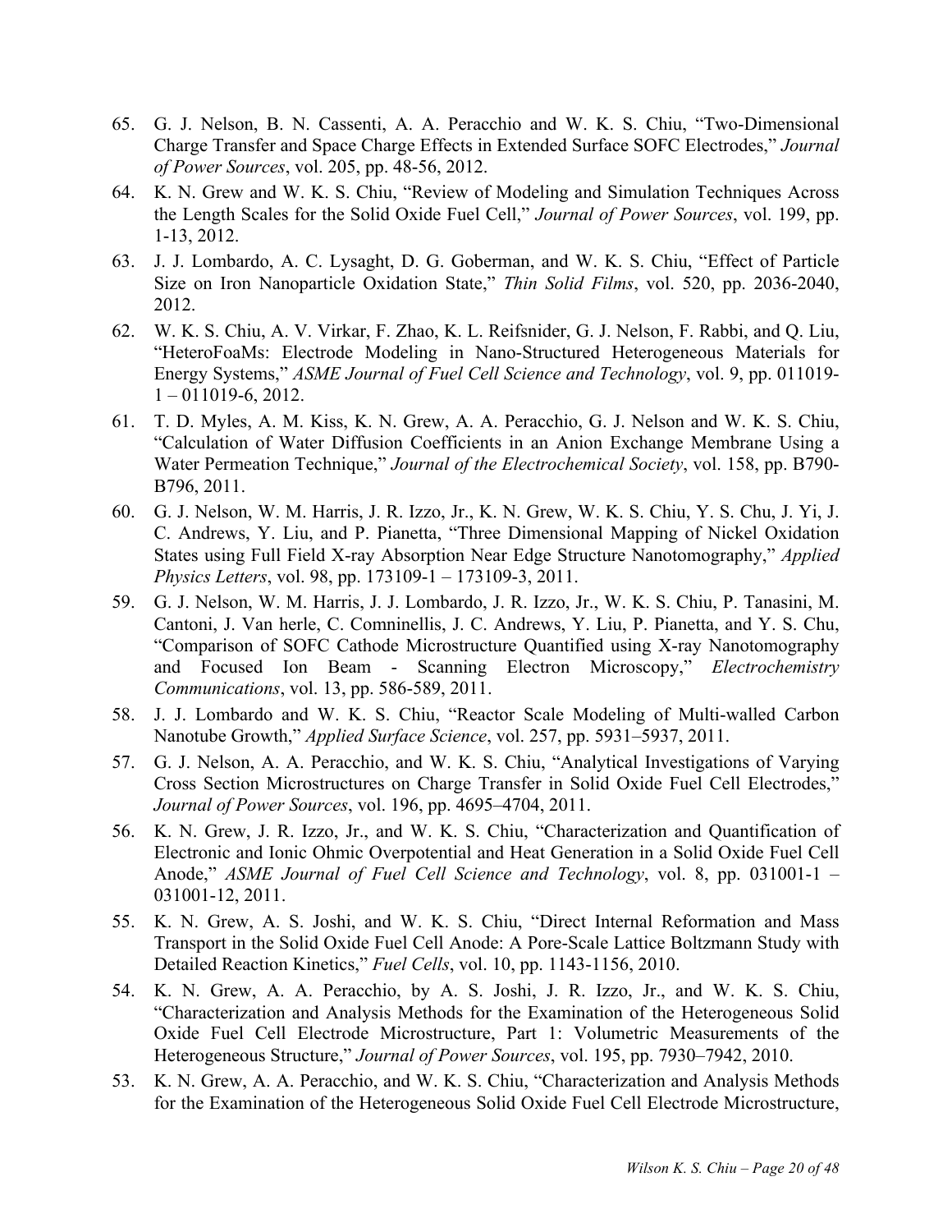65. G. J. Nelson, B. N. Cassenti, A. A. Peracchio and W. K. S. Chiu, "Two-Dimensional Charge Transfer and Space Charge Effects in Extended Surface SOFC Electrodes," *Journal of Power Sources*, vol. 205, pp. 48-56, 2012.

64. K. N. Grew and W. K. S. Chiu, "Review of Modeling and Simulation Techniques Across the Length Scales for the Solid Oxide Fuel Cell," *Journal of Power Sources*, vol. 199, pp. 1-13, 2012.

63. J. J. Lombardo, A. C. Lysaght, D. G. Goberman, and W. K. S. Chiu, "Effect of Particle Size on Iron Nanoparticle Oxidation State," *Thin Solid Films*, vol. 520, pp. 2036-2040, 2012.

62. W. K. S. Chiu, A. V. Virkar, F. Zhao, K. L. Reifsnider, G. J. Nelson, F. Rabbi, and Q. Liu, "HeteroFoaMs: Electrode Modeling in Nano-Structured Heterogeneous Materials for Energy Systems," *ASME Journal of Fuel Cell Science and Technology*, vol. 9, pp. 011019-1 – 011019-6, 2012.

61. T. D. Myles, A. M. Kiss, K. N. Grew, A. A. Peracchio, G. J. Nelson and W. K. S. Chiu, "Calculation of Water Diffusion Coefficients in an Anion Exchange Membrane Using a Water Permeation Technique," *Journal of the Electrochemical Society*, vol. 158, pp. B790-B796, 2011.

60. G. J. Nelson, W. M. Harris, J. R. Izzo, Jr., K. N. Grew, W. K. S. Chiu, Y. S. Chu, J. Yi, J. C. Andrews, Y. Liu, and P. Pianetta, "Three Dimensional Mapping of Nickel Oxidation States using Full Field X-ray Absorption Near Edge Structure Nanotomography," *Applied Physics Letters*, vol. 98, pp. 173109-1 – 173109-3, 2011.

59. G. J. Nelson, W. M. Harris, J. J. Lombardo, J. R. Izzo, Jr., W. K. S. Chiu, P. Tanasini, M. Cantoni, J. Van herle, C. Comninellis, J. C. Andrews, Y. Liu, P. Pianetta, and Y. S. Chu, "Comparison of SOFC Cathode Microstructure Quantified using X-ray Nanotomography and Focused Ion Beam - Scanning Electron Microscopy," *Electrochemistry Communications*, vol. 13, pp. 586-589, 2011.

58. J. J. Lombardo and W. K. S. Chiu, "Reactor Scale Modeling of Multi-walled Carbon Nanotube Growth," *Applied Surface Science*, vol. 257, pp. 5931–5937, 2011.

57. G. J. Nelson, A. A. Peracchio, and W. K. S. Chiu, "Analytical Investigations of Varying Cross Section Microstructures on Charge Transfer in Solid Oxide Fuel Cell Electrodes," *Journal of Power Sources*, vol. 196, pp. 4695–4704, 2011.

56. K. N. Grew, J. R. Izzo, Jr., and W. K. S. Chiu, "Characterization and Quantification of Electronic and Ionic Ohmic Overpotential and Heat Generation in a Solid Oxide Fuel Cell Anode," *ASME Journal of Fuel Cell Science and Technology*, vol. 8, pp. 031001-1 – 031001-12, 2011.

55. K. N. Grew, A. S. Joshi, and W. K. S. Chiu, "Direct Internal Reformation and Mass Transport in the Solid Oxide Fuel Cell Anode: A Pore-Scale Lattice Boltzmann Study with Detailed Reaction Kinetics," *Fuel Cells*, vol. 10, pp. 1143-1156, 2010.

54. K. N. Grew, A. A. Peracchio, by A. S. Joshi, J. R. Izzo, Jr., and W. K. S. Chiu, "Characterization and Analysis Methods for the Examination of the Heterogeneous Solid Oxide Fuel Cell Electrode Microstructure, Part 1: Volumetric Measurements of the Heterogeneous Structure," *Journal of Power Sources*, vol. 195, pp. 7930–7942, 2010.

53. K. N. Grew, A. A. Peracchio, and W. K. S. Chiu, "Characterization and Analysis Methods for the Examination of the Heterogeneous Solid Oxide Fuel Cell Electrode Microstructure,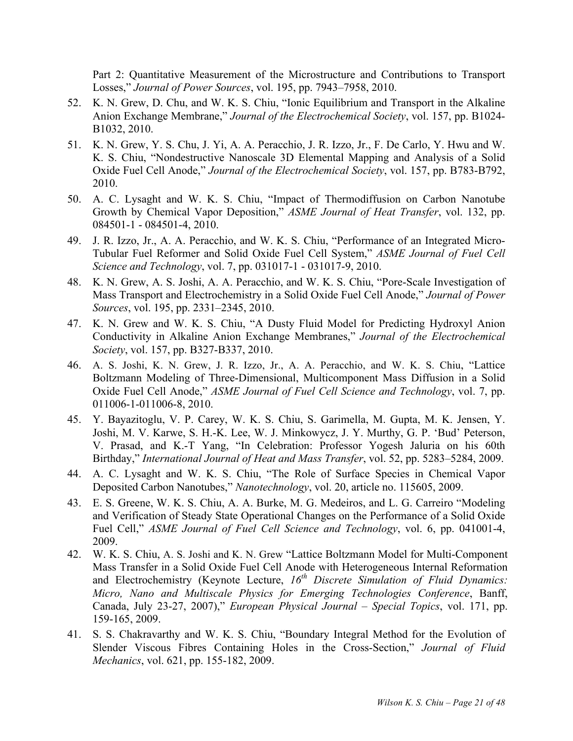Part 2: Quantitative Measurement of the Microstructure and Contributions to Transport Losses," *Journal of Power Sources*, vol. 195, pp. 7943–7958, 2010.

52. K. N. Grew, D. Chu, and W. K. S. Chiu, "Ionic Equilibrium and Transport in the Alkaline Anion Exchange Membrane," *Journal of the Electrochemical Society*, vol. 157, pp. B1024-B1032, 2010.

51. K. N. Grew, Y. S. Chu, J. Yi, A. A. Peracchio, J. R. Izzo, Jr., F. De Carlo, Y. Hwu and W. K. S. Chiu, "Nondestructive Nanoscale 3D Elemental Mapping and Analysis of a Solid Oxide Fuel Cell Anode," *Journal of the Electrochemical Society*, vol. 157, pp. B783-B792, 2010.

50. A. C. Lysaght and W. K. S. Chiu, "Impact of Thermodiffusion on Carbon Nanotube Growth by Chemical Vapor Deposition," *ASME Journal of Heat Transfer*, vol. 132, pp. 084501-1 - 084501-4, 2010.

49. J. R. Izzo, Jr., A. A. Peracchio, and W. K. S. Chiu, "Performance of an Integrated Micro-Tubular Fuel Reformer and Solid Oxide Fuel Cell System," *ASME Journal of Fuel Cell Science and Technology*, vol. 7, pp. 031017-1 - 031017-9, 2010.

48. K. N. Grew, A. S. Joshi, A. A. Peracchio, and W. K. S. Chiu, "Pore-Scale Investigation of Mass Transport and Electrochemistry in a Solid Oxide Fuel Cell Anode," *Journal of Power Sources*, vol. 195, pp. 2331–2345, 2010.

47. K. N. Grew and W. K. S. Chiu, "A Dusty Fluid Model for Predicting Hydroxyl Anion Conductivity in Alkaline Anion Exchange Membranes," *Journal of the Electrochemical Society*, vol. 157, pp. B327-B337, 2010.

46. A. S. Joshi, K. N. Grew, J. R. Izzo, Jr., A. A. Peracchio, and W. K. S. Chiu, "Lattice Boltzmann Modeling of Three-Dimensional, Multicomponent Mass Diffusion in a Solid Oxide Fuel Cell Anode," *ASME Journal of Fuel Cell Science and Technology*, vol. 7, pp. 011006-1-011006-8, 2010.

45. Y. Bayazitoglu, V. P. Carey, W. K. S. Chiu, S. Garimella, M. Gupta, M. K. Jensen, Y. Joshi, M. V. Karwe, S. H.-K. Lee, W. J. Minkowycz, J. Y. Murthy, G. P. 'Bud' Peterson, V. Prasad, and K.-T Yang, "In Celebration: Professor Yogesh Jaluria on his 60th Birthday," *International Journal of Heat and Mass Transfer*, vol. 52, pp. 5283–5284, 2009.

44. A. C. Lysaght and W. K. S. Chiu, "The Role of Surface Species in Chemical Vapor Deposited Carbon Nanotubes," *Nanotechnology*, vol. 20, article no. 115605, 2009.

43. E. S. Greene, W. K. S. Chiu, A. A. Burke, M. G. Medeiros, and L. G. Carreiro "Modeling and Verification of Steady State Operational Changes on the Performance of a Solid Oxide Fuel Cell," *ASME Journal of Fuel Cell Science and Technology*, vol. 6, pp. 041001-4, 2009.

42. W. K. S. Chiu, A. S. Joshi and K. N. Grew "Lattice Boltzmann Model for Multi-Component Mass Transfer in a Solid Oxide Fuel Cell Anode with Heterogeneous Internal Reformation and Electrochemistry (Keynote Lecture, *16th Discrete Simulation of Fluid Dynamics: Micro, Nano and Multiscale Physics for Emerging Technologies Conference*, Banff, Canada, July 23-27, 2007)," *European Physical Journal – Special Topics*, vol. 171, pp. 159-165, 2009.

41. S. S. Chakravarthy and W. K. S. Chiu, "Boundary Integral Method for the Evolution of Slender Viscous Fibres Containing Holes in the Cross-Section," *Journal of Fluid Mechanics*, vol. 621, pp. 155-182, 2009.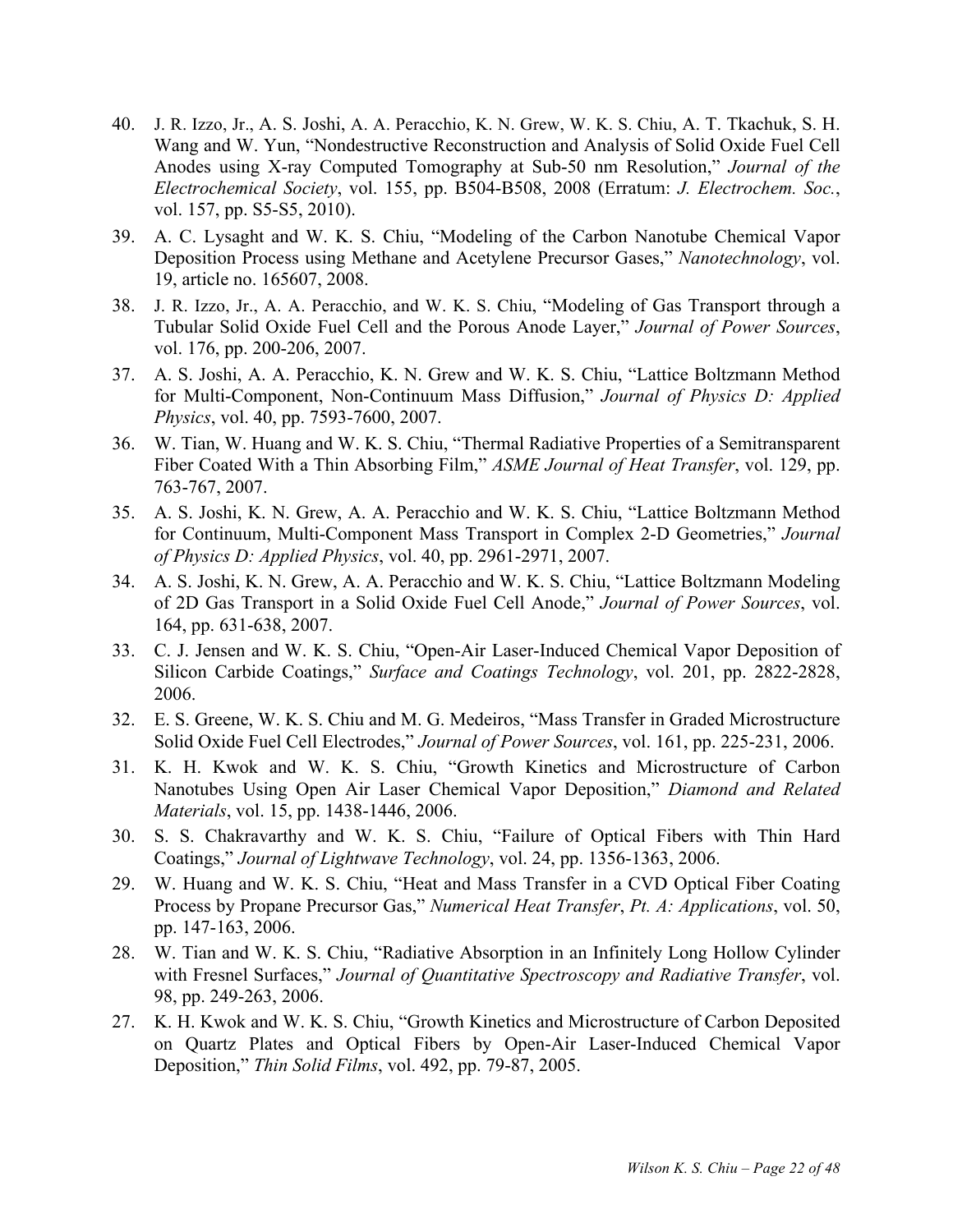40. J. R. Izzo, Jr., A. S. Joshi, A. A. Peracchio, K. N. Grew, W. K. S. Chiu, A. T. Tkachuk, S. H. Wang and W. Yun, "Nondestructive Reconstruction and Analysis of Solid Oxide Fuel Cell Anodes using X-ray Computed Tomography at Sub-50 nm Resolution," *Journal of the Electrochemical Society*, vol. 155, pp. B504-B508, 2008 (Erratum: *J. Electrochem. Soc.*, vol. 157, pp. S5-S5, 2010).

39. A. C. Lysaght and W. K. S. Chiu, "Modeling of the Carbon Nanotube Chemical Vapor Deposition Process using Methane and Acetylene Precursor Gases," *Nanotechnology*, vol. 19, article no. 165607, 2008.

38. J. R. Izzo, Jr., A. A. Peracchio, and W. K. S. Chiu, "Modeling of Gas Transport through a Tubular Solid Oxide Fuel Cell and the Porous Anode Layer," *Journal of Power Sources*, vol. 176, pp. 200-206, 2007.

37. A. S. Joshi, A. A. Peracchio, K. N. Grew and W. K. S. Chiu, "Lattice Boltzmann Method for Multi-Component, Non-Continuum Mass Diffusion," *Journal of Physics D: Applied Physics*, vol. 40, pp. 7593-7600, 2007.

36. W. Tian, W. Huang and W. K. S. Chiu, "Thermal Radiative Properties of a Semitransparent Fiber Coated With a Thin Absorbing Film," *ASME Journal of Heat Transfer*, vol. 129, pp. 763-767, 2007.

35. A. S. Joshi, K. N. Grew, A. A. Peracchio and W. K. S. Chiu, "Lattice Boltzmann Method for Continuum, Multi-Component Mass Transport in Complex 2-D Geometries," *Journal of Physics D: Applied Physics*, vol. 40, pp. 2961-2971, 2007.

34. A. S. Joshi, K. N. Grew, A. A. Peracchio and W. K. S. Chiu, "Lattice Boltzmann Modeling of 2D Gas Transport in a Solid Oxide Fuel Cell Anode," *Journal of Power Sources*, vol. 164, pp. 631-638, 2007.

33. C. J. Jensen and W. K. S. Chiu, "Open-Air Laser-Induced Chemical Vapor Deposition of Silicon Carbide Coatings," *Surface and Coatings Technology*, vol. 201, pp. 2822-2828, 2006.

32. E. S. Greene, W. K. S. Chiu and M. G. Medeiros, "Mass Transfer in Graded Microstructure Solid Oxide Fuel Cell Electrodes," *Journal of Power Sources*, vol. 161, pp. 225-231, 2006.

31. K. H. Kwok and W. K. S. Chiu, "Growth Kinetics and Microstructure of Carbon Nanotubes Using Open Air Laser Chemical Vapor Deposition," *Diamond and Related Materials*, vol. 15, pp. 1438-1446, 2006.

30. S. S. Chakravarthy and W. K. S. Chiu, "Failure of Optical Fibers with Thin Hard Coatings," *Journal of Lightwave Technology*, vol. 24, pp. 1356-1363, 2006.

29. W. Huang and W. K. S. Chiu, "Heat and Mass Transfer in a CVD Optical Fiber Coating Process by Propane Precursor Gas," *Numerical Heat Transfer*, *Pt. A: Applications*, vol. 50, pp. 147-163, 2006.

28. W. Tian and W. K. S. Chiu, "Radiative Absorption in an Infinitely Long Hollow Cylinder with Fresnel Surfaces," *Journal of Quantitative Spectroscopy and Radiative Transfer*, vol. 98, pp. 249-263, 2006.

27. K. H. Kwok and W. K. S. Chiu, "Growth Kinetics and Microstructure of Carbon Deposited on Quartz Plates and Optical Fibers by Open-Air Laser-Induced Chemical Vapor Deposition," *Thin Solid Films*, vol. 492, pp. 79-87, 2005.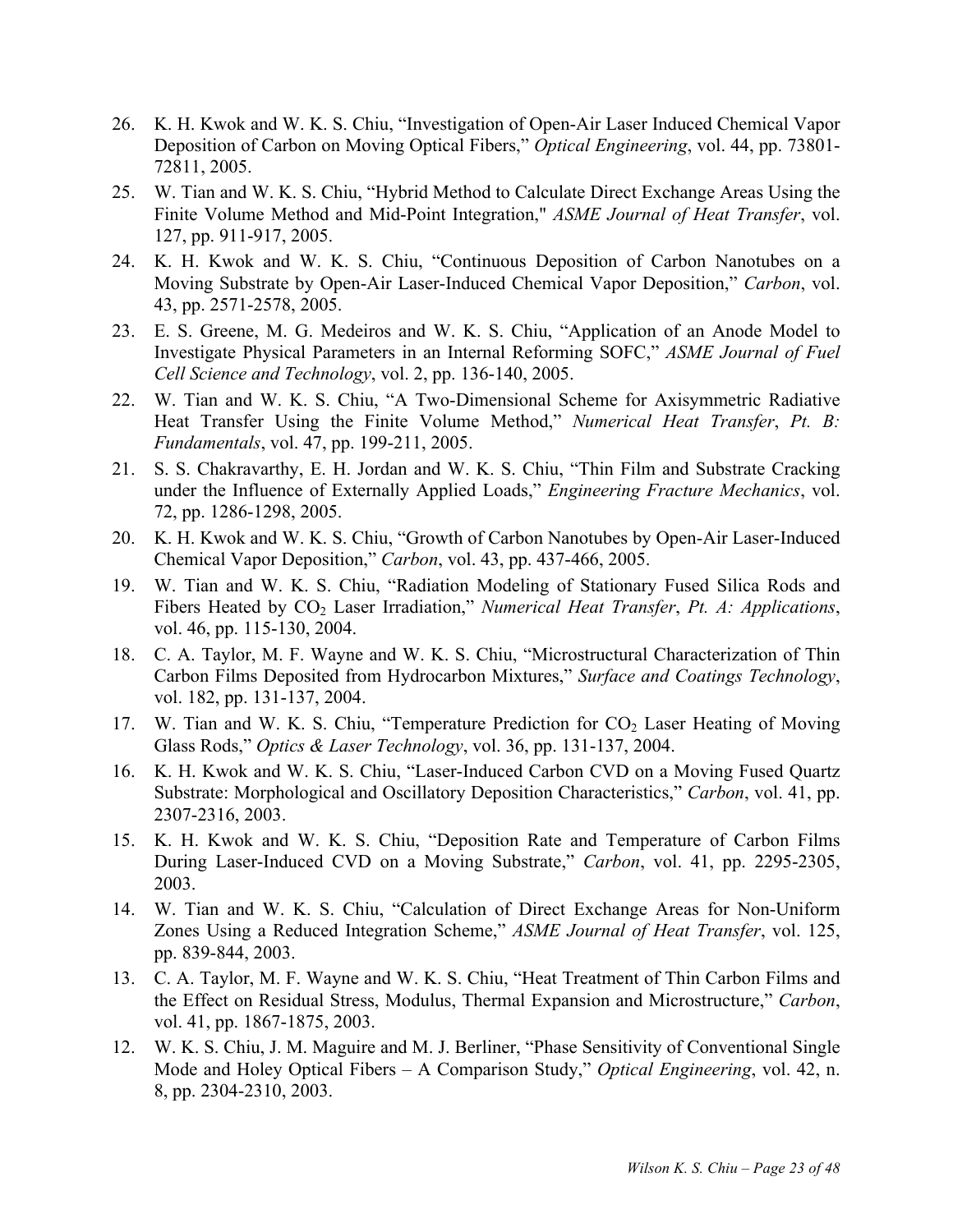26. K. H. Kwok and W. K. S. Chiu, “Investigation of Open-Air Laser Induced Chemical Vapor Deposition of Carbon on Moving Optical Fibers,” *Optical Engineering*, vol. 44, pp. 73801-72811, 2005.

25. W. Tian and W. K. S. Chiu, “Hybrid Method to Calculate Direct Exchange Areas Using the Finite Volume Method and Mid-Point Integration," *ASME Journal of Heat Transfer*, vol. 127, pp. 911-917, 2005.

24. K. H. Kwok and W. K. S. Chiu, “Continuous Deposition of Carbon Nanotubes on a Moving Substrate by Open-Air Laser-Induced Chemical Vapor Deposition,” *Carbon*, vol. 43, pp. 2571-2578, 2005.

23. E. S. Greene, M. G. Medeiros and W. K. S. Chiu, “Application of an Anode Model to Investigate Physical Parameters in an Internal Reforming SOFC,” *ASME Journal of Fuel Cell Science and Technology*, vol. 2, pp. 136-140, 2005.

22. W. Tian and W. K. S. Chiu, “A Two-Dimensional Scheme for Axisymmetric Radiative Heat Transfer Using the Finite Volume Method,” *Numerical Heat Transfer*, *Pt. B: Fundamentals*, vol. 47, pp. 199-211, 2005.

21. S. S. Chakravarthy, E. H. Jordan and W. K. S. Chiu, “Thin Film and Substrate Cracking under the Influence of Externally Applied Loads,” *Engineering Fracture Mechanics*, vol. 72, pp. 1286-1298, 2005.

20. K. H. Kwok and W. K. S. Chiu, “Growth of Carbon Nanotubes by Open-Air Laser-Induced Chemical Vapor Deposition,” *Carbon*, vol. 43, pp. 437-466, 2005.

19. W. Tian and W. K. S. Chiu, “Radiation Modeling of Stationary Fused Silica Rods and Fibers Heated by $CO_2$ Laser Irradiation,” *Numerical Heat Transfer*, *Pt. A: Applications*, vol. 46, pp. 115-130, 2004.

18. C. A. Taylor, M. F. Wayne and W. K. S. Chiu, “Microstructural Characterization of Thin Carbon Films Deposited from Hydrocarbon Mixtures,” *Surface and Coatings Technology*, vol. 182, pp. 131-137, 2004.

17. W. Tian and W. K. S. Chiu, “Temperature Prediction for $CO_2$ Laser Heating of Moving Glass Rods,” *Optics & Laser Technology*, vol. 36, pp. 131-137, 2004.

16. K. H. Kwok and W. K. S. Chiu, “Laser-Induced Carbon CVD on a Moving Fused Quartz Substrate: Morphological and Oscillatory Deposition Characteristics,” *Carbon*, vol. 41, pp. 2307-2316, 2003.

15. K. H. Kwok and W. K. S. Chiu, “Deposition Rate and Temperature of Carbon Films During Laser-Induced CVD on a Moving Substrate,” *Carbon*, vol. 41, pp. 2295-2305, 2003.

14. W. Tian and W. K. S. Chiu, “Calculation of Direct Exchange Areas for Non-Uniform Zones Using a Reduced Integration Scheme,” *ASME Journal of Heat Transfer*, vol. 125, pp. 839-844, 2003.

13. C. A. Taylor, M. F. Wayne and W. K. S. Chiu, “Heat Treatment of Thin Carbon Films and the Effect on Residual Stress, Modulus, Thermal Expansion and Microstructure,” *Carbon*, vol. 41, pp. 1867-1875, 2003.

12. W. K. S. Chiu, J. M. Maguire and M. J. Berliner, “Phase Sensitivity of Conventional Single Mode and Holey Optical Fibers – A Comparison Study,” *Optical Engineering*, vol. 42, n. 8, pp. 2304-2310, 2003.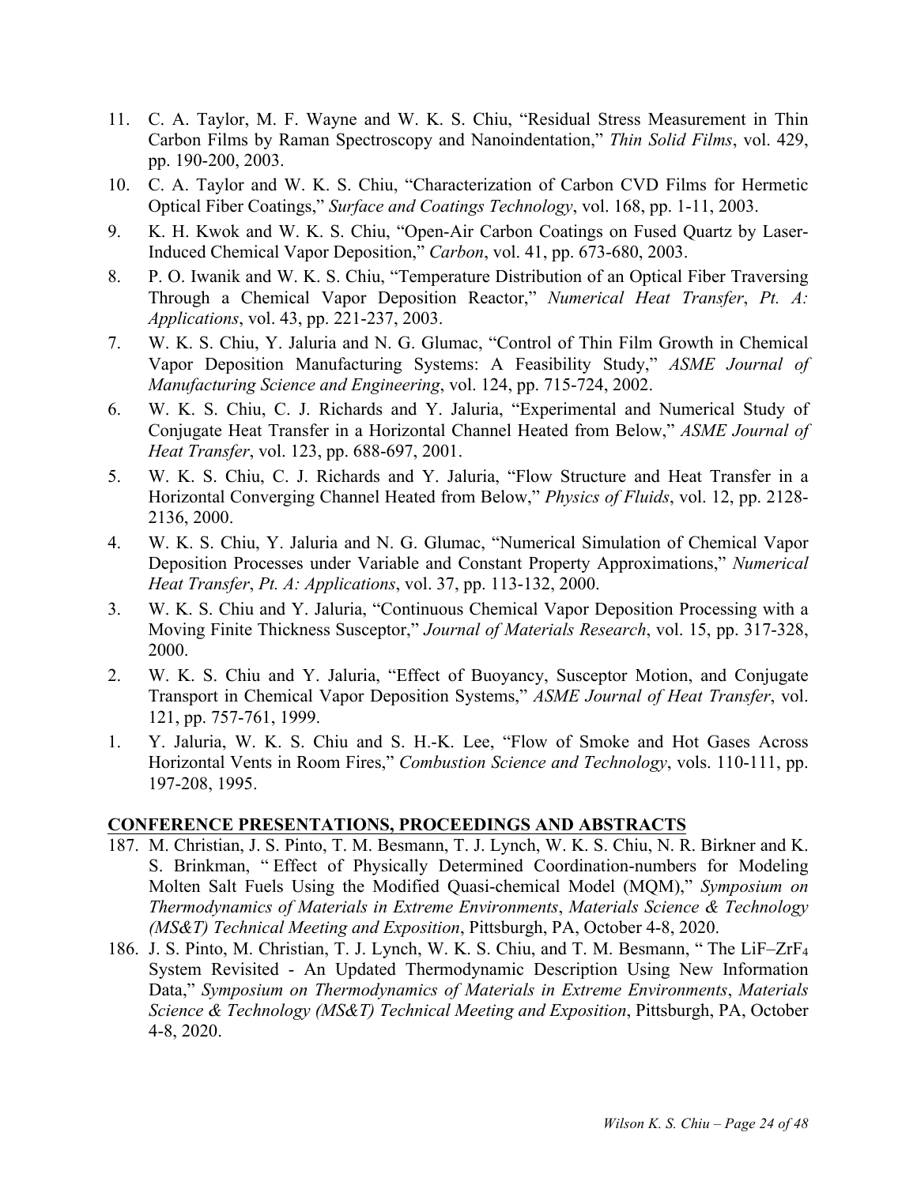11. C. A. Taylor, M. F. Wayne and W. K. S. Chiu, "Residual Stress Measurement in Thin Carbon Films by Raman Spectroscopy and Nanoindentation," *Thin Solid Films*, vol. 429, pp. 190-200, 2003.
10. C. A. Taylor and W. K. S. Chiu, "Characterization of Carbon CVD Films for Hermetic Optical Fiber Coatings," *Surface and Coatings Technology*, vol. 168, pp. 1-11, 2003.
9. K. H. Kwok and W. K. S. Chiu, "Open-Air Carbon Coatings on Fused Quartz by Laser-Induced Chemical Vapor Deposition," *Carbon*, vol. 41, pp. 673-680, 2003.
8. P. O. Iwanik and W. K. S. Chiu, "Temperature Distribution of an Optical Fiber Traversing Through a Chemical Vapor Deposition Reactor," *Numerical Heat Transfer*, *Pt. A: Applications*, vol. 43, pp. 221-237, 2003.
7. W. K. S. Chiu, Y. Jaluria and N. G. Glumac, "Control of Thin Film Growth in Chemical Vapor Deposition Manufacturing Systems: A Feasibility Study," *ASME Journal of Manufacturing Science and Engineering*, vol. 124, pp. 715-724, 2002.
6. W. K. S. Chiu, C. J. Richards and Y. Jaluria, "Experimental and Numerical Study of Conjugate Heat Transfer in a Horizontal Channel Heated from Below," *ASME Journal of Heat Transfer*, vol. 123, pp. 688-697, 2001.
5. W. K. S. Chiu, C. J. Richards and Y. Jaluria, "Flow Structure and Heat Transfer in a Horizontal Converging Channel Heated from Below," *Physics of Fluids*, vol. 12, pp. 2128-2136, 2000.
4. W. K. S. Chiu, Y. Jaluria and N. G. Glumac, "Numerical Simulation of Chemical Vapor Deposition Processes under Variable and Constant Property Approximations," *Numerical Heat Transfer*, *Pt. A: Applications*, vol. 37, pp. 113-132, 2000.
3. W. K. S. Chiu and Y. Jaluria, "Continuous Chemical Vapor Deposition Processing with a Moving Finite Thickness Susceptor," *Journal of Materials Research*, vol. 15, pp. 317-328, 2000.
2. W. K. S. Chiu and Y. Jaluria, "Effect of Buoyancy, Susceptor Motion, and Conjugate Transport in Chemical Vapor Deposition Systems," *ASME Journal of Heat Transfer*, vol. 121, pp. 757-761, 1999.
1. Y. Jaluria, W. K. S. Chiu and S. H.-K. Lee, "Flow of Smoke and Hot Gases Across Horizontal Vents in Room Fires," *Combustion Science and Technology*, vols. 110-111, pp. 197-208, 1995.

## CONFERENCE PRESENTATIONS, PROCEEDINGS AND ABSTRACTS

187. M. Christian, J. S. Pinto, T. M. Besmann, T. J. Lynch, W. K. S. Chiu, N. R. Birkner and K. S. Brinkman, " Effect of Physically Determined Coordination-numbers for Modeling Molten Salt Fuels Using the Modified Quasi-chemical Model (MQM)," *Symposium on Thermodynamics of Materials in Extreme Environments*, *Materials Science & Technology (MS&T) Technical Meeting and Exposition*, Pittsburgh, PA, October 4-8, 2020.
186. J. S. Pinto, M. Christian, T. J. Lynch, W. K. S. Chiu, and T. M. Besmann, " The LiF–$ZrF_4$ System Revisited - An Updated Thermodynamic Description Using New Information Data," *Symposium on Thermodynamics of Materials in Extreme Environments*, *Materials Science & Technology (MS&T) Technical Meeting and Exposition*, Pittsburgh, PA, October 4-8, 2020.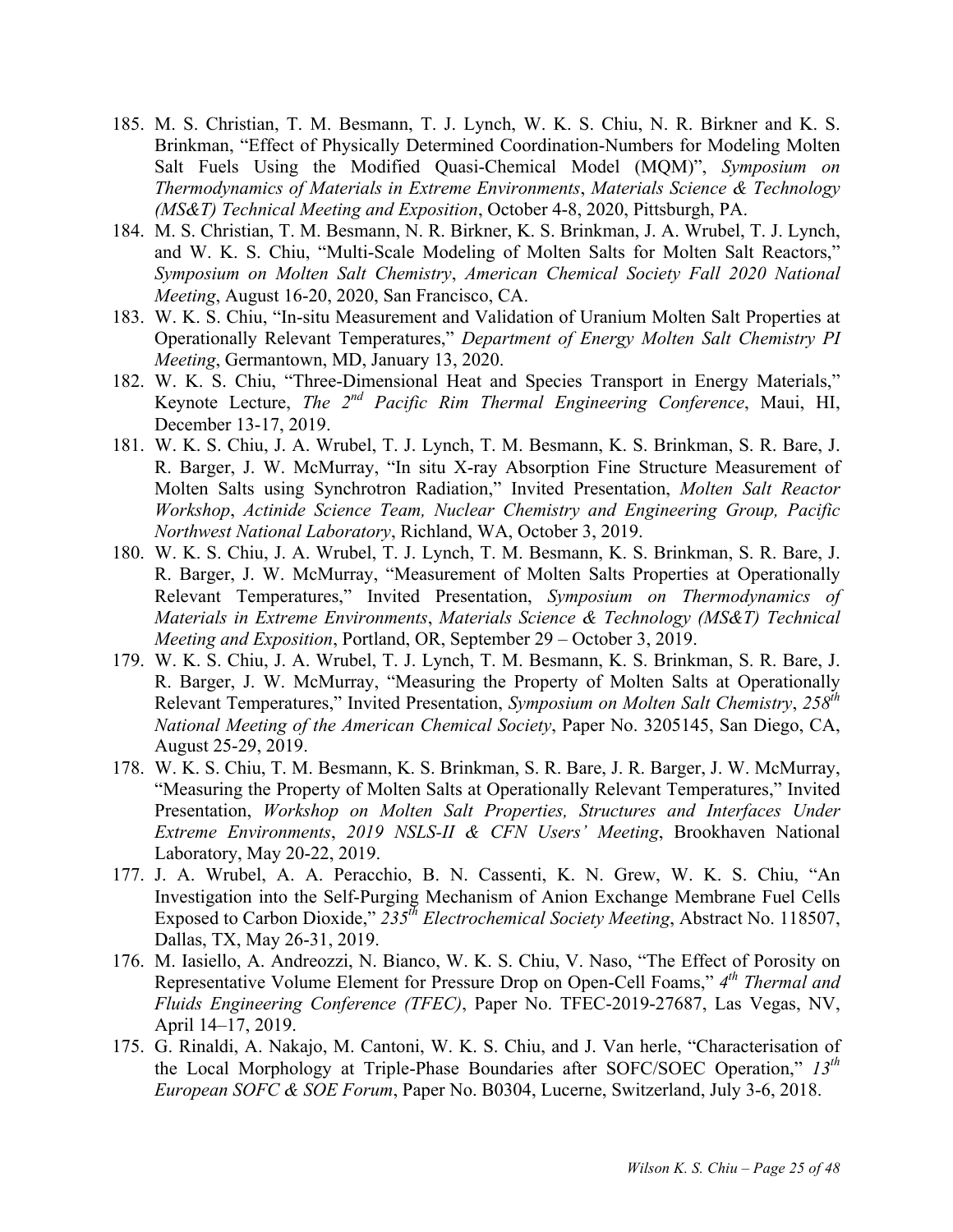185. M. S. Christian, T. M. Besmann, T. J. Lynch, W. K. S. Chiu, N. R. Birkner and K. S. Brinkman, "Effect of Physically Determined Coordination-Numbers for Modeling Molten Salt Fuels Using the Modified Quasi-Chemical Model (MQM)", *Symposium on Thermodynamics of Materials in Extreme Environments*, *Materials Science & Technology (MS&T) Technical Meeting and Exposition*, October 4-8, 2020, Pittsburgh, PA.
184. M. S. Christian, T. M. Besmann, N. R. Birkner, K. S. Brinkman, J. A. Wrubel, T. J. Lynch, and W. K. S. Chiu, "Multi-Scale Modeling of Molten Salts for Molten Salt Reactors," *Symposium on Molten Salt Chemistry*, *American Chemical Society Fall 2020 National Meeting*, August 16-20, 2020, San Francisco, CA.
183. W. K. S. Chiu, "In-situ Measurement and Validation of Uranium Molten Salt Properties at Operationally Relevant Temperatures," *Department of Energy Molten Salt Chemistry PI Meeting*, Germantown, MD, January 13, 2020.
182. W. K. S. Chiu, "Three-Dimensional Heat and Species Transport in Energy Materials," Keynote Lecture, *The 2nd Pacific Rim Thermal Engineering Conference*, Maui, HI, December 13-17, 2019.
181. W. K. S. Chiu, J. A. Wrubel, T. J. Lynch, T. M. Besmann, K. S. Brinkman, S. R. Bare, J. R. Barger, J. W. McMurray, "In situ X-ray Absorption Fine Structure Measurement of Molten Salts using Synchrotron Radiation," Invited Presentation, *Molten Salt Reactor Workshop*, *Actinide Science Team, Nuclear Chemistry and Engineering Group, Pacific Northwest National Laboratory*, Richland, WA, October 3, 2019.
180. W. K. S. Chiu, J. A. Wrubel, T. J. Lynch, T. M. Besmann, K. S. Brinkman, S. R. Bare, J. R. Barger, J. W. McMurray, "Measurement of Molten Salts Properties at Operationally Relevant Temperatures," Invited Presentation, *Symposium on Thermodynamics of Materials in Extreme Environments*, *Materials Science & Technology (MS&T) Technical Meeting and Exposition*, Portland, OR, September 29 – October 3, 2019.
179. W. K. S. Chiu, J. A. Wrubel, T. J. Lynch, T. M. Besmann, K. S. Brinkman, S. R. Bare, J. R. Barger, J. W. McMurray, "Measuring the Property of Molten Salts at Operationally Relevant Temperatures," Invited Presentation, *Symposium on Molten Salt Chemistry*, *258th National Meeting of the American Chemical Society*, Paper No. 3205145, San Diego, CA, August 25-29, 2019.
178. W. K. S. Chiu, T. M. Besmann, K. S. Brinkman, S. R. Bare, J. R. Barger, J. W. McMurray, "Measuring the Property of Molten Salts at Operationally Relevant Temperatures," Invited Presentation, *Workshop on Molten Salt Properties, Structures and Interfaces Under Extreme Environments*, *2019 NSLS-II & CFN Users' Meeting*, Brookhaven National Laboratory, May 20-22, 2019.
177. J. A. Wrubel, A. A. Peracchio, B. N. Cassenti, K. N. Grew, W. K. S. Chiu, "An Investigation into the Self-Purging Mechanism of Anion Exchange Membrane Fuel Cells Exposed to Carbon Dioxide," *235th Electrochemical Society Meeting*, Abstract No. 118507, Dallas, TX, May 26-31, 2019.
176. M. Iasiello, A. Andreozzi, N. Bianco, W. K. S. Chiu, V. Naso, "The Effect of Porosity on Representative Volume Element for Pressure Drop on Open-Cell Foams," *4th Thermal and Fluids Engineering Conference (TFEC)*, Paper No. TFEC-2019-27687, Las Vegas, NV, April 14–17, 2019.
175. G. Rinaldi, A. Nakajo, M. Cantoni, W. K. S. Chiu, and J. Van herle, "Characterisation of the Local Morphology at Triple-Phase Boundaries after SOFC/SOEC Operation," *13th European SOFC & SOE Forum*, Paper No. B0304, Lucerne, Switzerland, July 3-6, 2018.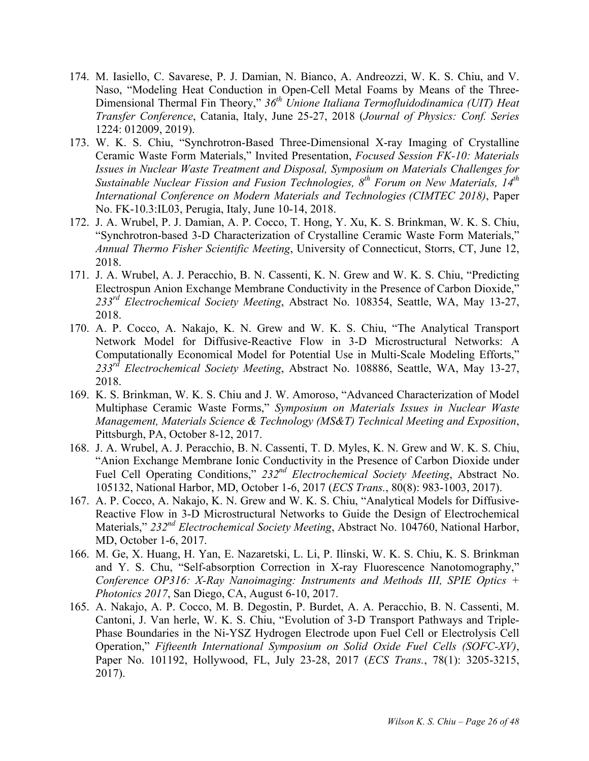174. M. Iasiello, C. Savarese, P. J. Damian, N. Bianco, A. Andreozzi, W. K. S. Chiu, and V. Naso, "Modeling Heat Conduction in Open-Cell Metal Foams by Means of the Three-Dimensional Thermal Fin Theory," *36th Unione Italiana Termofluidodinamica (UIT) Heat Transfer Conference*, Catania, Italy, June 25-27, 2018 (*Journal of Physics: Conf. Series* 1224: 012009, 2019).
173. W. K. S. Chiu, "Synchrotron-Based Three-Dimensional X-ray Imaging of Crystalline Ceramic Waste Form Materials," Invited Presentation, *Focused Session FK-10: Materials Issues in Nuclear Waste Treatment and Disposal, Symposium on Materials Challenges for Sustainable Nuclear Fission and Fusion Technologies, 8th Forum on New Materials, 14th International Conference on Modern Materials and Technologies (CIMTEC 2018)*, Paper No. FK-10.3:IL03, Perugia, Italy, June 10-14, 2018.
172. J. A. Wrubel, P. J. Damian, A. P. Cocco, T. Hong, Y. Xu, K. S. Brinkman, W. K. S. Chiu, "Synchrotron-based 3-D Characterization of Crystalline Ceramic Waste Form Materials," *Annual Thermo Fisher Scientific Meeting*, University of Connecticut, Storrs, CT, June 12, 2018.
171. J. A. Wrubel, A. J. Peracchio, B. N. Cassenti, K. N. Grew and W. K. S. Chiu, "Predicting Electrospun Anion Exchange Membrane Conductivity in the Presence of Carbon Dioxide," *233rd Electrochemical Society Meeting*, Abstract No. 108354, Seattle, WA, May 13-27, 2018.
170. A. P. Cocco, A. Nakajo, K. N. Grew and W. K. S. Chiu, "The Analytical Transport Network Model for Diffusive-Reactive Flow in 3-D Microstructural Networks: A Computationally Economical Model for Potential Use in Multi-Scale Modeling Efforts," *233rd Electrochemical Society Meeting*, Abstract No. 108886, Seattle, WA, May 13-27, 2018.
169. K. S. Brinkman, W. K. S. Chiu and J. W. Amoroso, "Advanced Characterization of Model Multiphase Ceramic Waste Forms," *Symposium on Materials Issues in Nuclear Waste Management, Materials Science & Technology (MS&T) Technical Meeting and Exposition*, Pittsburgh, PA, October 8-12, 2017.
168. J. A. Wrubel, A. J. Peracchio, B. N. Cassenti, T. D. Myles, K. N. Grew and W. K. S. Chiu, "Anion Exchange Membrane Ionic Conductivity in the Presence of Carbon Dioxide under Fuel Cell Operating Conditions," *232nd Electrochemical Society Meeting*, Abstract No. 105132, National Harbor, MD, October 1-6, 2017 (*ECS Trans.*, 80(8): 983-1003, 2017).
167. A. P. Cocco, A. Nakajo, K. N. Grew and W. K. S. Chiu, "Analytical Models for Diffusive-Reactive Flow in 3-D Microstructural Networks to Guide the Design of Electrochemical Materials," *232nd Electrochemical Society Meeting*, Abstract No. 104760, National Harbor, MD, October 1-6, 2017.
166. M. Ge, X. Huang, H. Yan, E. Nazaretski, L. Li, P. Ilinski, W. K. S. Chiu, K. S. Brinkman and Y. S. Chu, "Self-absorption Correction in X-ray Fluorescence Nanotomography," *Conference OP316: X-Ray Nanoimaging: Instruments and Methods III, SPIE Optics + Photonics 2017*, San Diego, CA, August 6-10, 2017.
165. A. Nakajo, A. P. Cocco, M. B. Degostin, P. Burdet, A. A. Peracchio, B. N. Cassenti, M. Cantoni, J. Van herle, W. K. S. Chiu, "Evolution of 3-D Transport Pathways and Triple-Phase Boundaries in the Ni-YSZ Hydrogen Electrode upon Fuel Cell or Electrolysis Cell Operation," *Fifteenth International Symposium on Solid Oxide Fuel Cells (SOFC-XV)*, Paper No. 101192, Hollywood, FL, July 23-28, 2017 (*ECS Trans.*, 78(1): 3205-3215, 2017).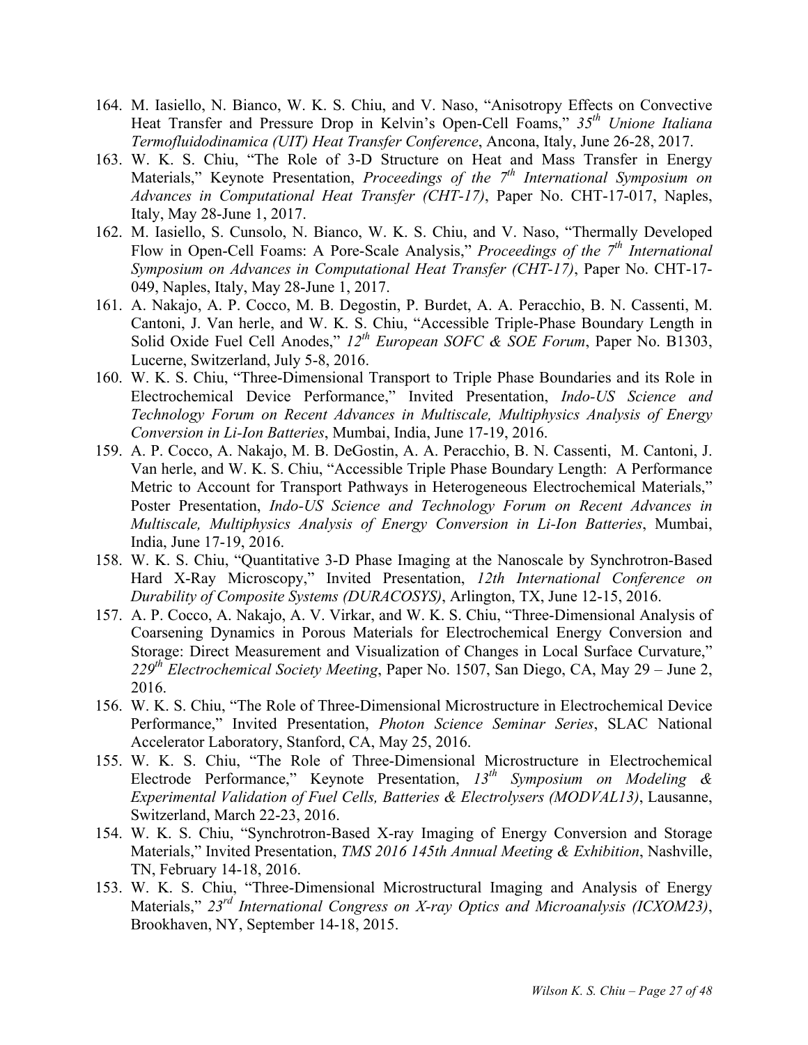164. M. Iasiello, N. Bianco, W. K. S. Chiu, and V. Naso, "Anisotropy Effects on Convective Heat Transfer and Pressure Drop in Kelvin's Open-Cell Foams," *35th Unione Italiana Termofluidodinamica (UIT) Heat Transfer Conference*, Ancona, Italy, June 26-28, 2017.
163. W. K. S. Chiu, "The Role of 3-D Structure on Heat and Mass Transfer in Energy Materials," Keynote Presentation, *Proceedings of the 7th International Symposium on Advances in Computational Heat Transfer (CHT-17)*, Paper No. CHT-17-017, Naples, Italy, May 28-June 1, 2017.
162. M. Iasiello, S. Cunsolo, N. Bianco, W. K. S. Chiu, and V. Naso, "Thermally Developed Flow in Open-Cell Foams: A Pore-Scale Analysis," *Proceedings of the 7th International Symposium on Advances in Computational Heat Transfer (CHT-17)*, Paper No. CHT-17-049, Naples, Italy, May 28-June 1, 2017.
161. A. Nakajo, A. P. Cocco, M. B. Degostin, P. Burdet, A. A. Peracchio, B. N. Cassenti, M. Cantoni, J. Van herle, and W. K. S. Chiu, "Accessible Triple-Phase Boundary Length in Solid Oxide Fuel Cell Anodes," *12th European SOFC & SOE Forum*, Paper No. B1303, Lucerne, Switzerland, July 5-8, 2016.
160. W. K. S. Chiu, "Three-Dimensional Transport to Triple Phase Boundaries and its Role in Electrochemical Device Performance," Invited Presentation, *Indo-US Science and Technology Forum on Recent Advances in Multiscale, Multiphysics Analysis of Energy Conversion in Li-Ion Batteries*, Mumbai, India, June 17-19, 2016.
159. A. P. Cocco, A. Nakajo, M. B. DeGostin, A. A. Peracchio, B. N. Cassenti, M. Cantoni, J. Van herle, and W. K. S. Chiu, "Accessible Triple Phase Boundary Length: A Performance Metric to Account for Transport Pathways in Heterogeneous Electrochemical Materials," Poster Presentation, *Indo-US Science and Technology Forum on Recent Advances in Multiscale, Multiphysics Analysis of Energy Conversion in Li-Ion Batteries*, Mumbai, India, June 17-19, 2016.
158. W. K. S. Chiu, "Quantitative 3-D Phase Imaging at the Nanoscale by Synchrotron-Based Hard X-Ray Microscopy," Invited Presentation, *12th International Conference on Durability of Composite Systems (DURACOSYS)*, Arlington, TX, June 12-15, 2016.
157. A. P. Cocco, A. Nakajo, A. V. Virkar, and W. K. S. Chiu, "Three-Dimensional Analysis of Coarsening Dynamics in Porous Materials for Electrochemical Energy Conversion and Storage: Direct Measurement and Visualization of Changes in Local Surface Curvature," *229th Electrochemical Society Meeting*, Paper No. 1507, San Diego, CA, May 29 – June 2, 2016.
156. W. K. S. Chiu, "The Role of Three-Dimensional Microstructure in Electrochemical Device Performance," Invited Presentation, *Photon Science Seminar Series*, SLAC National Accelerator Laboratory, Stanford, CA, May 25, 2016.
155. W. K. S. Chiu, "The Role of Three-Dimensional Microstructure in Electrochemical Electrode Performance," Keynote Presentation, *13th Symposium on Modeling & Experimental Validation of Fuel Cells, Batteries & Electrolysers (MODVAL13)*, Lausanne, Switzerland, March 22-23, 2016.
154. W. K. S. Chiu, "Synchrotron-Based X-ray Imaging of Energy Conversion and Storage Materials," Invited Presentation, *TMS 2016 145th Annual Meeting & Exhibition*, Nashville, TN, February 14-18, 2016.
153. W. K. S. Chiu, "Three-Dimensional Microstructural Imaging and Analysis of Energy Materials," *23rd International Congress on X-ray Optics and Microanalysis (ICXOM23)*, Brookhaven, NY, September 14-18, 2015.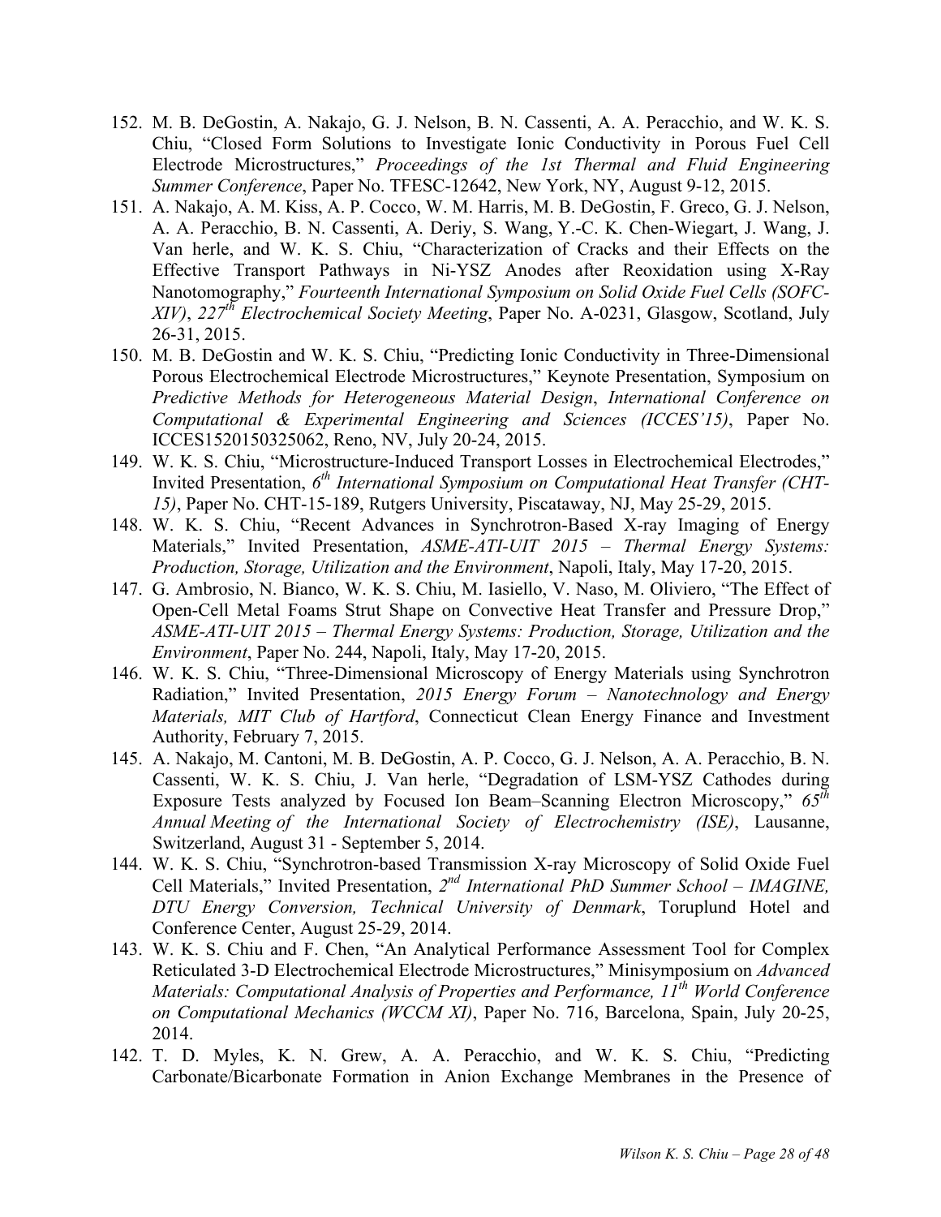152. M. B. DeGostin, A. Nakajo, G. J. Nelson, B. N. Cassenti, A. A. Peracchio, and W. K. S. Chiu, "Closed Form Solutions to Investigate Ionic Conductivity in Porous Fuel Cell Electrode Microstructures," *Proceedings of the 1st Thermal and Fluid Engineering Summer Conference*, Paper No. TFESC-12642, New York, NY, August 9-12, 2015.
151. A. Nakajo, A. M. Kiss, A. P. Cocco, W. M. Harris, M. B. DeGostin, F. Greco, G. J. Nelson, A. A. Peracchio, B. N. Cassenti, A. Deriy, S. Wang, Y.-C. K. Chen-Wiegart, J. Wang, J. Van herle, and W. K. S. Chiu, "Characterization of Cracks and their Effects on the Effective Transport Pathways in Ni-YSZ Anodes after Reoxidation using X-Ray Nanotomography," *Fourteenth International Symposium on Solid Oxide Fuel Cells (SOFC-XIV)*, *227th Electrochemical Society Meeting*, Paper No. A-0231, Glasgow, Scotland, July 26-31, 2015.
150. M. B. DeGostin and W. K. S. Chiu, "Predicting Ionic Conductivity in Three-Dimensional Porous Electrochemical Electrode Microstructures," Keynote Presentation, Symposium on *Predictive Methods for Heterogeneous Material Design*, *International Conference on Computational & Experimental Engineering and Sciences (ICCES'15)*, Paper No. ICCES1520150325062, Reno, NV, July 20-24, 2015.
149. W. K. S. Chiu, "Microstructure-Induced Transport Losses in Electrochemical Electrodes," Invited Presentation, *6th International Symposium on Computational Heat Transfer (CHT-15)*, Paper No. CHT-15-189, Rutgers University, Piscataway, NJ, May 25-29, 2015.
148. W. K. S. Chiu, "Recent Advances in Synchrotron-Based X-ray Imaging of Energy Materials," Invited Presentation, *ASME-ATI-UIT 2015 – Thermal Energy Systems: Production, Storage, Utilization and the Environment*, Napoli, Italy, May 17-20, 2015.
147. G. Ambrosio, N. Bianco, W. K. S. Chiu, M. Iasiello, V. Naso, M. Oliviero, "The Effect of Open-Cell Metal Foams Strut Shape on Convective Heat Transfer and Pressure Drop," *ASME-ATI-UIT 2015 – Thermal Energy Systems: Production, Storage, Utilization and the Environment*, Paper No. 244, Napoli, Italy, May 17-20, 2015.
146. W. K. S. Chiu, "Three-Dimensional Microscopy of Energy Materials using Synchrotron Radiation," Invited Presentation, *2015 Energy Forum – Nanotechnology and Energy Materials, MIT Club of Hartford*, Connecticut Clean Energy Finance and Investment Authority, February 7, 2015.
145. A. Nakajo, M. Cantoni, M. B. DeGostin, A. P. Cocco, G. J. Nelson, A. A. Peracchio, B. N. Cassenti, W. K. S. Chiu, J. Van herle, "Degradation of LSM-YSZ Cathodes during Exposure Tests analyzed by Focused Ion Beam–Scanning Electron Microscopy," *65th Annual Meeting of the International Society of Electrochemistry (ISE)*, Lausanne, Switzerland, August 31 - September 5, 2014.
144. W. K. S. Chiu, "Synchrotron-based Transmission X-ray Microscopy of Solid Oxide Fuel Cell Materials," Invited Presentation, *2nd International PhD Summer School – IMAGINE, DTU Energy Conversion, Technical University of Denmark*, Toruplund Hotel and Conference Center, August 25-29, 2014.
143. W. K. S. Chiu and F. Chen, "An Analytical Performance Assessment Tool for Complex Reticulated 3-D Electrochemical Electrode Microstructures," Minisymposium on *Advanced Materials: Computational Analysis of Properties and Performance, 11th World Conference on Computational Mechanics (WCCM XI)*, Paper No. 716, Barcelona, Spain, July 20-25, 2014.
142. T. D. Myles, K. N. Grew, A. A. Peracchio, and W. K. S. Chiu, "Predicting Carbonate/Bicarbonate Formation in Anion Exchange Membranes in the Presence of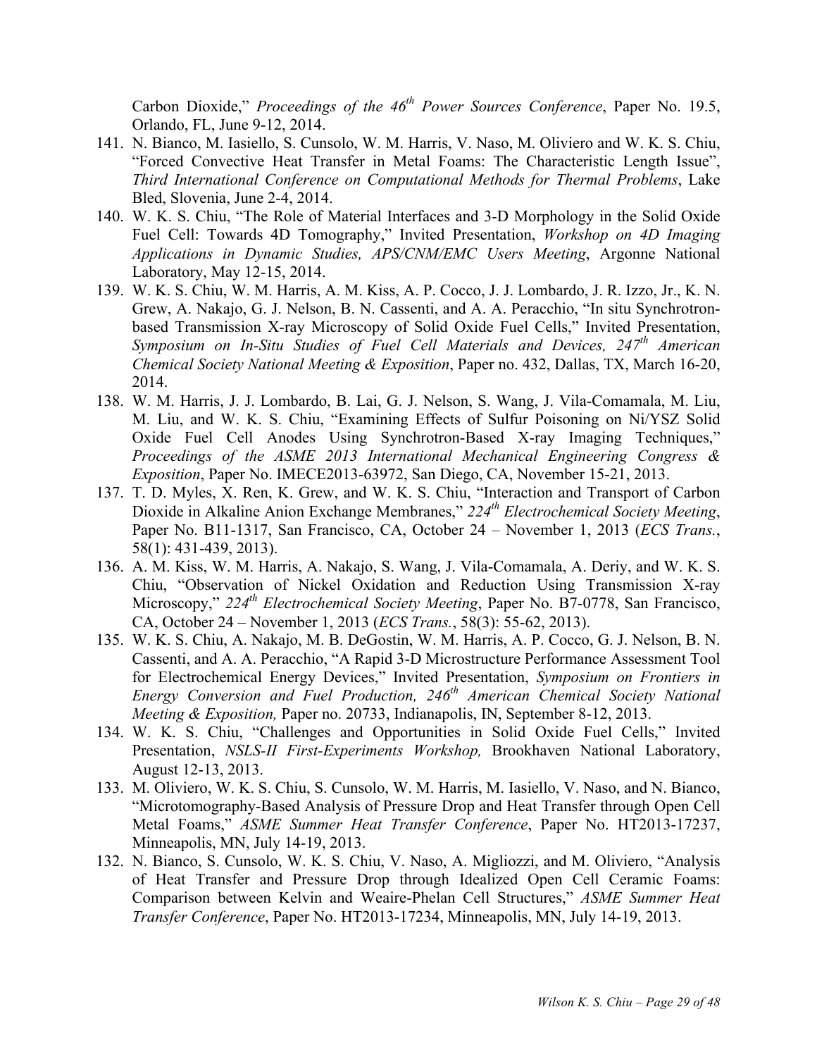Carbon Dioxide," *Proceedings of the 46th Power Sources Conference*, Paper No. 19.5, Orlando, FL, June 9-12, 2014.

141. N. Bianco, M. Iasiello, S. Cunsolo, W. M. Harris, V. Naso, M. Oliviero and W. K. S. Chiu, "Forced Convective Heat Transfer in Metal Foams: The Characteristic Length Issue", *Third International Conference on Computational Methods for Thermal Problems*, Lake Bled, Slovenia, June 2-4, 2014.
140. W. K. S. Chiu, "The Role of Material Interfaces and 3-D Morphology in the Solid Oxide Fuel Cell: Towards 4D Tomography," Invited Presentation, *Workshop on 4D Imaging Applications in Dynamic Studies, APS/CNM/EMC Users Meeting*, Argonne National Laboratory, May 12-15, 2014.
139. W. K. S. Chiu, W. M. Harris, A. M. Kiss, A. P. Cocco, J. J. Lombardo, J. R. Izzo, Jr., K. N. Grew, A. Nakajo, G. J. Nelson, B. N. Cassenti, and A. A. Peracchio, "In situ Synchrotron-based Transmission X-ray Microscopy of Solid Oxide Fuel Cells," Invited Presentation, *Symposium on In-Situ Studies of Fuel Cell Materials and Devices, 247th American Chemical Society National Meeting & Exposition*, Paper no. 432, Dallas, TX, March 16-20, 2014.
138. W. M. Harris, J. J. Lombardo, B. Lai, G. J. Nelson, S. Wang, J. Vila-Comamala, M. Liu, M. Liu, and W. K. S. Chiu, "Examining Effects of Sulfur Poisoning on Ni/YSZ Solid Oxide Fuel Cell Anodes Using Synchrotron-Based X-ray Imaging Techniques," *Proceedings of the ASME 2013 International Mechanical Engineering Congress & Exposition*, Paper No. IMECE2013-63972, San Diego, CA, November 15-21, 2013.
137. T. D. Myles, X. Ren, K. Grew, and W. K. S. Chiu, "Interaction and Transport of Carbon Dioxide in Alkaline Anion Exchange Membranes," *224th Electrochemical Society Meeting*, Paper No. B11-1317, San Francisco, CA, October 24 – November 1, 2013 (*ECS Trans.*, 58(1): 431-439, 2013).
136. A. M. Kiss, W. M. Harris, A. Nakajo, S. Wang, J. Vila-Comamala, A. Deriy, and W. K. S. Chiu, "Observation of Nickel Oxidation and Reduction Using Transmission X-ray Microscopy," *224th Electrochemical Society Meeting*, Paper No. B7-0778, San Francisco, CA, October 24 – November 1, 2013 (*ECS Trans.*, 58(3): 55-62, 2013).
135. W. K. S. Chiu, A. Nakajo, M. B. DeGostin, W. M. Harris, A. P. Cocco, G. J. Nelson, B. N. Cassenti, and A. A. Peracchio, "A Rapid 3-D Microstructure Performance Assessment Tool for Electrochemical Energy Devices," Invited Presentation, *Symposium on Frontiers in Energy Conversion and Fuel Production, 246th American Chemical Society National Meeting & Exposition,* Paper no. 20733, Indianapolis, IN, September 8-12, 2013.
134. W. K. S. Chiu, "Challenges and Opportunities in Solid Oxide Fuel Cells," Invited Presentation, *NSLS-II First-Experiments Workshop,* Brookhaven National Laboratory, August 12-13, 2013.
133. M. Oliviero, W. K. S. Chiu, S. Cunsolo, W. M. Harris, M. Iasiello, V. Naso, and N. Bianco, "Microtomography-Based Analysis of Pressure Drop and Heat Transfer through Open Cell Metal Foams," *ASME Summer Heat Transfer Conference*, Paper No. HT2013-17237, Minneapolis, MN, July 14-19, 2013.
132. N. Bianco, S. Cunsolo, W. K. S. Chiu, V. Naso, A. Migliozzi, and M. Oliviero, "Analysis of Heat Transfer and Pressure Drop through Idealized Open Cell Ceramic Foams: Comparison between Kelvin and Weaire-Phelan Cell Structures," *ASME Summer Heat Transfer Conference*, Paper No. HT2013-17234, Minneapolis, MN, July 14-19, 2013.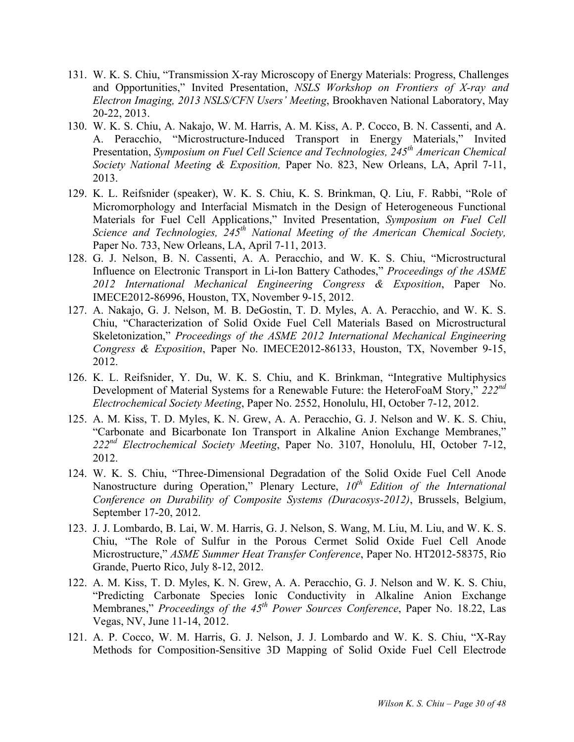131. W. K. S. Chiu, "Transmission X-ray Microscopy of Energy Materials: Progress, Challenges and Opportunities," Invited Presentation, *NSLS Workshop on Frontiers of X-ray and Electron Imaging, 2013 NSLS/CFN Users' Meeting*, Brookhaven National Laboratory, May 20-22, 2013.
130. W. K. S. Chiu, A. Nakajo, W. M. Harris, A. M. Kiss, A. P. Cocco, B. N. Cassenti, and A. A. Peracchio, "Microstructure-Induced Transport in Energy Materials," Invited Presentation, *Symposium on Fuel Cell Science and Technologies, 245th American Chemical Society National Meeting & Exposition,* Paper No. 823, New Orleans, LA, April 7-11, 2013.
129. K. L. Reifsnider (speaker), W. K. S. Chiu, K. S. Brinkman, Q. Liu, F. Rabbi, "Role of Micromorphology and Interfacial Mismatch in the Design of Heterogeneous Functional Materials for Fuel Cell Applications," Invited Presentation, *Symposium on Fuel Cell Science and Technologies, 245th National Meeting of the American Chemical Society,* Paper No. 733, New Orleans, LA, April 7-11, 2013.
128. G. J. Nelson, B. N. Cassenti, A. A. Peracchio, and W. K. S. Chiu, "Microstructural Influence on Electronic Transport in Li-Ion Battery Cathodes," *Proceedings of the ASME 2012 International Mechanical Engineering Congress & Exposition*, Paper No. IMECE2012-86996, Houston, TX, November 9-15, 2012.
127. A. Nakajo, G. J. Nelson, M. B. DeGostin, T. D. Myles, A. A. Peracchio, and W. K. S. Chiu, "Characterization of Solid Oxide Fuel Cell Materials Based on Microstructural Skeletonization," *Proceedings of the ASME 2012 International Mechanical Engineering Congress & Exposition*, Paper No. IMECE2012-86133, Houston, TX, November 9-15, 2012.
126. K. L. Reifsnider, Y. Du, W. K. S. Chiu, and K. Brinkman, "Integrative Multiphysics Development of Material Systems for a Renewable Future: the HeteroFoaM Story," *222nd Electrochemical Society Meeting*, Paper No. 2552, Honolulu, HI, October 7-12, 2012.
125. A. M. Kiss, T. D. Myles, K. N. Grew, A. A. Peracchio, G. J. Nelson and W. K. S. Chiu, "Carbonate and Bicarbonate Ion Transport in Alkaline Anion Exchange Membranes," *222nd Electrochemical Society Meeting*, Paper No. 3107, Honolulu, HI, October 7-12, 2012.
124. W. K. S. Chiu, "Three-Dimensional Degradation of the Solid Oxide Fuel Cell Anode Nanostructure during Operation," Plenary Lecture, *10th Edition of the International Conference on Durability of Composite Systems (Duracosys-2012)*, Brussels, Belgium, September 17-20, 2012.
123. J. J. Lombardo, B. Lai, W. M. Harris, G. J. Nelson, S. Wang, M. Liu, M. Liu, and W. K. S. Chiu, "The Role of Sulfur in the Porous Cermet Solid Oxide Fuel Cell Anode Microstructure," *ASME Summer Heat Transfer Conference*, Paper No. HT2012-58375, Rio Grande, Puerto Rico, July 8-12, 2012.
122. A. M. Kiss, T. D. Myles, K. N. Grew, A. A. Peracchio, G. J. Nelson and W. K. S. Chiu, "Predicting Carbonate Species Ionic Conductivity in Alkaline Anion Exchange Membranes," *Proceedings of the 45th Power Sources Conference*, Paper No. 18.22, Las Vegas, NV, June 11-14, 2012.
121. A. P. Cocco, W. M. Harris, G. J. Nelson, J. J. Lombardo and W. K. S. Chiu, "X-Ray Methods for Composition-Sensitive 3D Mapping of Solid Oxide Fuel Cell Electrode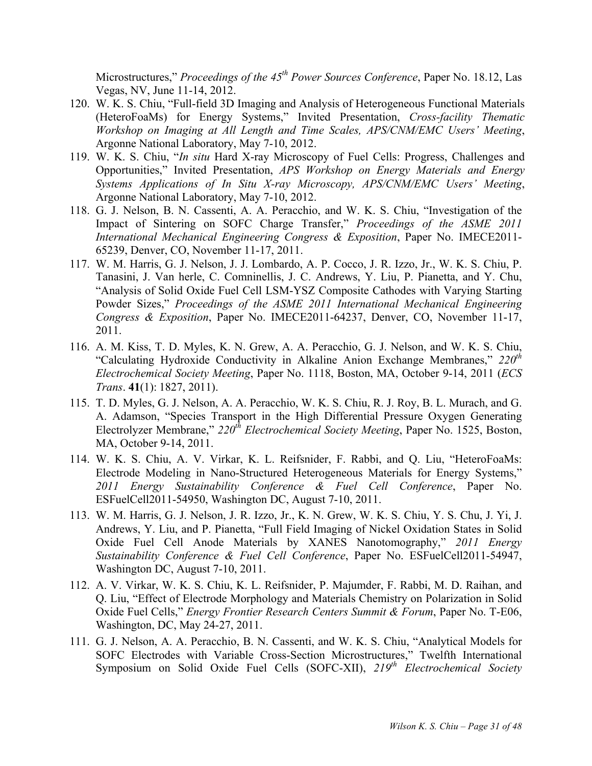Microstructures," *Proceedings of the 45th Power Sources Conference*, Paper No. 18.12, Las Vegas, NV, June 11-14, 2012.

120. W. K. S. Chiu, "Full-field 3D Imaging and Analysis of Heterogeneous Functional Materials (HeteroFoaMs) for Energy Systems," Invited Presentation, *Cross-facility Thematic Workshop on Imaging at All Length and Time Scales, APS/CNM/EMC Users' Meeting*, Argonne National Laboratory, May 7-10, 2012.
119. W. K. S. Chiu, "*In situ* Hard X-ray Microscopy of Fuel Cells: Progress, Challenges and Opportunities," Invited Presentation, *APS Workshop on Energy Materials and Energy Systems Applications of In Situ X-ray Microscopy, APS/CNM/EMC Users' Meeting*, Argonne National Laboratory, May 7-10, 2012.
118. G. J. Nelson, B. N. Cassenti, A. A. Peracchio, and W. K. S. Chiu, "Investigation of the Impact of Sintering on SOFC Charge Transfer," *Proceedings of the ASME 2011 International Mechanical Engineering Congress & Exposition*, Paper No. IMECE2011-65239, Denver, CO, November 11-17, 2011.
117. W. M. Harris, G. J. Nelson, J. J. Lombardo, A. P. Cocco, J. R. Izzo, Jr., W. K. S. Chiu, P. Tanasini, J. Van herle, C. Comninellis, J. C. Andrews, Y. Liu, P. Pianetta, and Y. Chu, "Analysis of Solid Oxide Fuel Cell LSM-YSZ Composite Cathodes with Varying Starting Powder Sizes," *Proceedings of the ASME 2011 International Mechanical Engineering Congress & Exposition*, Paper No. IMECE2011-64237, Denver, CO, November 11-17, 2011.
116. A. M. Kiss, T. D. Myles, K. N. Grew, A. A. Peracchio, G. J. Nelson, and W. K. S. Chiu, "Calculating Hydroxide Conductivity in Alkaline Anion Exchange Membranes," *220th Electrochemical Society Meeting*, Paper No. 1118, Boston, MA, October 9-14, 2011 (*ECS Trans*. **41**(1): 1827, 2011).
115. T. D. Myles, G. J. Nelson, A. A. Peracchio, W. K. S. Chiu, R. J. Roy, B. L. Murach, and G. A. Adamson, "Species Transport in the High Differential Pressure Oxygen Generating Electrolyzer Membrane," *220th Electrochemical Society Meeting*, Paper No. 1525, Boston, MA, October 9-14, 2011.
114. W. K. S. Chiu, A. V. Virkar, K. L. Reifsnider, F. Rabbi, and Q. Liu, "HeteroFoaMs: Electrode Modeling in Nano-Structured Heterogeneous Materials for Energy Systems," *2011 Energy Sustainability Conference & Fuel Cell Conference*, Paper No. ESFuelCell2011-54950, Washington DC, August 7-10, 2011.
113. W. M. Harris, G. J. Nelson, J. R. Izzo, Jr., K. N. Grew, W. K. S. Chiu, Y. S. Chu, J. Yi, J. Andrews, Y. Liu, and P. Pianetta, "Full Field Imaging of Nickel Oxidation States in Solid Oxide Fuel Cell Anode Materials by XANES Nanotomography," *2011 Energy Sustainability Conference & Fuel Cell Conference*, Paper No. ESFuelCell2011-54947, Washington DC, August 7-10, 2011.
112. A. V. Virkar, W. K. S. Chiu, K. L. Reifsnider, P. Majumder, F. Rabbi, M. D. Raihan, and Q. Liu, "Effect of Electrode Morphology and Materials Chemistry on Polarization in Solid Oxide Fuel Cells," *Energy Frontier Research Centers Summit & Forum*, Paper No. T-E06, Washington, DC, May 24-27, 2011.
111. G. J. Nelson, A. A. Peracchio, B. N. Cassenti, and W. K. S. Chiu, "Analytical Models for SOFC Electrodes with Variable Cross-Section Microstructures," Twelfth International Symposium on Solid Oxide Fuel Cells (SOFC-XII), *219th Electrochemical Society*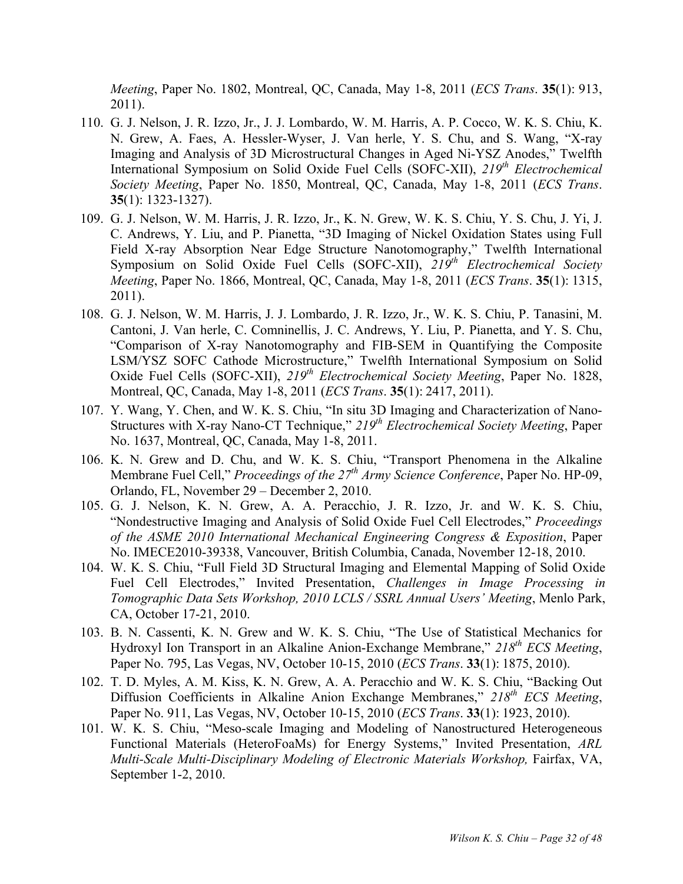*Meeting*, Paper No. 1802, Montreal, QC, Canada, May 1-8, 2011 (*ECS Trans*. **35**(1): 913, 2011).

110. G. J. Nelson, J. R. Izzo, Jr., J. J. Lombardo, W. M. Harris, A. P. Cocco, W. K. S. Chiu, K. N. Grew, A. Faes, A. Hessler-Wyser, J. Van herle, Y. S. Chu, and S. Wang, "X-ray Imaging and Analysis of 3D Microstructural Changes in Aged Ni-YSZ Anodes," Twelfth International Symposium on Solid Oxide Fuel Cells (SOFC-XII), *219th Electrochemical Society Meeting*, Paper No. 1850, Montreal, QC, Canada, May 1-8, 2011 (*ECS Trans*. **35**(1): 1323-1327).

109. G. J. Nelson, W. M. Harris, J. R. Izzo, Jr., K. N. Grew, W. K. S. Chiu, Y. S. Chu, J. Yi, J. C. Andrews, Y. Liu, and P. Pianetta, "3D Imaging of Nickel Oxidation States using Full Field X-ray Absorption Near Edge Structure Nanotomography," Twelfth International Symposium on Solid Oxide Fuel Cells (SOFC-XII), *219th Electrochemical Society Meeting*, Paper No. 1866, Montreal, QC, Canada, May 1-8, 2011 (*ECS Trans*. **35**(1): 1315, 2011).

108. G. J. Nelson, W. M. Harris, J. J. Lombardo, J. R. Izzo, Jr., W. K. S. Chiu, P. Tanasini, M. Cantoni, J. Van herle, C. Comninellis, J. C. Andrews, Y. Liu, P. Pianetta, and Y. S. Chu, "Comparison of X-ray Nanotomography and FIB-SEM in Quantifying the Composite LSM/YSZ SOFC Cathode Microstructure," Twelfth International Symposium on Solid Oxide Fuel Cells (SOFC-XII), *219th Electrochemical Society Meeting*, Paper No. 1828, Montreal, QC, Canada, May 1-8, 2011 (*ECS Trans*. **35**(1): 2417, 2011).

107. Y. Wang, Y. Chen, and W. K. S. Chiu, "In situ 3D Imaging and Characterization of Nano-Structures with X-ray Nano-CT Technique," *219th Electrochemical Society Meeting*, Paper No. 1637, Montreal, QC, Canada, May 1-8, 2011.

106. K. N. Grew and D. Chu, and W. K. S. Chiu, "Transport Phenomena in the Alkaline Membrane Fuel Cell," *Proceedings of the 27th Army Science Conference*, Paper No. HP-09, Orlando, FL, November 29 – December 2, 2010.

105. G. J. Nelson, K. N. Grew, A. A. Peracchio, J. R. Izzo, Jr. and W. K. S. Chiu, "Nondestructive Imaging and Analysis of Solid Oxide Fuel Cell Electrodes," *Proceedings of the ASME 2010 International Mechanical Engineering Congress & Exposition*, Paper No. IMECE2010-39338, Vancouver, British Columbia, Canada, November 12-18, 2010.

104. W. K. S. Chiu, "Full Field 3D Structural Imaging and Elemental Mapping of Solid Oxide Fuel Cell Electrodes," Invited Presentation, *Challenges in Image Processing in Tomographic Data Sets Workshop, 2010 LCLS / SSRL Annual Users' Meeting*, Menlo Park, CA, October 17-21, 2010.

103. B. N. Cassenti, K. N. Grew and W. K. S. Chiu, "The Use of Statistical Mechanics for Hydroxyl Ion Transport in an Alkaline Anion-Exchange Membrane," *218th ECS Meeting*, Paper No. 795, Las Vegas, NV, October 10-15, 2010 (*ECS Trans*. **33**(1): 1875, 2010).

102. T. D. Myles, A. M. Kiss, K. N. Grew, A. A. Peracchio and W. K. S. Chiu, "Backing Out Diffusion Coefficients in Alkaline Anion Exchange Membranes," *218th ECS Meeting*, Paper No. 911, Las Vegas, NV, October 10-15, 2010 (*ECS Trans*. **33**(1): 1923, 2010).

101. W. K. S. Chiu, "Meso-scale Imaging and Modeling of Nanostructured Heterogeneous Functional Materials (HeteroFoaMs) for Energy Systems," Invited Presentation, *ARL Multi-Scale Multi-Disciplinary Modeling of Electronic Materials Workshop,* Fairfax, VA, September 1-2, 2010.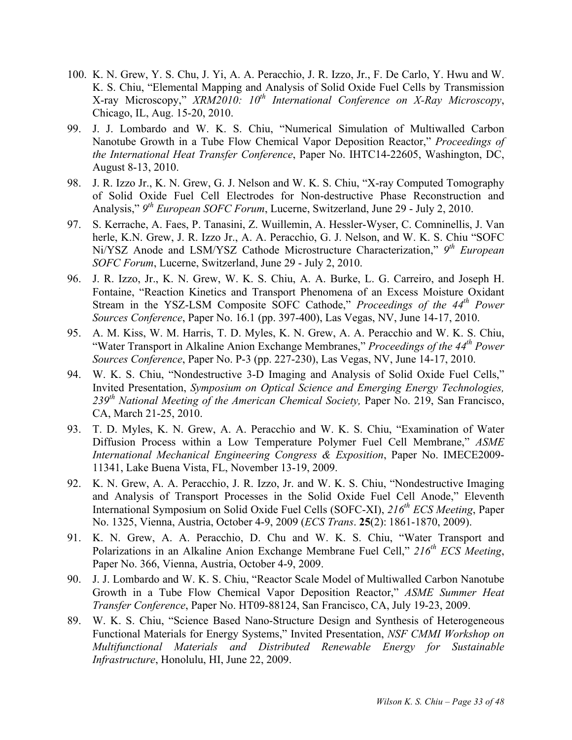100. K. N. Grew, Y. S. Chu, J. Yi, A. A. Peracchio, J. R. Izzo, Jr., F. De Carlo, Y. Hwu and W. K. S. Chiu, "Elemental Mapping and Analysis of Solid Oxide Fuel Cells by Transmission X-ray Microscopy," *XRM2010: 10th International Conference on X-Ray Microscopy*, Chicago, IL, Aug. 15-20, 2010.

99. J. J. Lombardo and W. K. S. Chiu, "Numerical Simulation of Multiwalled Carbon Nanotube Growth in a Tube Flow Chemical Vapor Deposition Reactor," *Proceedings of the International Heat Transfer Conference*, Paper No. IHTC14-22605, Washington, DC, August 8-13, 2010.

98. J. R. Izzo Jr., K. N. Grew, G. J. Nelson and W. K. S. Chiu, "X-ray Computed Tomography of Solid Oxide Fuel Cell Electrodes for Non-destructive Phase Reconstruction and Analysis," *9th European SOFC Forum*, Lucerne, Switzerland, June 29 - July 2, 2010.

97. S. Kerrache, A. Faes, P. Tanasini, Z. Wuillemin, A. Hessler-Wyser, C. Comninellis, J. Van herle, K.N. Grew, J. R. Izzo Jr., A. A. Peracchio, G. J. Nelson, and W. K. S. Chiu "SOFC Ni/YSZ Anode and LSM/YSZ Cathode Microstructure Characterization," *9th European SOFC Forum*, Lucerne, Switzerland, June 29 - July 2, 2010.

96. J. R. Izzo, Jr., K. N. Grew, W. K. S. Chiu, A. A. Burke, L. G. Carreiro, and Joseph H. Fontaine, "Reaction Kinetics and Transport Phenomena of an Excess Moisture Oxidant Stream in the YSZ-LSM Composite SOFC Cathode," *Proceedings of the 44th Power Sources Conference*, Paper No. 16.1 (pp. 397-400), Las Vegas, NV, June 14-17, 2010.

95. A. M. Kiss, W. M. Harris, T. D. Myles, K. N. Grew, A. A. Peracchio and W. K. S. Chiu, "Water Transport in Alkaline Anion Exchange Membranes," *Proceedings of the 44th Power Sources Conference*, Paper No. P-3 (pp. 227-230), Las Vegas, NV, June 14-17, 2010.

94. W. K. S. Chiu, "Nondestructive 3-D Imaging and Analysis of Solid Oxide Fuel Cells," Invited Presentation, *Symposium on Optical Science and Emerging Energy Technologies, 239th National Meeting of the American Chemical Society,* Paper No. 219, San Francisco, CA, March 21-25, 2010.

93. T. D. Myles, K. N. Grew, A. A. Peracchio and W. K. S. Chiu, "Examination of Water Diffusion Process within a Low Temperature Polymer Fuel Cell Membrane," *ASME International Mechanical Engineering Congress & Exposition*, Paper No. IMECE2009-11341, Lake Buena Vista, FL, November 13-19, 2009.

92. K. N. Grew, A. A. Peracchio, J. R. Izzo, Jr. and W. K. S. Chiu, "Nondestructive Imaging and Analysis of Transport Processes in the Solid Oxide Fuel Cell Anode," Eleventh International Symposium on Solid Oxide Fuel Cells (SOFC-XI), *216th ECS Meeting*, Paper No. 1325, Vienna, Austria, October 4-9, 2009 (*ECS Trans*. **25**(2): 1861-1870, 2009).

91. K. N. Grew, A. A. Peracchio, D. Chu and W. K. S. Chiu, "Water Transport and Polarizations in an Alkaline Anion Exchange Membrane Fuel Cell," *216th ECS Meeting*, Paper No. 366, Vienna, Austria, October 4-9, 2009.

90. J. J. Lombardo and W. K. S. Chiu, "Reactor Scale Model of Multiwalled Carbon Nanotube Growth in a Tube Flow Chemical Vapor Deposition Reactor," *ASME Summer Heat Transfer Conference*, Paper No. HT09-88124, San Francisco, CA, July 19-23, 2009.

89. W. K. S. Chiu, "Science Based Nano-Structure Design and Synthesis of Heterogeneous Functional Materials for Energy Systems," Invited Presentation, *NSF CMMI Workshop on Multifunctional Materials and Distributed Renewable Energy for Sustainable Infrastructure*, Honolulu, HI, June 22, 2009.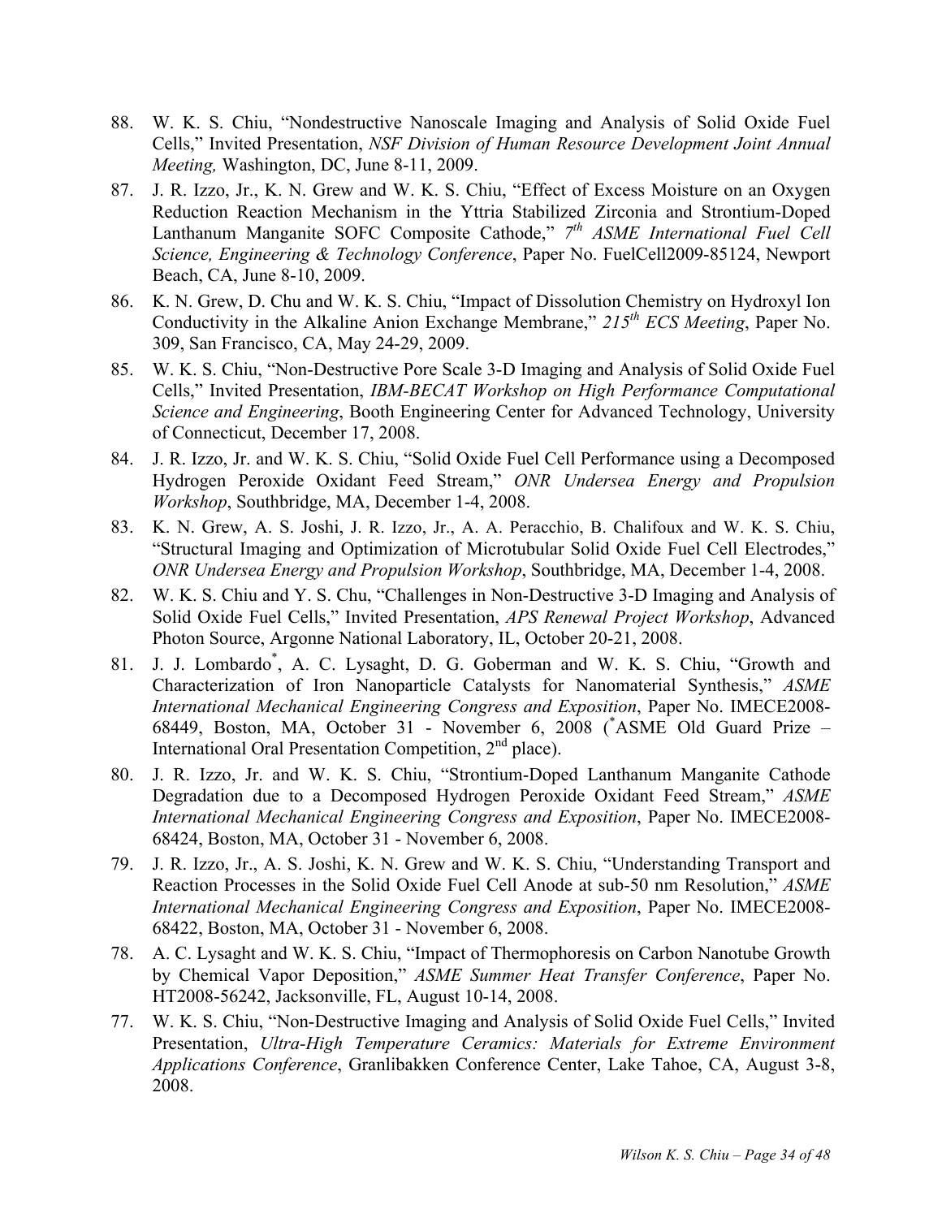88. W. K. S. Chiu, "Nondestructive Nanoscale Imaging and Analysis of Solid Oxide Fuel Cells," Invited Presentation, *NSF Division of Human Resource Development Joint Annual Meeting,* Washington, DC, June 8-11, 2009.

87. J. R. Izzo, Jr., K. N. Grew and W. K. S. Chiu, "Effect of Excess Moisture on an Oxygen Reduction Reaction Mechanism in the Yttria Stabilized Zirconia and Strontium-Doped Lanthanum Manganite SOFC Composite Cathode," *7th ASME International Fuel Cell Science, Engineering & Technology Conference*, Paper No. FuelCell2009-85124, Newport Beach, CA, June 8-10, 2009.

86. K. N. Grew, D. Chu and W. K. S. Chiu, "Impact of Dissolution Chemistry on Hydroxyl Ion Conductivity in the Alkaline Anion Exchange Membrane," *215th ECS Meeting*, Paper No. 309, San Francisco, CA, May 24-29, 2009.

85. W. K. S. Chiu, "Non-Destructive Pore Scale 3-D Imaging and Analysis of Solid Oxide Fuel Cells," Invited Presentation, *IBM-BECAT Workshop on High Performance Computational Science and Engineering*, Booth Engineering Center for Advanced Technology, University of Connecticut, December 17, 2008.

84. J. R. Izzo, Jr. and W. K. S. Chiu, "Solid Oxide Fuel Cell Performance using a Decomposed Hydrogen Peroxide Oxidant Feed Stream," *ONR Undersea Energy and Propulsion Workshop*, Southbridge, MA, December 1-4, 2008.

83. K. N. Grew, A. S. Joshi, J. R. Izzo, Jr., A. A. Peracchio, B. Chalifoux and W. K. S. Chiu, "Structural Imaging and Optimization of Microtubular Solid Oxide Fuel Cell Electrodes," *ONR Undersea Energy and Propulsion Workshop*, Southbridge, MA, December 1-4, 2008.

82. W. K. S. Chiu and Y. S. Chu, "Challenges in Non-Destructive 3-D Imaging and Analysis of Solid Oxide Fuel Cells," Invited Presentation, *APS Renewal Project Workshop*, Advanced Photon Source, Argonne National Laboratory, IL, October 20-21, 2008.

81. J. J. Lombardo*, A. C. Lysaght, D. G. Goberman and W. K. S. Chiu, "Growth and Characterization of Iron Nanoparticle Catalysts for Nanomaterial Synthesis," *ASME International Mechanical Engineering Congress and Exposition*, Paper No. IMECE2008-68449, Boston, MA, October 31 - November 6, 2008 (*ASME Old Guard Prize – International Oral Presentation Competition, 2nd place).

80. J. R. Izzo, Jr. and W. K. S. Chiu, "Strontium-Doped Lanthanum Manganite Cathode Degradation due to a Decomposed Hydrogen Peroxide Oxidant Feed Stream," *ASME International Mechanical Engineering Congress and Exposition*, Paper No. IMECE2008-68424, Boston, MA, October 31 - November 6, 2008.

79. J. R. Izzo, Jr., A. S. Joshi, K. N. Grew and W. K. S. Chiu, "Understanding Transport and Reaction Processes in the Solid Oxide Fuel Cell Anode at sub-50 nm Resolution," *ASME International Mechanical Engineering Congress and Exposition*, Paper No. IMECE2008-68422, Boston, MA, October 31 - November 6, 2008.

78. A. C. Lysaght and W. K. S. Chiu, "Impact of Thermophoresis on Carbon Nanotube Growth by Chemical Vapor Deposition," *ASME Summer Heat Transfer Conference*, Paper No. HT2008-56242, Jacksonville, FL, August 10-14, 2008.

77. W. K. S. Chiu, "Non-Destructive Imaging and Analysis of Solid Oxide Fuel Cells," Invited Presentation, *Ultra-High Temperature Ceramics: Materials for Extreme Environment Applications Conference*, Granlibakken Conference Center, Lake Tahoe, CA, August 3-8, 2008.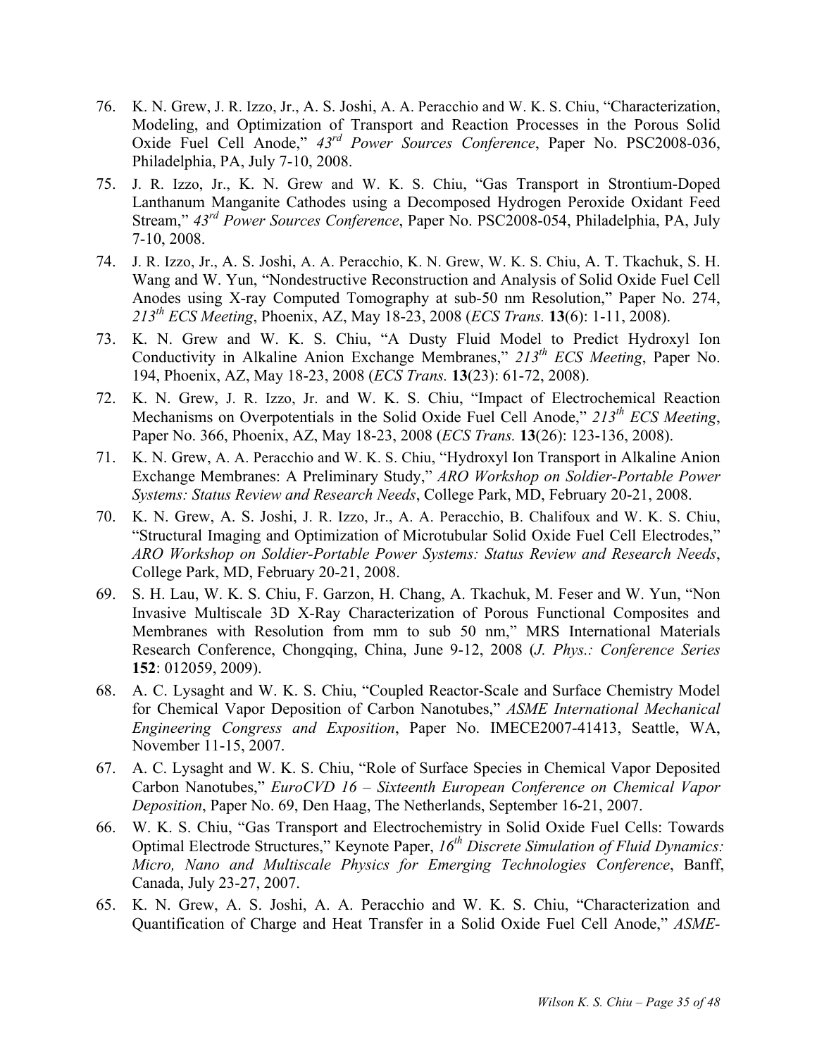76. K. N. Grew, J. R. Izzo, Jr., A. S. Joshi, A. A. Peracchio and W. K. S. Chiu, "Characterization, Modeling, and Optimization of Transport and Reaction Processes in the Porous Solid Oxide Fuel Cell Anode," *43rd Power Sources Conference*, Paper No. PSC2008-036, Philadelphia, PA, July 7-10, 2008.

75. J. R. Izzo, Jr., K. N. Grew and W. K. S. Chiu, "Gas Transport in Strontium-Doped Lanthanum Manganite Cathodes using a Decomposed Hydrogen Peroxide Oxidant Feed Stream," *43rd Power Sources Conference*, Paper No. PSC2008-054, Philadelphia, PA, July 7-10, 2008.

74. J. R. Izzo, Jr., A. S. Joshi, A. A. Peracchio, K. N. Grew, W. K. S. Chiu, A. T. Tkachuk, S. H. Wang and W. Yun, "Nondestructive Reconstruction and Analysis of Solid Oxide Fuel Cell Anodes using X-ray Computed Tomography at sub-50 nm Resolution," Paper No. 274, *213th ECS Meeting*, Phoenix, AZ, May 18-23, 2008 (*ECS Trans.* **13**(6): 1-11, 2008).

73. K. N. Grew and W. K. S. Chiu, "A Dusty Fluid Model to Predict Hydroxyl Ion Conductivity in Alkaline Anion Exchange Membranes," *213th ECS Meeting*, Paper No. 194, Phoenix, AZ, May 18-23, 2008 (*ECS Trans.* **13**(23): 61-72, 2008).

72. K. N. Grew, J. R. Izzo, Jr. and W. K. S. Chiu, "Impact of Electrochemical Reaction Mechanisms on Overpotentials in the Solid Oxide Fuel Cell Anode," *213th ECS Meeting*, Paper No. 366, Phoenix, AZ, May 18-23, 2008 (*ECS Trans.* **13**(26): 123-136, 2008).

71. K. N. Grew, A. A. Peracchio and W. K. S. Chiu, "Hydroxyl Ion Transport in Alkaline Anion Exchange Membranes: A Preliminary Study," *ARO Workshop on Soldier-Portable Power Systems: Status Review and Research Needs*, College Park, MD, February 20-21, 2008.

70. K. N. Grew, A. S. Joshi, J. R. Izzo, Jr., A. A. Peracchio, B. Chalifoux and W. K. S. Chiu, "Structural Imaging and Optimization of Microtubular Solid Oxide Fuel Cell Electrodes," *ARO Workshop on Soldier-Portable Power Systems: Status Review and Research Needs*, College Park, MD, February 20-21, 2008.

69. S. H. Lau, W. K. S. Chiu, F. Garzon, H. Chang, A. Tkachuk, M. Feser and W. Yun, "Non Invasive Multiscale 3D X-Ray Characterization of Porous Functional Composites and Membranes with Resolution from mm to sub 50 nm," MRS International Materials Research Conference, Chongqing, China, June 9-12, 2008 (*J. Phys.: Conference Series* **152**: 012059, 2009).

68. A. C. Lysaght and W. K. S. Chiu, "Coupled Reactor-Scale and Surface Chemistry Model for Chemical Vapor Deposition of Carbon Nanotubes," *ASME International Mechanical Engineering Congress and Exposition*, Paper No. IMECE2007-41413, Seattle, WA, November 11-15, 2007.

67. A. C. Lysaght and W. K. S. Chiu, "Role of Surface Species in Chemical Vapor Deposited Carbon Nanotubes," *EuroCVD 16 – Sixteenth European Conference on Chemical Vapor Deposition*, Paper No. 69, Den Haag, The Netherlands, September 16-21, 2007.

66. W. K. S. Chiu, "Gas Transport and Electrochemistry in Solid Oxide Fuel Cells: Towards Optimal Electrode Structures," Keynote Paper, *16th Discrete Simulation of Fluid Dynamics: Micro, Nano and Multiscale Physics for Emerging Technologies Conference*, Banff, Canada, July 23-27, 2007.

65. K. N. Grew, A. S. Joshi, A. A. Peracchio and W. K. S. Chiu, "Characterization and Quantification of Charge and Heat Transfer in a Solid Oxide Fuel Cell Anode," *ASME-*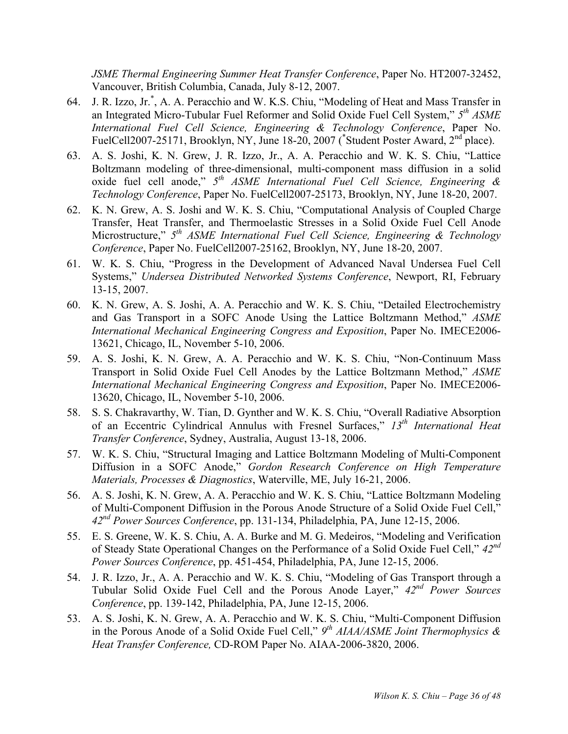*JSME Thermal Engineering Summer Heat Transfer Conference*, Paper No. HT2007-32452, Vancouver, British Columbia, Canada, July 8-12, 2007.

64. J. R. Izzo, Jr.*, A. A. Peracchio and W. K.S. Chiu, "Modeling of Heat and Mass Transfer in an Integrated Micro-Tubular Fuel Reformer and Solid Oxide Fuel Cell System," *5th ASME International Fuel Cell Science, Engineering & Technology Conference*, Paper No. FuelCell2007-25171, Brooklyn, NY, June 18-20, 2007 (*Student Poster Award, 2nd place).

63. A. S. Joshi, K. N. Grew, J. R. Izzo, Jr., A. A. Peracchio and W. K. S. Chiu, "Lattice Boltzmann modeling of three-dimensional, multi-component mass diffusion in a solid oxide fuel cell anode," *5th ASME International Fuel Cell Science, Engineering & Technology Conference*, Paper No. FuelCell2007-25173, Brooklyn, NY, June 18-20, 2007.

62. K. N. Grew, A. S. Joshi and W. K. S. Chiu, "Computational Analysis of Coupled Charge Transfer, Heat Transfer, and Thermoelastic Stresses in a Solid Oxide Fuel Cell Anode Microstructure," *5th ASME International Fuel Cell Science, Engineering & Technology Conference*, Paper No. FuelCell2007-25162, Brooklyn, NY, June 18-20, 2007.

61. W. K. S. Chiu, "Progress in the Development of Advanced Naval Undersea Fuel Cell Systems," *Undersea Distributed Networked Systems Conference*, Newport, RI, February 13-15, 2007.

60. K. N. Grew, A. S. Joshi, A. A. Peracchio and W. K. S. Chiu, "Detailed Electrochemistry and Gas Transport in a SOFC Anode Using the Lattice Boltzmann Method," *ASME International Mechanical Engineering Congress and Exposition*, Paper No. IMECE2006-13621, Chicago, IL, November 5-10, 2006.

59. A. S. Joshi, K. N. Grew, A. A. Peracchio and W. K. S. Chiu, "Non-Continuum Mass Transport in Solid Oxide Fuel Cell Anodes by the Lattice Boltzmann Method," *ASME International Mechanical Engineering Congress and Exposition*, Paper No. IMECE2006-13620, Chicago, IL, November 5-10, 2006.

58. S. S. Chakravarthy, W. Tian, D. Gynther and W. K. S. Chiu, "Overall Radiative Absorption of an Eccentric Cylindrical Annulus with Fresnel Surfaces," *13th International Heat Transfer Conference*, Sydney, Australia, August 13-18, 2006.

57. W. K. S. Chiu, "Structural Imaging and Lattice Boltzmann Modeling of Multi-Component Diffusion in a SOFC Anode," *Gordon Research Conference on High Temperature Materials, Processes & Diagnostics*, Waterville, ME, July 16-21, 2006.

56. A. S. Joshi, K. N. Grew, A. A. Peracchio and W. K. S. Chiu, "Lattice Boltzmann Modeling of Multi-Component Diffusion in the Porous Anode Structure of a Solid Oxide Fuel Cell," *42nd Power Sources Conference*, pp. 131-134, Philadelphia, PA, June 12-15, 2006.

55. E. S. Greene, W. K. S. Chiu, A. A. Burke and M. G. Medeiros, "Modeling and Verification of Steady State Operational Changes on the Performance of a Solid Oxide Fuel Cell," *42nd Power Sources Conference*, pp. 451-454, Philadelphia, PA, June 12-15, 2006.

54. J. R. Izzo, Jr., A. A. Peracchio and W. K. S. Chiu, "Modeling of Gas Transport through a Tubular Solid Oxide Fuel Cell and the Porous Anode Layer," *42nd Power Sources Conference*, pp. 139-142, Philadelphia, PA, June 12-15, 2006.

53. A. S. Joshi, K. N. Grew, A. A. Peracchio and W. K. S. Chiu, "Multi-Component Diffusion in the Porous Anode of a Solid Oxide Fuel Cell," *9th AIAA/ASME Joint Thermophysics & Heat Transfer Conference,* CD-ROM Paper No. AIAA-2006-3820, 2006.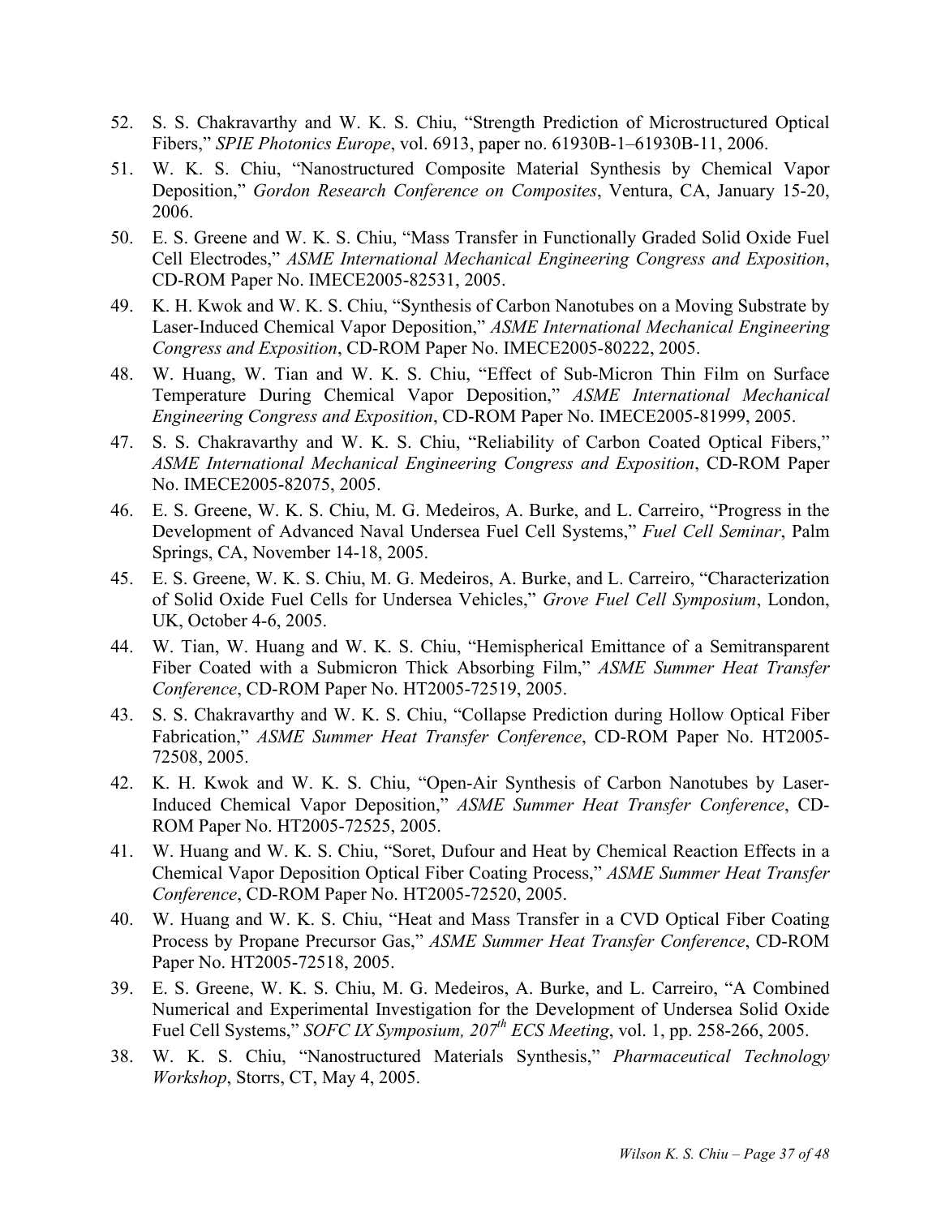52. S. S. Chakravarthy and W. K. S. Chiu, "Strength Prediction of Microstructured Optical Fibers," *SPIE Photonics Europe*, vol. 6913, paper no. 61930B-1–61930B-11, 2006.
51. W. K. S. Chiu, "Nanostructured Composite Material Synthesis by Chemical Vapor Deposition," *Gordon Research Conference on Composites*, Ventura, CA, January 15-20, 2006.
50. E. S. Greene and W. K. S. Chiu, "Mass Transfer in Functionally Graded Solid Oxide Fuel Cell Electrodes," *ASME International Mechanical Engineering Congress and Exposition*, CD-ROM Paper No. IMECE2005-82531, 2005.
49. K. H. Kwok and W. K. S. Chiu, "Synthesis of Carbon Nanotubes on a Moving Substrate by Laser-Induced Chemical Vapor Deposition," *ASME International Mechanical Engineering Congress and Exposition*, CD-ROM Paper No. IMECE2005-80222, 2005.
48. W. Huang, W. Tian and W. K. S. Chiu, "Effect of Sub-Micron Thin Film on Surface Temperature During Chemical Vapor Deposition," *ASME International Mechanical Engineering Congress and Exposition*, CD-ROM Paper No. IMECE2005-81999, 2005.
47. S. S. Chakravarthy and W. K. S. Chiu, "Reliability of Carbon Coated Optical Fibers," *ASME International Mechanical Engineering Congress and Exposition*, CD-ROM Paper No. IMECE2005-82075, 2005.
46. E. S. Greene, W. K. S. Chiu, M. G. Medeiros, A. Burke, and L. Carreiro, "Progress in the Development of Advanced Naval Undersea Fuel Cell Systems," *Fuel Cell Seminar*, Palm Springs, CA, November 14-18, 2005.
45. E. S. Greene, W. K. S. Chiu, M. G. Medeiros, A. Burke, and L. Carreiro, "Characterization of Solid Oxide Fuel Cells for Undersea Vehicles," *Grove Fuel Cell Symposium*, London, UK, October 4-6, 2005.
44. W. Tian, W. Huang and W. K. S. Chiu, "Hemispherical Emittance of a Semitransparent Fiber Coated with a Submicron Thick Absorbing Film," *ASME Summer Heat Transfer Conference*, CD-ROM Paper No. HT2005-72519, 2005.
43. S. S. Chakravarthy and W. K. S. Chiu, "Collapse Prediction during Hollow Optical Fiber Fabrication," *ASME Summer Heat Transfer Conference*, CD-ROM Paper No. HT2005-72508, 2005.
42. K. H. Kwok and W. K. S. Chiu, "Open-Air Synthesis of Carbon Nanotubes by Laser-Induced Chemical Vapor Deposition," *ASME Summer Heat Transfer Conference*, CD-ROM Paper No. HT2005-72525, 2005.
41. W. Huang and W. K. S. Chiu, "Soret, Dufour and Heat by Chemical Reaction Effects in a Chemical Vapor Deposition Optical Fiber Coating Process," *ASME Summer Heat Transfer Conference*, CD-ROM Paper No. HT2005-72520, 2005.
40. W. Huang and W. K. S. Chiu, "Heat and Mass Transfer in a CVD Optical Fiber Coating Process by Propane Precursor Gas," *ASME Summer Heat Transfer Conference*, CD-ROM Paper No. HT2005-72518, 2005.
39. E. S. Greene, W. K. S. Chiu, M. G. Medeiros, A. Burke, and L. Carreiro, "A Combined Numerical and Experimental Investigation for the Development of Undersea Solid Oxide Fuel Cell Systems," *SOFC IX Symposium, 207th ECS Meeting*, vol. 1, pp. 258-266, 2005.
38. W. K. S. Chiu, "Nanostructured Materials Synthesis," *Pharmaceutical Technology Workshop*, Storrs, CT, May 4, 2005.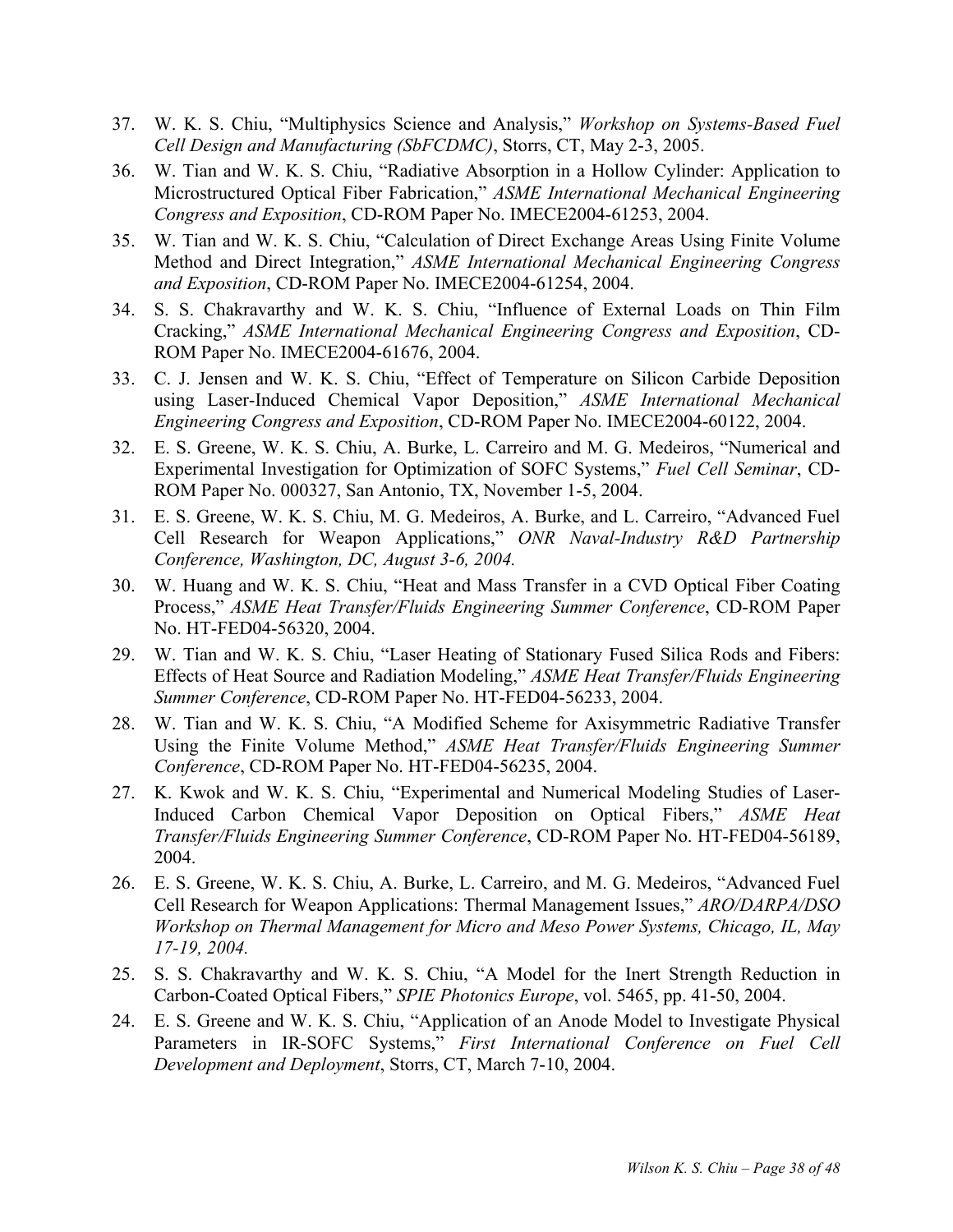37. W. K. S. Chiu, "Multiphysics Science and Analysis," *Workshop on Systems-Based Fuel Cell Design and Manufacturing (SbFCDMC)*, Storrs, CT, May 2-3, 2005.

36. W. Tian and W. K. S. Chiu, "Radiative Absorption in a Hollow Cylinder: Application to Microstructured Optical Fiber Fabrication," *ASME International Mechanical Engineering Congress and Exposition*, CD-ROM Paper No. IMECE2004-61253, 2004.

35. W. Tian and W. K. S. Chiu, "Calculation of Direct Exchange Areas Using Finite Volume Method and Direct Integration," *ASME International Mechanical Engineering Congress and Exposition*, CD-ROM Paper No. IMECE2004-61254, 2004.

34. S. S. Chakravarthy and W. K. S. Chiu, "Influence of External Loads on Thin Film Cracking," *ASME International Mechanical Engineering Congress and Exposition*, CD-ROM Paper No. IMECE2004-61676, 2004.

33. C. J. Jensen and W. K. S. Chiu, "Effect of Temperature on Silicon Carbide Deposition using Laser-Induced Chemical Vapor Deposition," *ASME International Mechanical Engineering Congress and Exposition*, CD-ROM Paper No. IMECE2004-60122, 2004.

32. E. S. Greene, W. K. S. Chiu, A. Burke, L. Carreiro and M. G. Medeiros, "Numerical and Experimental Investigation for Optimization of SOFC Systems," *Fuel Cell Seminar*, CD-ROM Paper No. 000327, San Antonio, TX, November 1-5, 2004.

31. E. S. Greene, W. K. S. Chiu, M. G. Medeiros, A. Burke, and L. Carreiro, "Advanced Fuel Cell Research for Weapon Applications," *ONR Naval-Industry R&D Partnership Conference, Washington, DC, August 3-6, 2004.*

30. W. Huang and W. K. S. Chiu, "Heat and Mass Transfer in a CVD Optical Fiber Coating Process," *ASME Heat Transfer/Fluids Engineering Summer Conference*, CD-ROM Paper No. HT-FED04-56320, 2004.

29. W. Tian and W. K. S. Chiu, "Laser Heating of Stationary Fused Silica Rods and Fibers: Effects of Heat Source and Radiation Modeling," *ASME Heat Transfer/Fluids Engineering Summer Conference*, CD-ROM Paper No. HT-FED04-56233, 2004.

28. W. Tian and W. K. S. Chiu, "A Modified Scheme for Axisymmetric Radiative Transfer Using the Finite Volume Method," *ASME Heat Transfer/Fluids Engineering Summer Conference*, CD-ROM Paper No. HT-FED04-56235, 2004.

27. K. Kwok and W. K. S. Chiu, "Experimental and Numerical Modeling Studies of Laser-Induced Carbon Chemical Vapor Deposition on Optical Fibers," *ASME Heat Transfer/Fluids Engineering Summer Conference*, CD-ROM Paper No. HT-FED04-56189, 2004.

26. E. S. Greene, W. K. S. Chiu, A. Burke, L. Carreiro, and M. G. Medeiros, "Advanced Fuel Cell Research for Weapon Applications: Thermal Management Issues," *ARO/DARPA/DSO Workshop on Thermal Management for Micro and Meso Power Systems, Chicago, IL, May 17-19, 2004.*

25. S. S. Chakravarthy and W. K. S. Chiu, "A Model for the Inert Strength Reduction in Carbon-Coated Optical Fibers," *SPIE Photonics Europe*, vol. 5465, pp. 41-50, 2004.

24. E. S. Greene and W. K. S. Chiu, "Application of an Anode Model to Investigate Physical Parameters in IR-SOFC Systems," *First International Conference on Fuel Cell Development and Deployment*, Storrs, CT, March 7-10, 2004.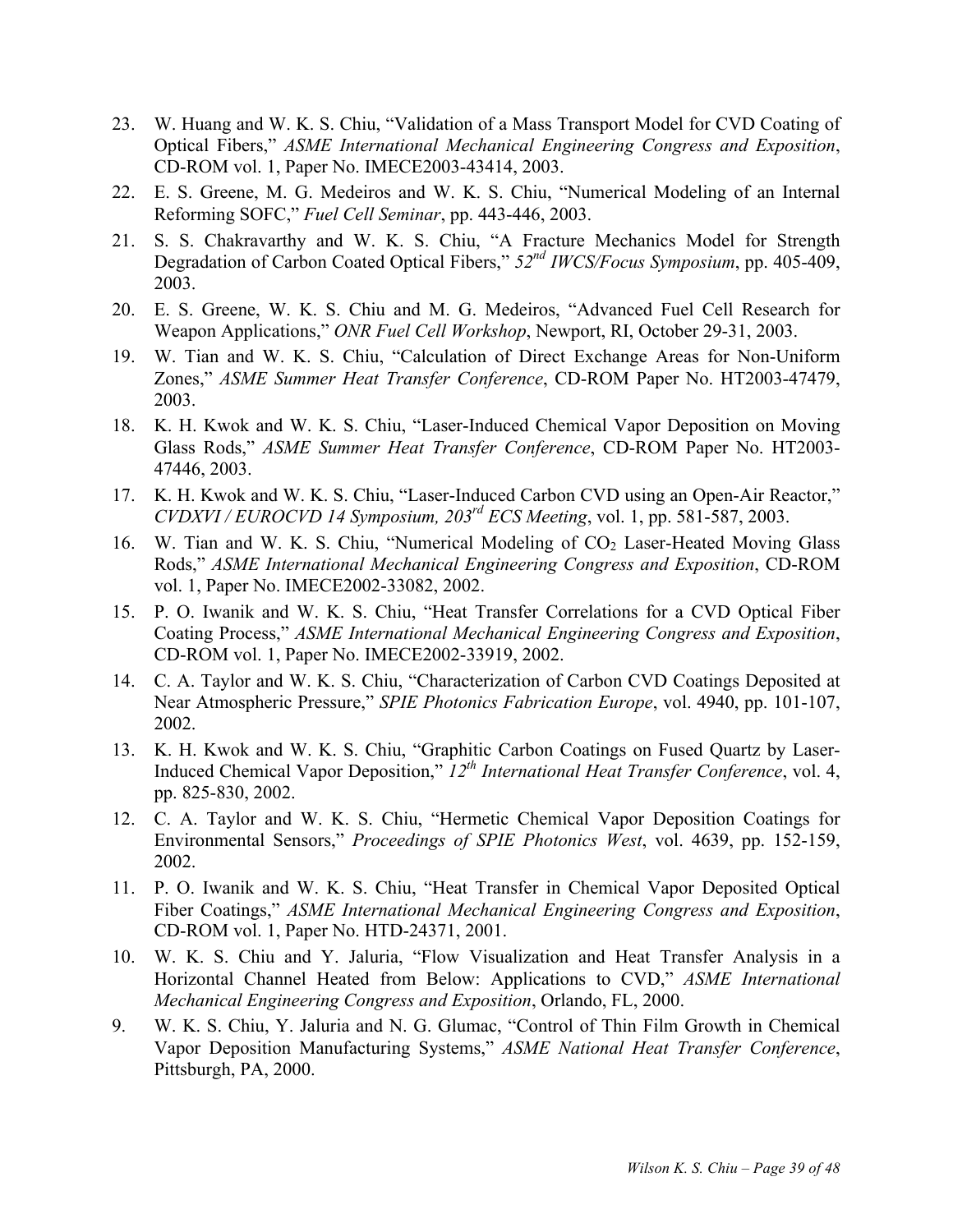23. W. Huang and W. K. S. Chiu, "Validation of a Mass Transport Model for CVD Coating of Optical Fibers," *ASME International Mechanical Engineering Congress and Exposition*, CD-ROM vol. 1, Paper No. IMECE2003-43414, 2003.

22. E. S. Greene, M. G. Medeiros and W. K. S. Chiu, "Numerical Modeling of an Internal Reforming SOFC," *Fuel Cell Seminar*, pp. 443-446, 2003.

21. S. S. Chakravarthy and W. K. S. Chiu, "A Fracture Mechanics Model for Strength Degradation of Carbon Coated Optical Fibers," *52nd IWCS/Focus Symposium*, pp. 405-409, 2003.

20. E. S. Greene, W. K. S. Chiu and M. G. Medeiros, "Advanced Fuel Cell Research for Weapon Applications," *ONR Fuel Cell Workshop*, Newport, RI, October 29-31, 2003.

19. W. Tian and W. K. S. Chiu, "Calculation of Direct Exchange Areas for Non-Uniform Zones," *ASME Summer Heat Transfer Conference*, CD-ROM Paper No. HT2003-47479, 2003.

18. K. H. Kwok and W. K. S. Chiu, "Laser-Induced Chemical Vapor Deposition on Moving Glass Rods," *ASME Summer Heat Transfer Conference*, CD-ROM Paper No. HT2003-47446, 2003.

17. K. H. Kwok and W. K. S. Chiu, "Laser-Induced Carbon CVD using an Open-Air Reactor," *CVDXVI / EUROCVD 14 Symposium, 203rd ECS Meeting*, vol. 1, pp. 581-587, 2003.

16. W. Tian and W. K. S. Chiu, "Numerical Modeling of $CO_2$ Laser-Heated Moving Glass Rods," *ASME International Mechanical Engineering Congress and Exposition*, CD-ROM vol. 1, Paper No. IMECE2002-33082, 2002.

15. P. O. Iwanik and W. K. S. Chiu, "Heat Transfer Correlations for a CVD Optical Fiber Coating Process," *ASME International Mechanical Engineering Congress and Exposition*, CD-ROM vol. 1, Paper No. IMECE2002-33919, 2002.

14. C. A. Taylor and W. K. S. Chiu, "Characterization of Carbon CVD Coatings Deposited at Near Atmospheric Pressure," *SPIE Photonics Fabrication Europe*, vol. 4940, pp. 101-107, 2002.

13. K. H. Kwok and W. K. S. Chiu, "Graphitic Carbon Coatings on Fused Quartz by Laser-Induced Chemical Vapor Deposition," *12th International Heat Transfer Conference*, vol. 4, pp. 825-830, 2002.

12. C. A. Taylor and W. K. S. Chiu, "Hermetic Chemical Vapor Deposition Coatings for Environmental Sensors," *Proceedings of SPIE Photonics West*, vol. 4639, pp. 152-159, 2002.

11. P. O. Iwanik and W. K. S. Chiu, "Heat Transfer in Chemical Vapor Deposited Optical Fiber Coatings," *ASME International Mechanical Engineering Congress and Exposition*, CD-ROM vol. 1, Paper No. HTD-24371, 2001.

10. W. K. S. Chiu and Y. Jaluria, "Flow Visualization and Heat Transfer Analysis in a Horizontal Channel Heated from Below: Applications to CVD," *ASME International Mechanical Engineering Congress and Exposition*, Orlando, FL, 2000.

9. W. K. S. Chiu, Y. Jaluria and N. G. Glumac, "Control of Thin Film Growth in Chemical Vapor Deposition Manufacturing Systems," *ASME National Heat Transfer Conference*, Pittsburgh, PA, 2000.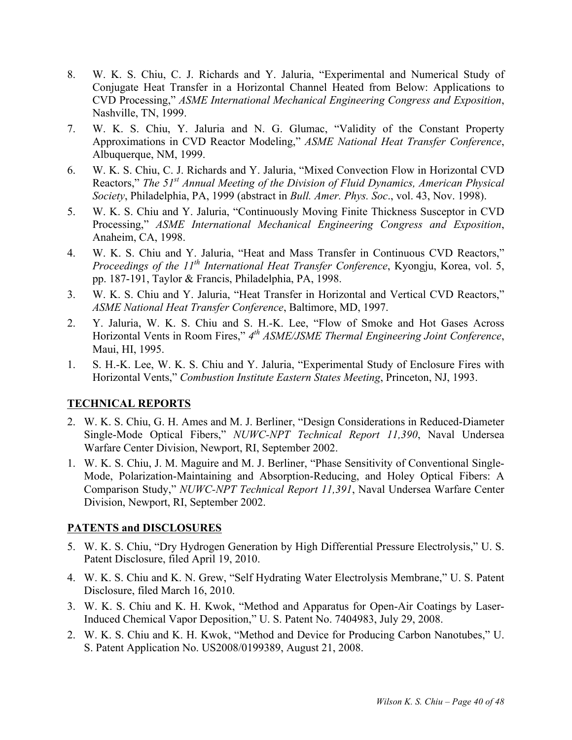8. W. K. S. Chiu, C. J. Richards and Y. Jaluria, "Experimental and Numerical Study of Conjugate Heat Transfer in a Horizontal Channel Heated from Below: Applications to CVD Processing," *ASME International Mechanical Engineering Congress and Exposition*, Nashville, TN, 1999.
7. W. K. S. Chiu, Y. Jaluria and N. G. Glumac, "Validity of the Constant Property Approximations in CVD Reactor Modeling," *ASME National Heat Transfer Conference*, Albuquerque, NM, 1999.
6. W. K. S. Chiu, C. J. Richards and Y. Jaluria, "Mixed Convection Flow in Horizontal CVD Reactors," *The 51st Annual Meeting of the Division of Fluid Dynamics, American Physical Society*, Philadelphia, PA, 1999 (abstract in *Bull. Amer. Phys. Soc*., vol. 43, Nov. 1998).
5. W. K. S. Chiu and Y. Jaluria, "Continuously Moving Finite Thickness Susceptor in CVD Processing," *ASME International Mechanical Engineering Congress and Exposition*, Anaheim, CA, 1998.
4. W. K. S. Chiu and Y. Jaluria, "Heat and Mass Transfer in Continuous CVD Reactors," *Proceedings of the 11th International Heat Transfer Conference*, Kyongju, Korea, vol. 5, pp. 187-191, Taylor & Francis, Philadelphia, PA, 1998.
3. W. K. S. Chiu and Y. Jaluria, "Heat Transfer in Horizontal and Vertical CVD Reactors," *ASME National Heat Transfer Conference*, Baltimore, MD, 1997.
2. Y. Jaluria, W. K. S. Chiu and S. H.-K. Lee, "Flow of Smoke and Hot Gases Across Horizontal Vents in Room Fires," *4th ASME/JSME Thermal Engineering Joint Conference*, Maui, HI, 1995.
1. S. H.-K. Lee, W. K. S. Chiu and Y. Jaluria, "Experimental Study of Enclosure Fires with Horizontal Vents," *Combustion Institute Eastern States Meeting*, Princeton, NJ, 1993.

## TECHNICAL REPORTS

2. W. K. S. Chiu, G. H. Ames and M. J. Berliner, "Design Considerations in Reduced-Diameter Single-Mode Optical Fibers," *NUWC-NPT Technical Report 11,390*, Naval Undersea Warfare Center Division, Newport, RI, September 2002.
1. W. K. S. Chiu, J. M. Maguire and M. J. Berliner, "Phase Sensitivity of Conventional Single-Mode, Polarization-Maintaining and Absorption-Reducing, and Holey Optical Fibers: A Comparison Study," *NUWC-NPT Technical Report 11,391*, Naval Undersea Warfare Center Division, Newport, RI, September 2002.

## PATENTS and DISCLOSURES

5. W. K. S. Chiu, "Dry Hydrogen Generation by High Differential Pressure Electrolysis," U. S. Patent Disclosure, filed April 19, 2010.
4. W. K. S. Chiu and K. N. Grew, "Self Hydrating Water Electrolysis Membrane," U. S. Patent Disclosure, filed March 16, 2010.
3. W. K. S. Chiu and K. H. Kwok, "Method and Apparatus for Open-Air Coatings by Laser-Induced Chemical Vapor Deposition," U. S. Patent No. 7404983, July 29, 2008.
2. W. K. S. Chiu and K. H. Kwok, "Method and Device for Producing Carbon Nanotubes," U. S. Patent Application No. US2008/0199389, August 21, 2008.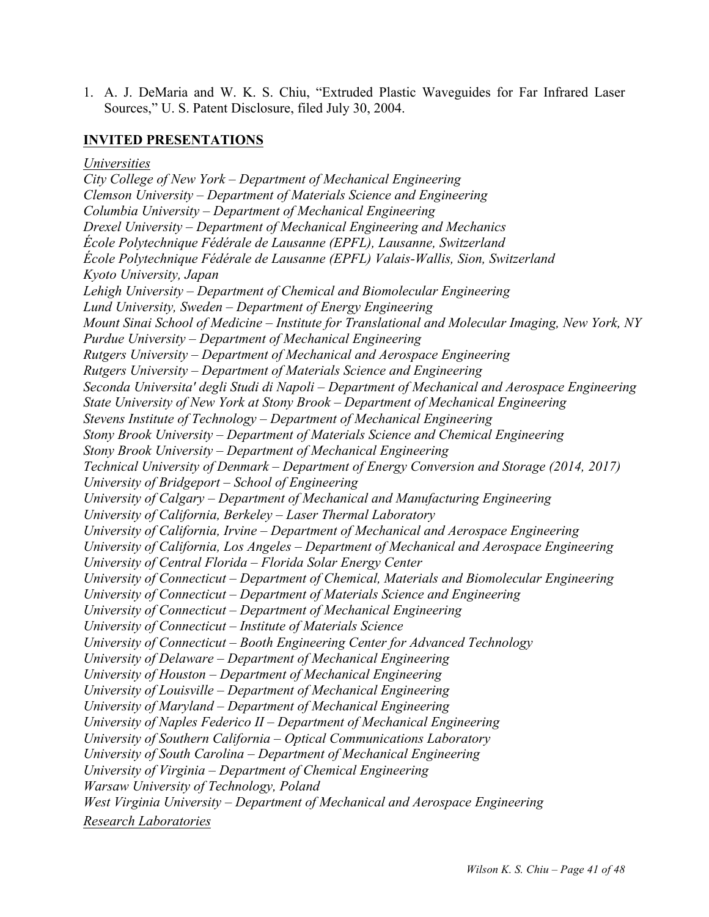1. A. J. DeMaria and W. K. S. Chiu, “Extruded Plastic Waveguides for Far Infrared Laser Sources,” U. S. Patent Disclosure, filed July 30, 2004.

## INVITED PRESENTATIONS

*Universities*

*City College of New York – Department of Mechanical Engineering*
*Clemson University – Department of Materials Science and Engineering*
*Columbia University – Department of Mechanical Engineering*
*Drexel University – Department of Mechanical Engineering and Mechanics*
*École Polytechnique Fédérale de Lausanne (EPFL), Lausanne, Switzerland*
*École Polytechnique Fédérale de Lausanne (EPFL) Valais-Wallis, Sion, Switzerland*
*Kyoto University, Japan*
*Lehigh University – Department of Chemical and Biomolecular Engineering*
*Lund University, Sweden – Department of Energy Engineering*
*Mount Sinai School of Medicine – Institute for Translational and Molecular Imaging, New York, NY*
*Purdue University – Department of Mechanical Engineering*
*Rutgers University – Department of Mechanical and Aerospace Engineering*
*Rutgers University – Department of Materials Science and Engineering*
*Seconda Universita' degli Studi di Napoli – Department of Mechanical and Aerospace Engineering*
*State University of New York at Stony Brook – Department of Mechanical Engineering*
*Stevens Institute of Technology – Department of Mechanical Engineering*
*Stony Brook University – Department of Materials Science and Chemical Engineering*
*Stony Brook University – Department of Mechanical Engineering*
*Technical University of Denmark – Department of Energy Conversion and Storage (2014, 2017)*
*University of Bridgeport – School of Engineering*
*University of Calgary – Department of Mechanical and Manufacturing Engineering*
*University of California, Berkeley – Laser Thermal Laboratory*
*University of California, Irvine – Department of Mechanical and Aerospace Engineering*
*University of California, Los Angeles – Department of Mechanical and Aerospace Engineering*
*University of Central Florida – Florida Solar Energy Center*
*University of Connecticut – Department of Chemical, Materials and Biomolecular Engineering*
*University of Connecticut – Department of Materials Science and Engineering*
*University of Connecticut – Department of Mechanical Engineering*
*University of Connecticut – Institute of Materials Science*
*University of Connecticut – Booth Engineering Center for Advanced Technology*
*University of Delaware – Department of Mechanical Engineering*
*University of Houston – Department of Mechanical Engineering*
*University of Louisville – Department of Mechanical Engineering*
*University of Maryland – Department of Mechanical Engineering*
*University of Naples Federico II – Department of Mechanical Engineering*
*University of Southern California – Optical Communications Laboratory*
*University of South Carolina – Department of Mechanical Engineering*
*University of Virginia – Department of Chemical Engineering*
*Warsaw University of Technology, Poland*
*West Virginia University – Department of Mechanical and Aerospace Engineering*

*Research Laboratories*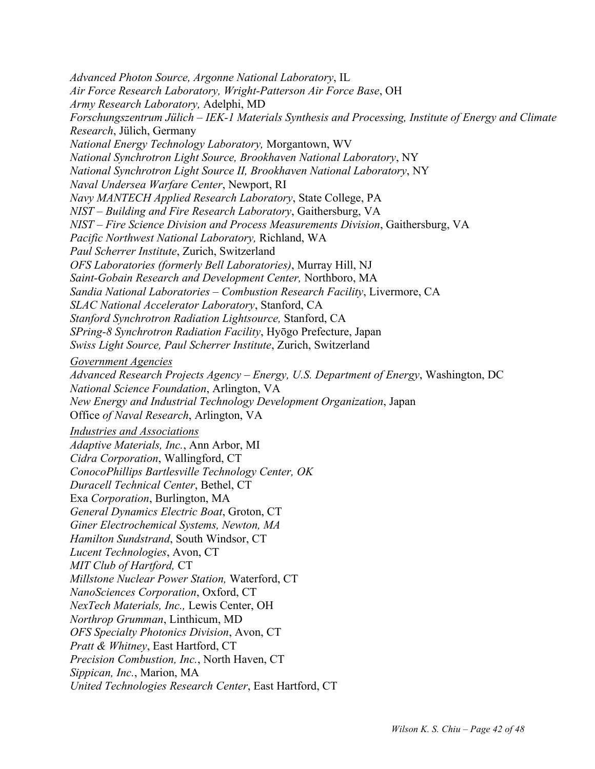*Advanced Photon Source, Argonne National Laboratory*, IL
*Air Force Research Laboratory, Wright-Patterson Air Force Base*, OH
*Army Research Laboratory,* Adelphi, MD
*Forschungszentrum Jülich – IEK-1 Materials Synthesis and Processing, Institute of Energy and Climate Research*, Jülich, Germany
*National Energy Technology Laboratory,* Morgantown, WV
*National Synchrotron Light Source, Brookhaven National Laboratory*, NY
*National Synchrotron Light Source II, Brookhaven National Laboratory*, NY
*Naval Undersea Warfare Center*, Newport, RI
*Navy MANTECH Applied Research Laboratory*, State College, PA
*NIST – Building and Fire Research Laboratory*, Gaithersburg, VA
*NIST – Fire Science Division and Process Measurements Division*, Gaithersburg, VA
*Pacific Northwest National Laboratory,* Richland, WA
*Paul Scherrer Institute*, Zurich, Switzerland
*OFS Laboratories (formerly Bell Laboratories)*, Murray Hill, NJ
*Saint-Gobain Research and Development Center,* Northboro, MA
*Sandia National Laboratories – Combustion Research Facility*, Livermore, CA
*SLAC National Accelerator Laboratory*, Stanford, CA
*Stanford Synchrotron Radiation Lightsource,* Stanford, CA
*SPring-8 Synchrotron Radiation Facility*, Hyōgo Prefecture, Japan
*Swiss Light Source, Paul Scherrer Institute*, Zurich, Switzerland

*Government Agencies*

*Advanced Research Projects Agency – Energy, U.S. Department of Energy*, Washington, DC
*National Science Foundation*, Arlington, VA
*New Energy and Industrial Technology Development Organization*, Japan
Office *of Naval Research*, Arlington, VA

*Industries and Associations*

*Adaptive Materials, Inc.*, Ann Arbor, MI
*Cidra Corporation*, Wallingford, CT
*ConocoPhillips Bartlesville Technology Center, OK*
*Duracell Technical Center*, Bethel, CT
Exa *Corporation*, Burlington, MA
*General Dynamics Electric Boat*, Groton, CT
*Giner Electrochemical Systems, Newton, MA*
*Hamilton Sundstrand*, South Windsor, CT
*Lucent Technologies*, Avon, CT
*MIT Club of Hartford,* CT
*Millstone Nuclear Power Station,* Waterford, CT
*NanoSciences Corporation*, Oxford, CT
*NexTech Materials, Inc.,* Lewis Center, OH
*Northrop Grumman*, Linthicum, MD
*OFS Specialty Photonics Division*, Avon, CT
*Pratt & Whitney*, East Hartford, CT
*Precision Combustion, Inc.*, North Haven, CT
*Sippican, Inc.*, Marion, MA
*United Technologies Research Center*, East Hartford, CT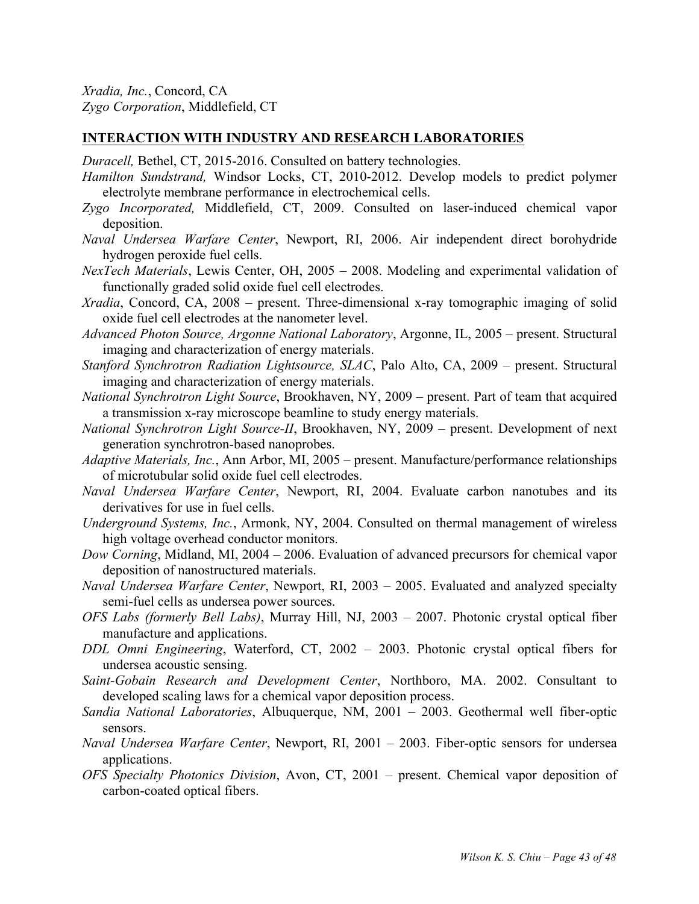*Xradia, Inc.*, Concord, CA
*Zygo Corporation*, Middlefield, CT

## INTERACTION WITH INDUSTRY AND RESEARCH LABORATORIES

*Duracell,* Bethel, CT, 2015-2016. Consulted on battery technologies.

*Hamilton Sundstrand,* Windsor Locks, CT, 2010-2012. Develop models to predict polymer electrolyte membrane performance in electrochemical cells.

*Zygo Incorporated,* Middlefield, CT, 2009. Consulted on laser-induced chemical vapor deposition.

*Naval Undersea Warfare Center*, Newport, RI, 2006. Air independent direct borohydride hydrogen peroxide fuel cells.

*NexTech Materials*, Lewis Center, OH, 2005 – 2008. Modeling and experimental validation of functionally graded solid oxide fuel cell electrodes.

*Xradia*, Concord, CA, 2008 – present. Three-dimensional x-ray tomographic imaging of solid oxide fuel cell electrodes at the nanometer level.

*Advanced Photon Source, Argonne National Laboratory*, Argonne, IL, 2005 – present. Structural imaging and characterization of energy materials.

*Stanford Synchrotron Radiation Lightsource, SLAC*, Palo Alto, CA, 2009 – present. Structural imaging and characterization of energy materials.

*National Synchrotron Light Source*, Brookhaven, NY, 2009 – present. Part of team that acquired a transmission x-ray microscope beamline to study energy materials.

*National Synchrotron Light Source-II*, Brookhaven, NY, 2009 – present. Development of next generation synchrotron-based nanoprobes.

*Adaptive Materials, Inc.*, Ann Arbor, MI, 2005 – present. Manufacture/performance relationships of microtubular solid oxide fuel cell electrodes.

*Naval Undersea Warfare Center*, Newport, RI, 2004. Evaluate carbon nanotubes and its derivatives for use in fuel cells.

*Underground Systems, Inc.*, Armonk, NY, 2004. Consulted on thermal management of wireless high voltage overhead conductor monitors.

*Dow Corning*, Midland, MI, 2004 – 2006. Evaluation of advanced precursors for chemical vapor deposition of nanostructured materials.

*Naval Undersea Warfare Center*, Newport, RI, 2003 – 2005. Evaluated and analyzed specialty semi-fuel cells as undersea power sources.

*OFS Labs (formerly Bell Labs)*, Murray Hill, NJ, 2003 – 2007. Photonic crystal optical fiber manufacture and applications.

*DDL Omni Engineering*, Waterford, CT, 2002 – 2003. Photonic crystal optical fibers for undersea acoustic sensing.

*Saint-Gobain Research and Development Center*, Northboro, MA. 2002. Consultant to developed scaling laws for a chemical vapor deposition process.

*Sandia National Laboratories*, Albuquerque, NM, 2001 – 2003. Geothermal well fiber-optic sensors.

*Naval Undersea Warfare Center*, Newport, RI, 2001 – 2003. Fiber-optic sensors for undersea applications.

*OFS Specialty Photonics Division*, Avon, CT, 2001 – present. Chemical vapor deposition of carbon-coated optical fibers.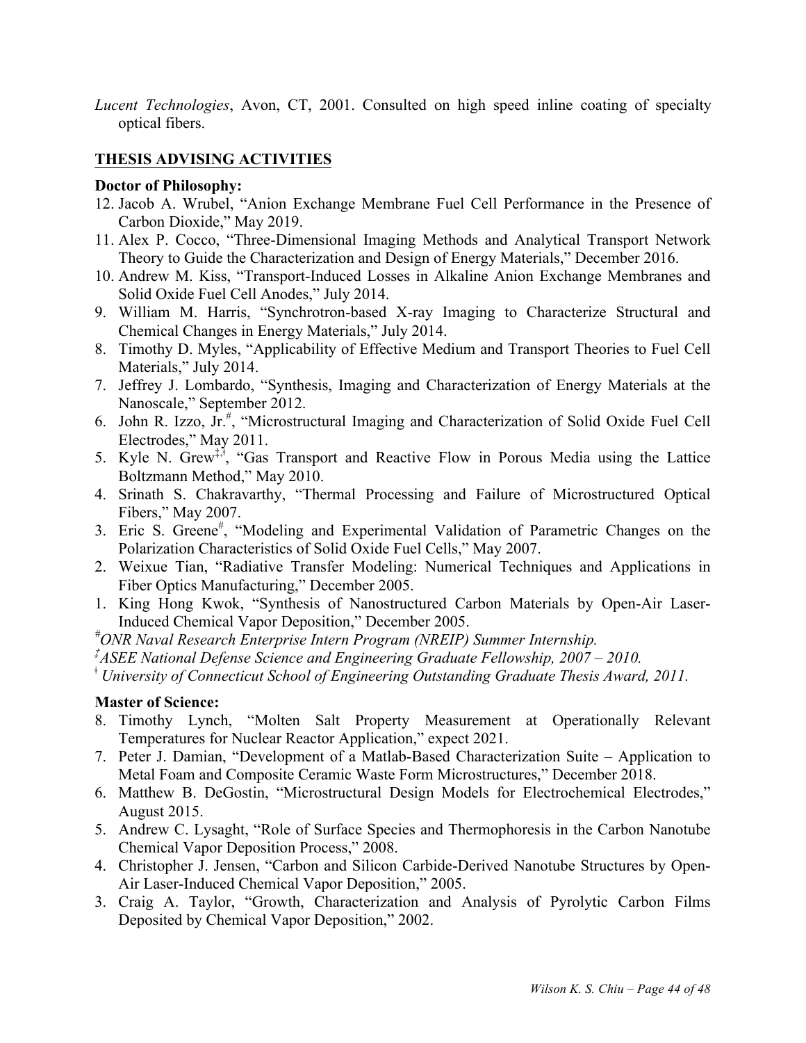*Lucent Technologies*, Avon, CT, 2001. Consulted on high speed inline coating of specialty optical fibers.

## THESIS ADVISING ACTIVITIES

### Doctor of Philosophy:

12. Jacob A. Wrubel, "Anion Exchange Membrane Fuel Cell Performance in the Presence of Carbon Dioxide," May 2019.
11. Alex P. Cocco, "Three-Dimensional Imaging Methods and Analytical Transport Network Theory to Guide the Characterization and Design of Energy Materials," December 2016.
10. Andrew M. Kiss, "Transport-Induced Losses in Alkaline Anion Exchange Membranes and Solid Oxide Fuel Cell Anodes," July 2014.
9. William M. Harris, "Synchrotron-based X-ray Imaging to Characterize Structural and Chemical Changes in Energy Materials," July 2014.
8. Timothy D. Myles, "Applicability of Effective Medium and Transport Theories to Fuel Cell Materials," July 2014.
7. Jeffrey J. Lombardo, "Synthesis, Imaging and Characterization of Energy Materials at the Nanoscale," September 2012.
6. John R. Izzo, Jr.[#], "Microstructural Imaging and Characterization of Solid Oxide Fuel Cell Electrodes," May 2011.
5. Kyle N. Grew[‡,ǂ], "Gas Transport and Reactive Flow in Porous Media using the Lattice Boltzmann Method," May 2010.
4. Srinath S. Chakravarthy, "Thermal Processing and Failure of Microstructured Optical Fibers," May 2007.
3. Eric S. Greene[#], "Modeling and Experimental Validation of Parametric Changes on the Polarization Characteristics of Solid Oxide Fuel Cells," May 2007.
2. Weixue Tian, "Radiative Transfer Modeling: Numerical Techniques and Applications in Fiber Optics Manufacturing," December 2005.
1. King Hong Kwok, "Synthesis of Nanostructured Carbon Materials by Open-Air Laser-Induced Chemical Vapor Deposition," December 2005.

[#]*ONR Naval Research Enterprise Intern Program (NREIP) Summer Internship.*
[‡]*ASEE National Defense Science and Engineering Graduate Fellowship, 2007 – 2010.*
[ǂ] *University of Connecticut School of Engineering Outstanding Graduate Thesis Award, 2011.*

### Master of Science:

8. Timothy Lynch, "Molten Salt Property Measurement at Operationally Relevant Temperatures for Nuclear Reactor Application," expect 2021.
7. Peter J. Damian, "Development of a Matlab-Based Characterization Suite – Application to Metal Foam and Composite Ceramic Waste Form Microstructures," December 2018.
6. Matthew B. DeGostin, "Microstructural Design Models for Electrochemical Electrodes," August 2015.
5. Andrew C. Lysaght, "Role of Surface Species and Thermophoresis in the Carbon Nanotube Chemical Vapor Deposition Process," 2008.
4. Christopher J. Jensen, "Carbon and Silicon Carbide-Derived Nanotube Structures by Open-Air Laser-Induced Chemical Vapor Deposition," 2005.
3. Craig A. Taylor, "Growth, Characterization and Analysis of Pyrolytic Carbon Films Deposited by Chemical Vapor Deposition," 2002.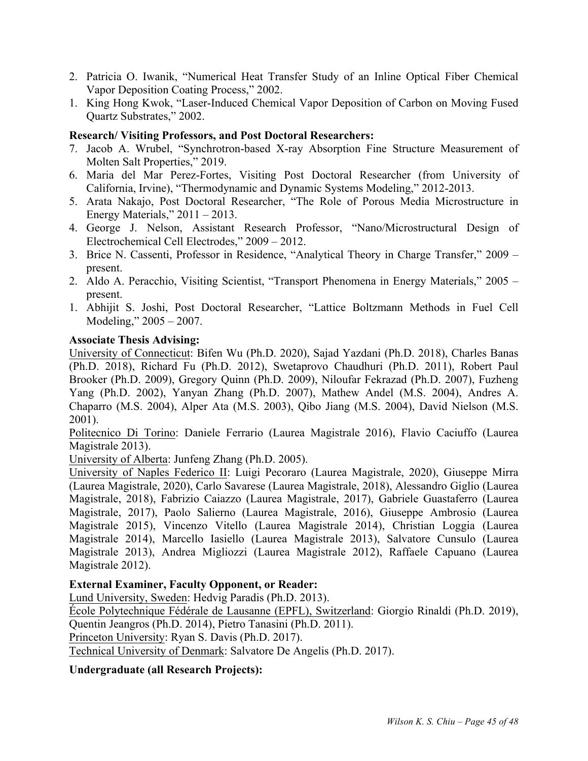2. Patricia O. Iwanik, "Numerical Heat Transfer Study of an Inline Optical Fiber Chemical Vapor Deposition Coating Process," 2002.
1. King Hong Kwok, "Laser-Induced Chemical Vapor Deposition of Carbon on Moving Fused Quartz Substrates," 2002.

**Research/ Visiting Professors, and Post Doctoral Researchers:**

7. Jacob A. Wrubel, "Synchrotron-based X-ray Absorption Fine Structure Measurement of Molten Salt Properties," 2019.
6. Maria del Mar Perez-Fortes, Visiting Post Doctoral Researcher (from University of California, Irvine), "Thermodynamic and Dynamic Systems Modeling," 2012-2013.
5. Arata Nakajo, Post Doctoral Researcher, "The Role of Porous Media Microstructure in Energy Materials," 2011 – 2013.
4. George J. Nelson, Assistant Research Professor, "Nano/Microstructural Design of Electrochemical Cell Electrodes," 2009 – 2012.
3. Brice N. Cassenti, Professor in Residence, "Analytical Theory in Charge Transfer," 2009 – present.
2. Aldo A. Peracchio, Visiting Scientist, "Transport Phenomena in Energy Materials," 2005 – present.
1. Abhijit S. Joshi, Post Doctoral Researcher, "Lattice Boltzmann Methods in Fuel Cell Modeling," 2005 – 2007.

**Associate Thesis Advising:**

University of Connecticut: Bifen Wu (Ph.D. 2020), Sajad Yazdani (Ph.D. 2018), Charles Banas (Ph.D. 2018), Richard Fu (Ph.D. 2012), Swetaprovo Chaudhuri (Ph.D. 2011), Robert Paul Brooker (Ph.D. 2009), Gregory Quinn (Ph.D. 2009), Niloufar Fekrazad (Ph.D. 2007), Fuzheng Yang (Ph.D. 2002), Yanyan Zhang (Ph.D. 2007), Mathew Andel (M.S. 2004), Andres A. Chaparro (M.S. 2004), Alper Ata (M.S. 2003), Qibo Jiang (M.S. 2004), David Nielson (M.S. 2001).

Politecnico Di Torino: Daniele Ferrario (Laurea Magistrale 2016), Flavio Caciuffo (Laurea Magistrale 2013).

University of Alberta: Junfeng Zhang (Ph.D. 2005).

University of Naples Federico II: Luigi Pecoraro (Laurea Magistrale, 2020), Giuseppe Mirra (Laurea Magistrale, 2020), Carlo Savarese (Laurea Magistrale, 2018), Alessandro Giglio (Laurea Magistrale, 2018), Fabrizio Caiazzo (Laurea Magistrale, 2017), Gabriele Guastaferro (Laurea Magistrale, 2017), Paolo Salierno (Laurea Magistrale, 2016), Giuseppe Ambrosio (Laurea Magistrale 2015), Vincenzo Vitello (Laurea Magistrale 2014), Christian Loggia (Laurea Magistrale 2014), Marcello Iasiello (Laurea Magistrale 2013), Salvatore Cunsulo (Laurea Magistrale 2013), Andrea Migliozzi (Laurea Magistrale 2012), Raffaele Capuano (Laurea Magistrale 2012).

**External Examiner, Faculty Opponent, or Reader:**

Lund University, Sweden: Hedvig Paradis (Ph.D. 2013).

École Polytechnique Fédérale de Lausanne (EPFL), Switzerland: Giorgio Rinaldi (Ph.D. 2019), Quentin Jeangros (Ph.D. 2014), Pietro Tanasini (Ph.D. 2011).

Princeton University: Ryan S. Davis (Ph.D. 2017).

Technical University of Denmark: Salvatore De Angelis (Ph.D. 2017).

**Undergraduate (all Research Projects):**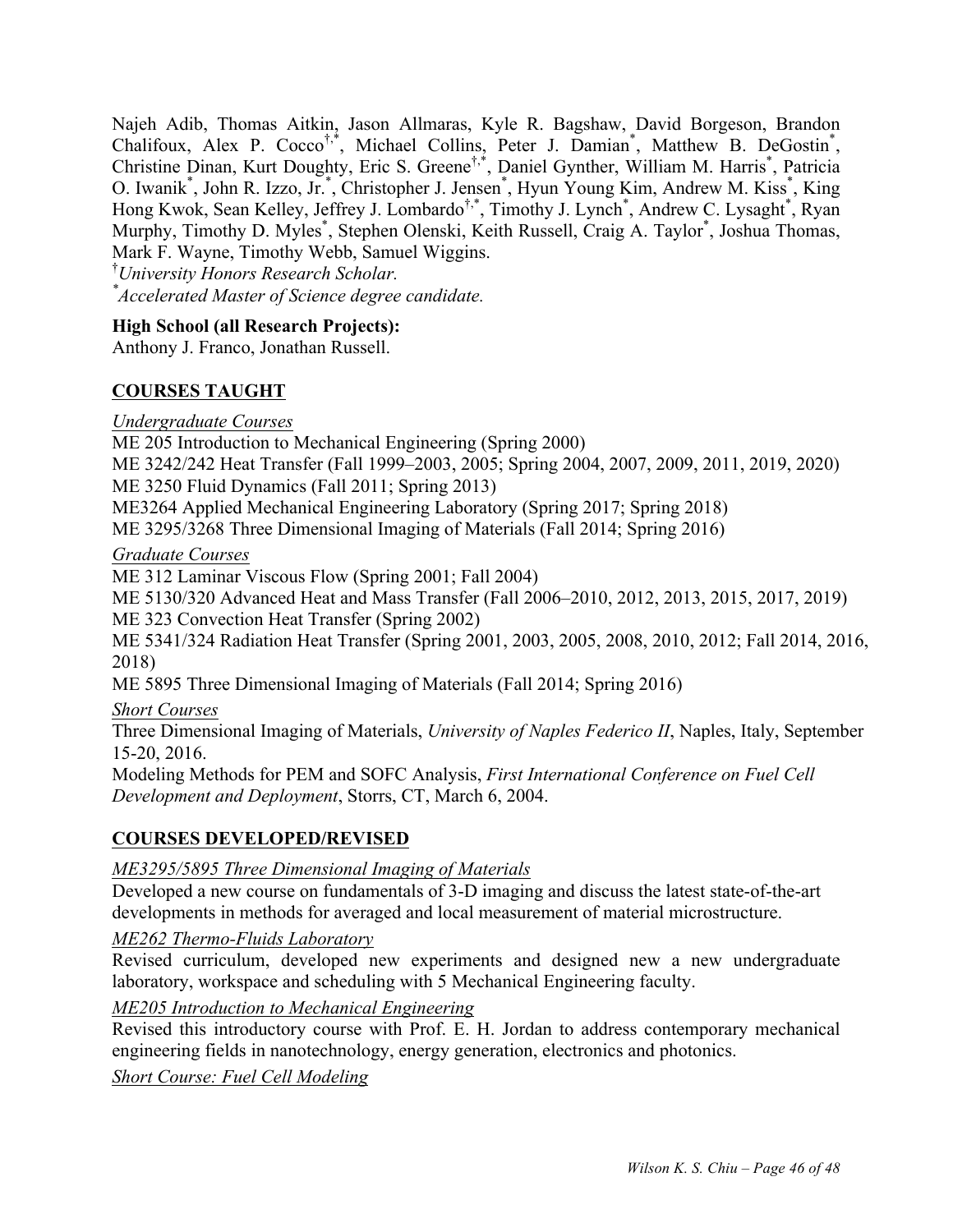Najeh Adib, Thomas Aitkin, Jason Allmaras, Kyle R. Bagshaw, David Borgeson, Brandon Chalifoux, Alex P. Cocco[†,*], Michael Collins, Peter J. Damian[*], Matthew B. DeGostin[*], Christine Dinan, Kurt Doughty, Eric S. Greene[†,*], Daniel Gynther, William M. Harris[*], Patricia O. Iwanik[*], John R. Izzo, Jr.[*], Christopher J. Jensen[*], Hyun Young Kim, Andrew M. Kiss[*], King Hong Kwok, Sean Kelley, Jeffrey J. Lombardo[†,*], Timothy J. Lynch[*], Andrew C. Lysaght[*], Ryan Murphy, Timothy D. Myles[*], Stephen Olenski, Keith Russell, Craig A. Taylor[*], Joshua Thomas, Mark F. Wayne, Timothy Webb, Samuel Wiggins.

[†]*University Honors Research Scholar.*

[*]*Accelerated Master of Science degree candidate.*

**High School (all Research Projects):**
Anthony J. Franco, Jonathan Russell.

## COURSES TAUGHT

*Undergraduate Courses*

ME 205 Introduction to Mechanical Engineering (Spring 2000)
ME 3242/242 Heat Transfer (Fall 1999–2003, 2005; Spring 2004, 2007, 2009, 2011, 2019, 2020)
ME 3250 Fluid Dynamics (Fall 2011; Spring 2013)
ME3264 Applied Mechanical Engineering Laboratory (Spring 2017; Spring 2018)
ME 3295/3268 Three Dimensional Imaging of Materials (Fall 2014; Spring 2016)

*Graduate Courses*

ME 312 Laminar Viscous Flow (Spring 2001; Fall 2004)
ME 5130/320 Advanced Heat and Mass Transfer (Fall 2006–2010, 2012, 2013, 2015, 2017, 2019)
ME 323 Convection Heat Transfer (Spring 2002)
ME 5341/324 Radiation Heat Transfer (Spring 2001, 2003, 2005, 2008, 2010, 2012; Fall 2014, 2016, 2018)
ME 5895 Three Dimensional Imaging of Materials (Fall 2014; Spring 2016)

*Short Courses*

Three Dimensional Imaging of Materials, *University of Naples Federico II*, Naples, Italy, September 15-20, 2016.
Modeling Methods for PEM and SOFC Analysis, *First International Conference on Fuel Cell Development and Deployment*, Storrs, CT, March 6, 2004.

## COURSES DEVELOPED/REVISED

*ME3295/5895 Three Dimensional Imaging of Materials*

Developed a new course on fundamentals of 3-D imaging and discuss the latest state-of-the-art developments in methods for averaged and local measurement of material microstructure.

*ME262 Thermo-Fluids Laboratory*

Revised curriculum, developed new experiments and designed new a new undergraduate laboratory, workspace and scheduling with 5 Mechanical Engineering faculty.

*ME205 Introduction to Mechanical Engineering*

Revised this introductory course with Prof. E. H. Jordan to address contemporary mechanical engineering fields in nanotechnology, energy generation, electronics and photonics.

*Short Course: Fuel Cell Modeling*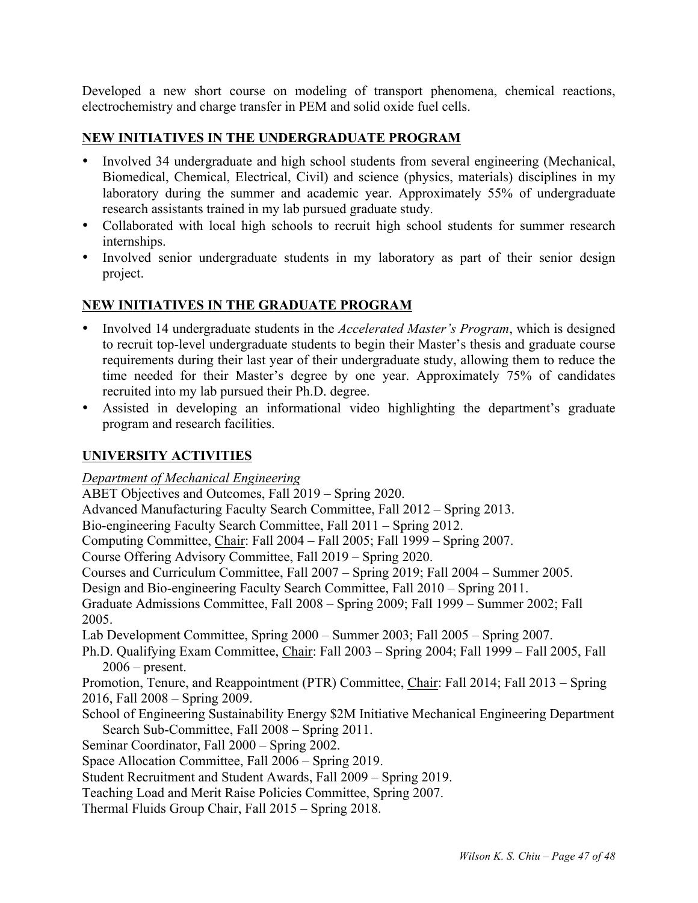Developed a new short course on modeling of transport phenomena, chemical reactions, electrochemistry and charge transfer in PEM and solid oxide fuel cells.

## NEW INITIATIVES IN THE UNDERGRADUATE PROGRAM

- Involved 34 undergraduate and high school students from several engineering (Mechanical, Biomedical, Chemical, Electrical, Civil) and science (physics, materials) disciplines in my laboratory during the summer and academic year. Approximately 55% of undergraduate research assistants trained in my lab pursued graduate study.
- Collaborated with local high schools to recruit high school students for summer research internships.
- Involved senior undergraduate students in my laboratory as part of their senior design project.

## NEW INITIATIVES IN THE GRADUATE PROGRAM

- Involved 14 undergraduate students in the *Accelerated Master's Program*, which is designed to recruit top-level undergraduate students to begin their Master's thesis and graduate course requirements during their last year of their undergraduate study, allowing them to reduce the time needed for their Master's degree by one year. Approximately 75% of candidates recruited into my lab pursued their Ph.D. degree.
- Assisted in developing an informational video highlighting the department's graduate program and research facilities.

## UNIVERSITY ACTIVITIES

*Department of Mechanical Engineering*

ABET Objectives and Outcomes, Fall 2019 – Spring 2020.
Advanced Manufacturing Faculty Search Committee, Fall 2012 – Spring 2013.
Bio-engineering Faculty Search Committee, Fall 2011 – Spring 2012.
Computing Committee, Chair: Fall 2004 – Fall 2005; Fall 1999 – Spring 2007.
Course Offering Advisory Committee, Fall 2019 – Spring 2020.
Courses and Curriculum Committee, Fall 2007 – Spring 2019; Fall 2004 – Summer 2005.
Design and Bio-engineering Faculty Search Committee, Fall 2010 – Spring 2011.
Graduate Admissions Committee, Fall 2008 – Spring 2009; Fall 1999 – Summer 2002; Fall 2005.
Lab Development Committee, Spring 2000 – Summer 2003; Fall 2005 – Spring 2007.
Ph.D. Qualifying Exam Committee, Chair: Fall 2003 – Spring 2004; Fall 1999 – Fall 2005, Fall 2006 – present.
Promotion, Tenure, and Reappointment (PTR) Committee, Chair: Fall 2014; Fall 2013 – Spring 2016, Fall 2008 – Spring 2009.
School of Engineering Sustainability Energy $2M Initiative Mechanical Engineering Department Search Sub-Committee, Fall 2008 – Spring 2011.
Seminar Coordinator, Fall 2000 – Spring 2002.
Space Allocation Committee, Fall 2006 – Spring 2019.
Student Recruitment and Student Awards, Fall 2009 – Spring 2019.
Teaching Load and Merit Raise Policies Committee, Spring 2007.
Thermal Fluids Group Chair, Fall 2015 – Spring 2018.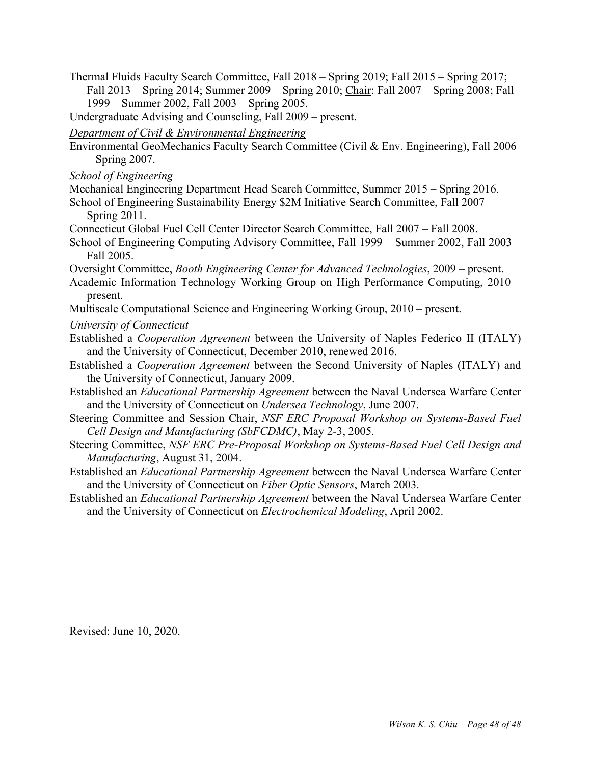Thermal Fluids Faculty Search Committee, Fall 2018 – Spring 2019; Fall 2015 – Spring 2017; Fall 2013 – Spring 2014; Summer 2009 – Spring 2010; Chair: Fall 2007 – Spring 2008; Fall 1999 – Summer 2002, Fall 2003 – Spring 2005.

Undergraduate Advising and Counseling, Fall 2009 – present.

*Department of Civil & Environmental Engineering*

Environmental GeoMechanics Faculty Search Committee (Civil & Env. Engineering), Fall 2006 – Spring 2007.

*School of Engineering*

Mechanical Engineering Department Head Search Committee, Summer 2015 – Spring 2016.

School of Engineering Sustainability Energy $2M Initiative Search Committee, Fall 2007 – Spring 2011.

Connecticut Global Fuel Cell Center Director Search Committee, Fall 2007 – Fall 2008.

School of Engineering Computing Advisory Committee, Fall 1999 – Summer 2002, Fall 2003 – Fall 2005.

Oversight Committee, *Booth Engineering Center for Advanced Technologies*, 2009 – present.

Academic Information Technology Working Group on High Performance Computing, 2010 – present.

Multiscale Computational Science and Engineering Working Group, 2010 – present.

*University of Connecticut*

Established a *Cooperation Agreement* between the University of Naples Federico II (ITALY) and the University of Connecticut, December 2010, renewed 2016.

Established a *Cooperation Agreement* between the Second University of Naples (ITALY) and the University of Connecticut, January 2009.

Established an *Educational Partnership Agreement* between the Naval Undersea Warfare Center and the University of Connecticut on *Undersea Technology*, June 2007.

Steering Committee and Session Chair, *NSF ERC Proposal Workshop on Systems-Based Fuel Cell Design and Manufacturing (SbFCDMC)*, May 2-3, 2005.

Steering Committee, *NSF ERC Pre-Proposal Workshop on Systems-Based Fuel Cell Design and Manufacturing*, August 31, 2004.

Established an *Educational Partnership Agreement* between the Naval Undersea Warfare Center and the University of Connecticut on *Fiber Optic Sensors*, March 2003.

Established an *Educational Partnership Agreement* between the Naval Undersea Warfare Center and the University of Connecticut on *Electrochemical Modeling*, April 2002.

Revised: June 10, 2020.